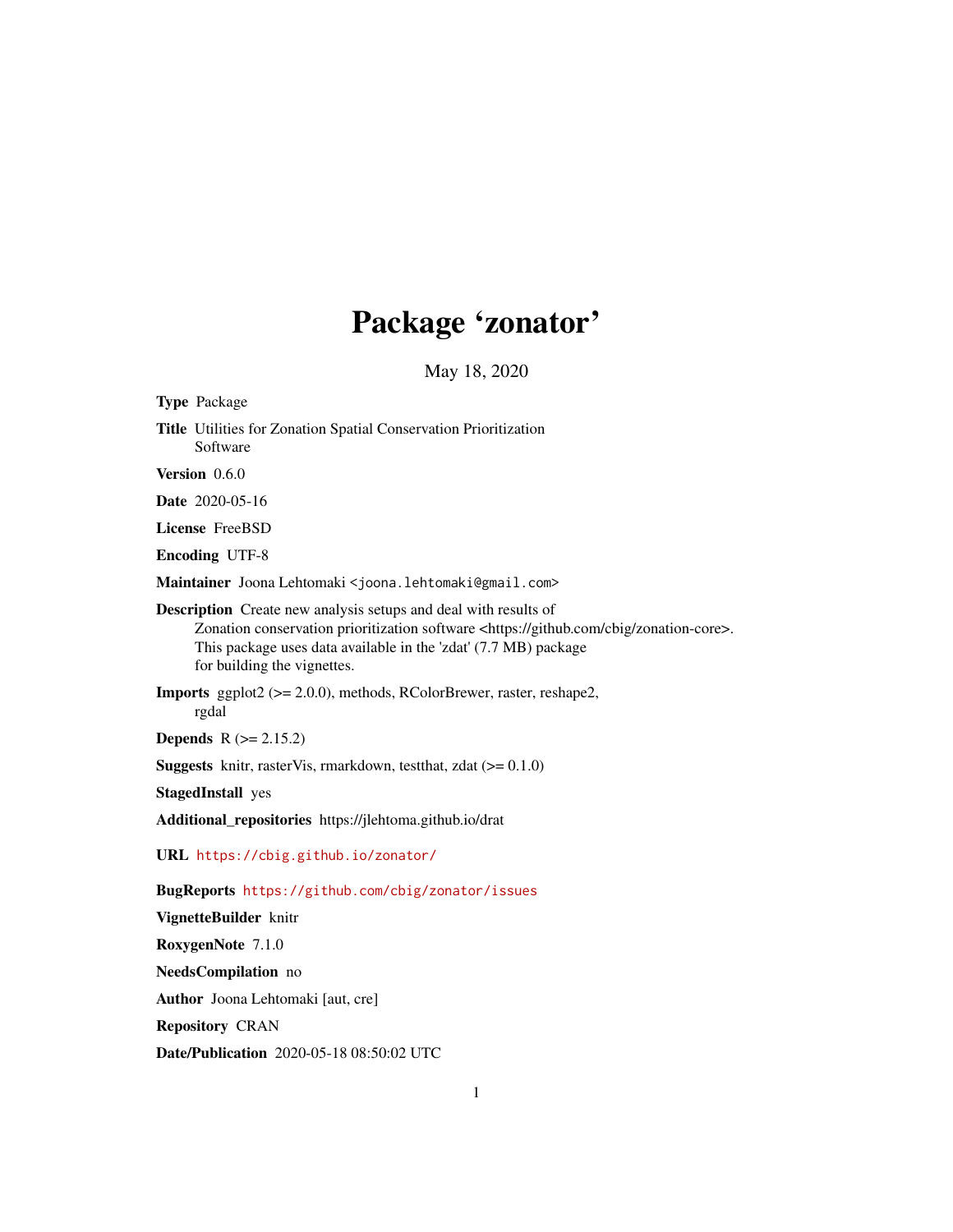# Package 'zonator'

May 18, 2020

**Type** Package

**Title** Utilities for Zonation Spatial Conservation Prioritization Software

**Version** 0.6.0

**Date** 2020-05-16

**License** FreeBSD

**Encoding** UTF-8

**Maintainer** Joona Lehtomaki <joona.lehtomaki@gmail.com>

**Description** Create new analysis setups and deal with results of Zonation conservation prioritization software <https://github.com/cbig/zonation-core>. This package uses data available in the 'zdat' (7.7 MB) package for building the vignettes.

**Imports** ggplot2 (>= 2.0.0), methods, RColorBrewer, raster, reshape2, rgdal

**Depends** R (>= 2.15.2)

**Suggests** knitr, rasterVis, rmarkdown, testthat, zdat (>= 0.1.0)

**StagedInstall** yes

**Additional_repositories** https://jlehtoma.github.io/drat

**URL** https://cbig.github.io/zonator/

**BugReports** https://github.com/cbig/zonator/issues

**VignetteBuilder** knitr

**RoxygenNote** 7.1.0

**NeedsCompilation** no

**Author** Joona Lehtomaki [aut, cre]

**Repository** CRAN

**Date/Publication** 2020-05-18 08:50:02 UTC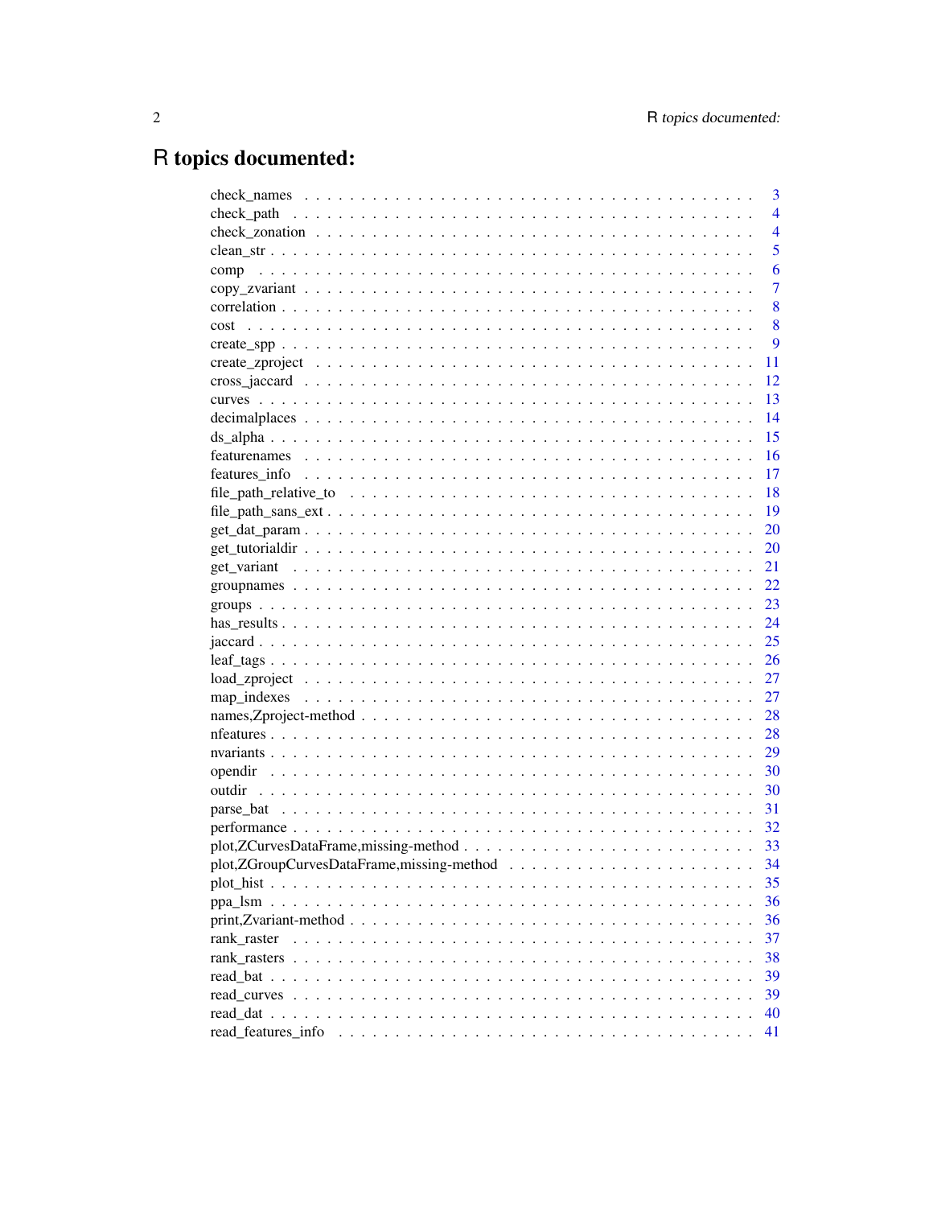# R topics documented:

| | |
|---|---|
| check_names | 3 |
| check_path | 4 |
| check_zonation | 4 |
| clean_str | 5 |
| comp | 6 |
| copy_zvariant | 7 |
| correlation | 8 |
| cost | 8 |
| create_spp | 9 |
| create_zproject | 11 |
| cross_jaccard | 12 |
| curves | 13 |
| decimalplaces | 14 |
| ds_alpha | 15 |
| featurenames | 16 |
| features_info | 17 |
| file_path_relative_to | 18 |
| file_path_sans_ext | 19 |
| get_dat_param | 20 |
| get_tutorialdir | 20 |
| get_variant | 21 |
| groupnames | 22 |
| groups | 23 |
| has_results | 24 |
| jaccard | 25 |
| leaf_tags | 26 |
| load_zproject | 27 |
| map_indexes | 27 |
| names,Zproject-method | 28 |
| nfeatures | 28 |
| nvariants | 29 |
| opendir | 30 |
| outdir | 30 |
| parse_bat | 31 |
| performance | 32 |
| plot,ZCurvesDataFrame,missing-method | 33 |
| plot,ZGroupCurvesDataFrame,missing-method | 34 |
| plot_hist | 35 |
| ppa_lsm | 36 |
| print,Zvariant-method | 36 |
| rank_raster | 37 |
| rank_rasters | 38 |
| read_bat | 39 |
| read_curves | 39 |
| read_dat | 40 |
| read_features_info | 41 |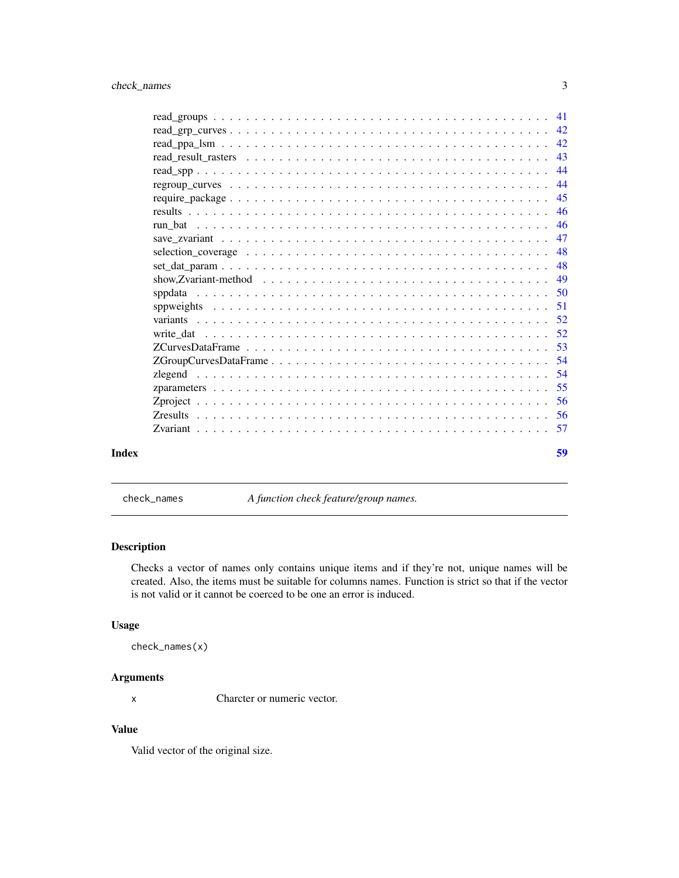read_groups . . . . . . . . . . . . . . . . . . . . . . . . . . . . . . . . . . . . . . . . 41
read_grp_curves . . . . . . . . . . . . . . . . . . . . . . . . . . . . . . . . . . . . . . 42
read_ppa_lsm . . . . . . . . . . . . . . . . . . . . . . . . . . . . . . . . . . . . . . . . 42
read_result_rasters . . . . . . . . . . . . . . . . . . . . . . . . . . . . . . . . . . . . . 43
read_spp . . . . . . . . . . . . . . . . . . . . . . . . . . . . . . . . . . . . . . . . . . . 44
regroup_curves . . . . . . . . . . . . . . . . . . . . . . . . . . . . . . . . . . . . . . . 44
require_package . . . . . . . . . . . . . . . . . . . . . . . . . . . . . . . . . . . . . . . 45
results . . . . . . . . . . . . . . . . . . . . . . . . . . . . . . . . . . . . . . . . . . . . 46
run_bat . . . . . . . . . . . . . . . . . . . . . . . . . . . . . . . . . . . . . . . . . . . . 46
save_zvariant . . . . . . . . . . . . . . . . . . . . . . . . . . . . . . . . . . . . . . . . 47
selection_coverage . . . . . . . . . . . . . . . . . . . . . . . . . . . . . . . . . . . . . 48
set_dat_param . . . . . . . . . . . . . . . . . . . . . . . . . . . . . . . . . . . . . . . . 48
show,Zvariant-method . . . . . . . . . . . . . . . . . . . . . . . . . . . . . . . . . . . 49
sppdata . . . . . . . . . . . . . . . . . . . . . . . . . . . . . . . . . . . . . . . . . . . . 50
sppweights . . . . . . . . . . . . . . . . . . . . . . . . . . . . . . . . . . . . . . . . . . 51
variants . . . . . . . . . . . . . . . . . . . . . . . . . . . . . . . . . . . . . . . . . . . . 52
write_dat . . . . . . . . . . . . . . . . . . . . . . . . . . . . . . . . . . . . . . . . . . . 52
ZCurvesDataFrame . . . . . . . . . . . . . . . . . . . . . . . . . . . . . . . . . . . . . 53
ZGroupCurvesDataFrame . . . . . . . . . . . . . . . . . . . . . . . . . . . . . . . . . 54
zlegend . . . . . . . . . . . . . . . . . . . . . . . . . . . . . . . . . . . . . . . . . . . . 54
zparameters . . . . . . . . . . . . . . . . . . . . . . . . . . . . . . . . . . . . . . . . . . 55
Zproject . . . . . . . . . . . . . . . . . . . . . . . . . . . . . . . . . . . . . . . . . . . . 56
Zresults . . . . . . . . . . . . . . . . . . . . . . . . . . . . . . . . . . . . . . . . . . . . 56
Zvariant . . . . . . . . . . . . . . . . . . . . . . . . . . . . . . . . . . . . . . . . . . . . 57

**Index** **59**

---

`check_names` *A function check feature/group names.*

---

### Description

Checks a vector of names only contains unique items and if they're not, unique names will be created. Also, the items must be suitable for columns names. Function is strict so that if the vector is not valid or it cannot be coerced to be one an error is induced.

### Usage

```
check_names(x)
```

### Arguments

| | |
|---|---|
| x | Charcter or numeric vector. |

### Value

Valid vector of the original size.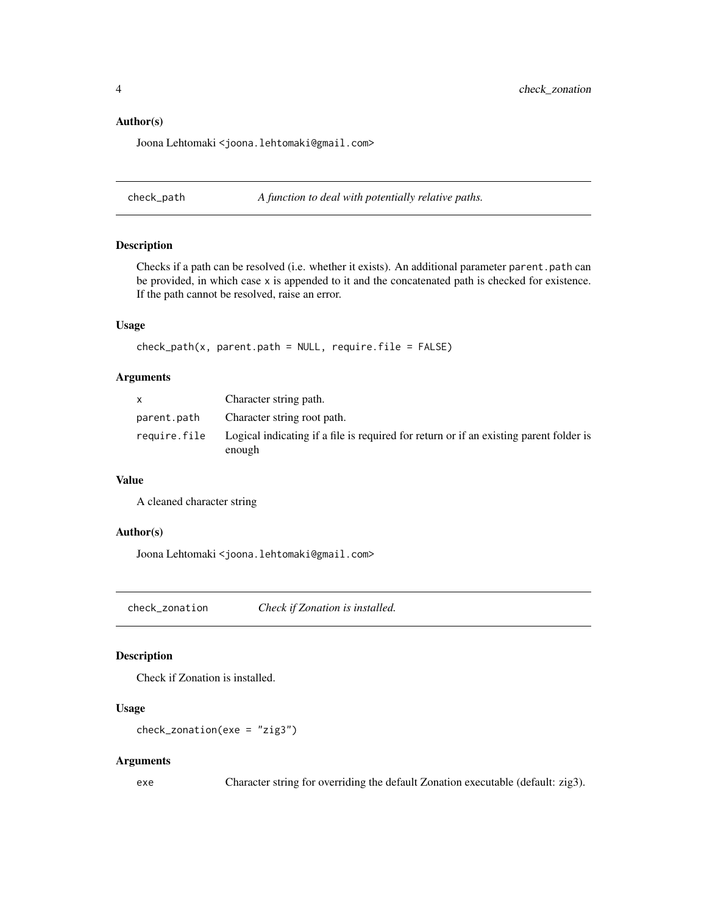### Author(s)

Joona Lehtomaki <joona.lehtomaki@gmail.com>

---

## check_path — *A function to deal with potentially relative paths.*

### Description

Checks if a path can be resolved (i.e. whether it exists). An additional parameter `parent.path` can be provided, in which case `x` is appended to it and the concatenated path is checked for existence. If the path cannot be resolved, raise an error.

### Usage

```
check_path(x, parent.path = NULL, require.file = FALSE)
```

### Arguments

| | |
|---|---|
| `x` | Character string path. |
| `parent.path` | Character string root path. |
| `require.file` | Logical indicating if a file is required for return or if an existing parent folder is enough |

### Value

A cleaned character string

### Author(s)

Joona Lehtomaki <joona.lehtomaki@gmail.com>

---

## check_zonation — *Check if Zonation is installed.*

### Description

Check if Zonation is installed.

### Usage

```
check_zonation(exe = "zig3")
```

### Arguments

| | |
|---|---|
| `exe` | Character string for overriding the default Zonation executable (default: zig3). |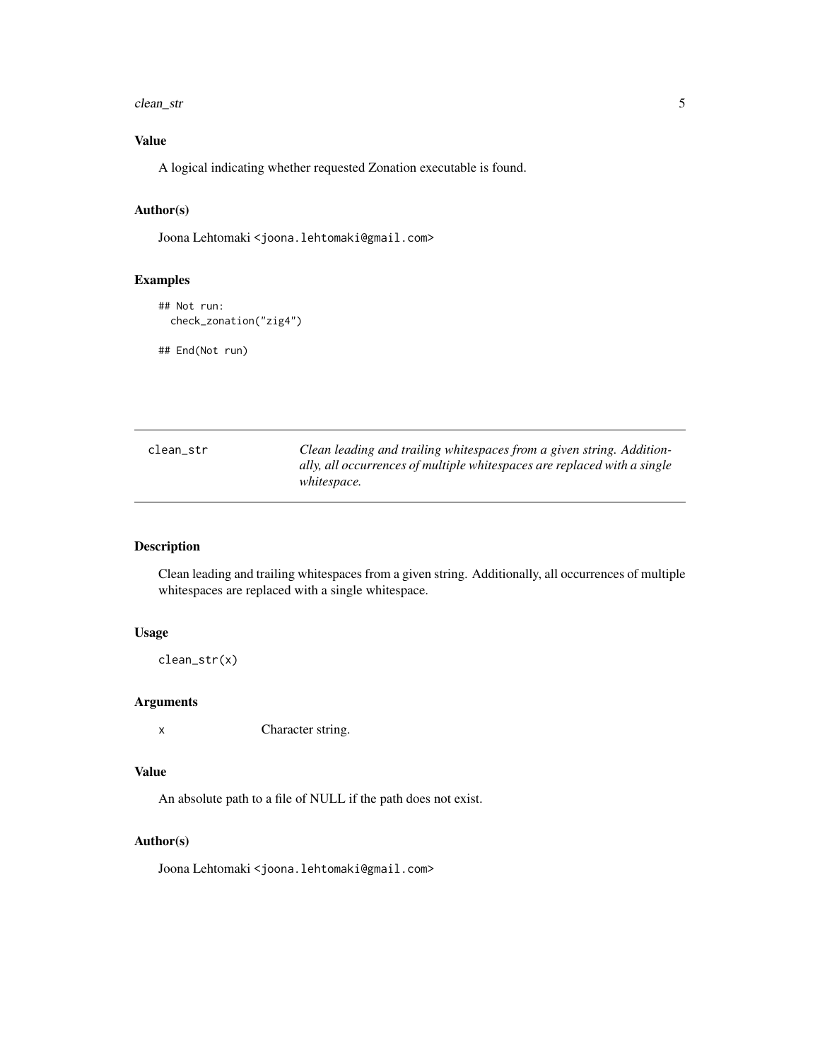### Value

A logical indicating whether requested Zonation executable is found.

### Author(s)

Joona Lehtomaki <joona.lehtomaki@gmail.com>

### Examples

```
## Not run:
  check_zonation("zig4")

## End(Not run)
```

---

## clean_str — *Clean leading and trailing whitespaces from a given string. Additionally, all occurrences of multiple whitespaces are replaced with a single whitespace.*

---

### Description

Clean leading and trailing whitespaces from a given string. Additionally, all occurrences of multiple whitespaces are replaced with a single whitespace.

### Usage

```
clean_str(x)
```

### Arguments

| | |
|---|---|
| x | Character string. |

### Value

An absolute path to a file of NULL if the path does not exist.

### Author(s)

Joona Lehtomaki <joona.lehtomaki@gmail.com>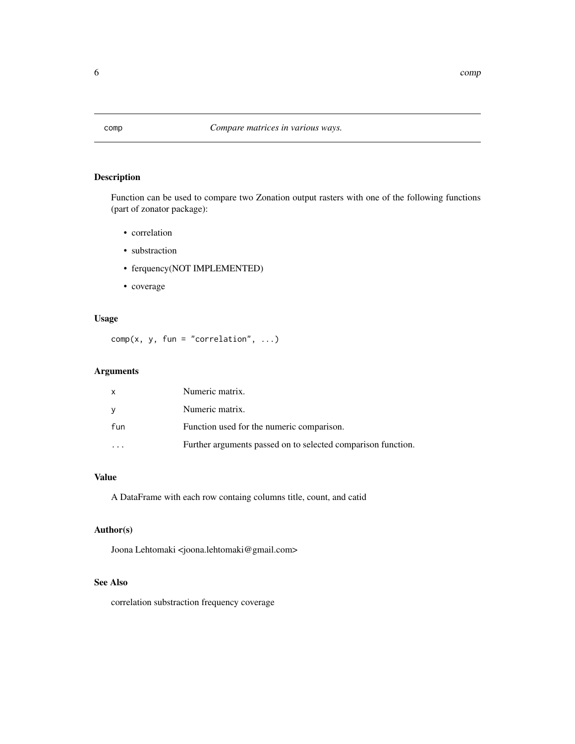# comp — *Compare matrices in various ways.*

## Description

Function can be used to compare two Zonation output rasters with one of the following functions (part of zonator package):

- correlation
- substraction
- ferquency(NOT IMPLEMENTED)
- coverage

## Usage

```
comp(x, y, fun = "correlation", ...)
```

## Arguments

| | |
|---|---|
| x | Numeric matrix. |
| y | Numeric matrix. |
| fun | Function used for the numeric comparison. |
| ... | Further arguments passed on to selected comparison function. |

## Value

A DataFrame with each row containg columns title, count, and catid

## Author(s)

Joona Lehtomaki <joona.lehtomaki@gmail.com>

## See Also

correlation substraction frequency coverage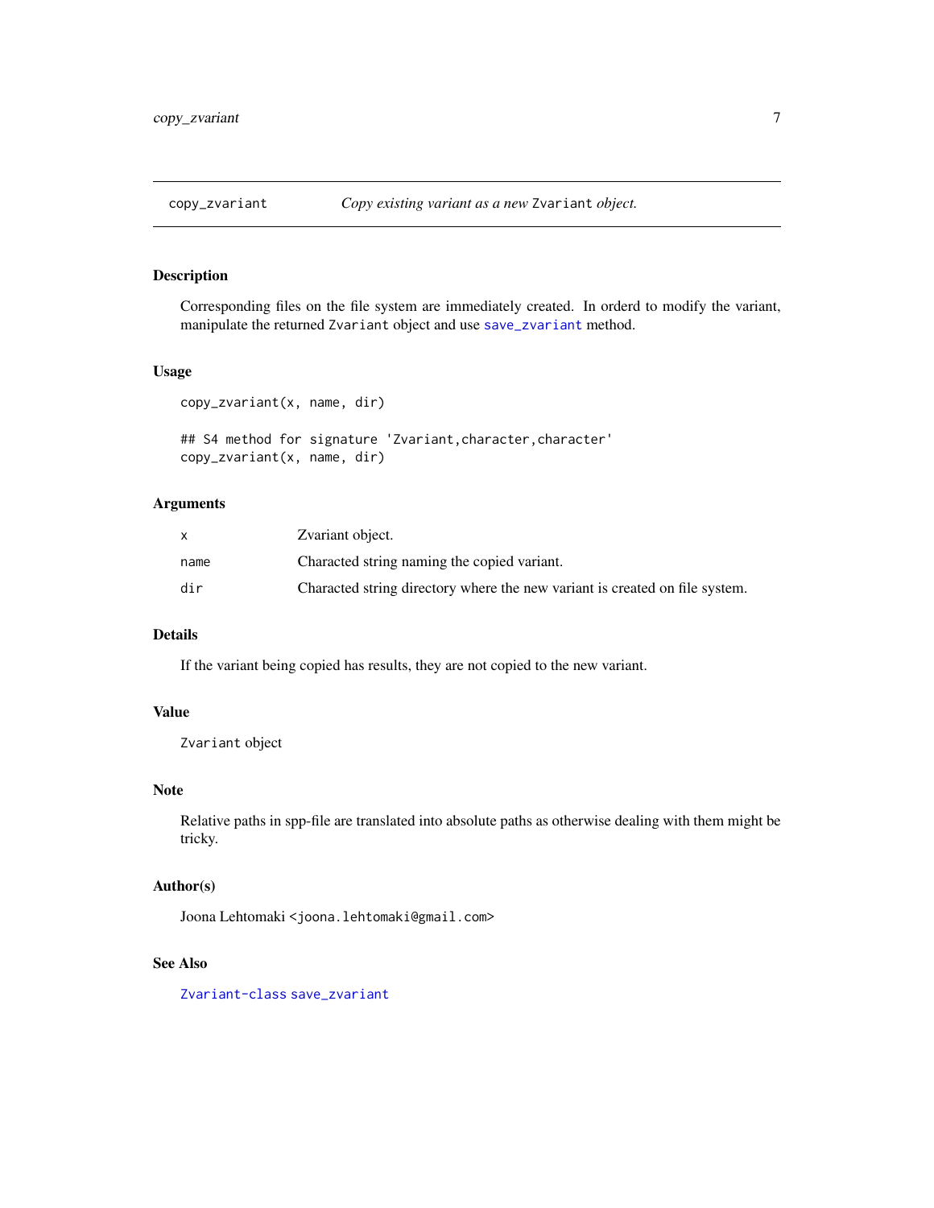# copy_zvariant — *Copy existing variant as a new* `Zvariant` *object.*

## Description

Corresponding files on the file system are immediately created. In orderd to modify the variant, manipulate the returned `Zvariant` object and use `save_zvariant` method.

## Usage

```
copy_zvariant(x, name, dir)

## S4 method for signature 'Zvariant,character,character'
copy_zvariant(x, name, dir)
```

## Arguments

| | |
|---|---|
| `x` | Zvariant object. |
| `name` | Characted string naming the copied variant. |
| `dir` | Characted string directory where the new variant is created on file system. |

## Details

If the variant being copied has results, they are not copied to the new variant.

## Value

`Zvariant` object

## Note

Relative paths in spp-file are translated into absolute paths as otherwise dealing with them might be tricky.

## Author(s)

Joona Lehtomaki `<joona.lehtomaki@gmail.com>`

## See Also

`Zvariant-class` `save_zvariant`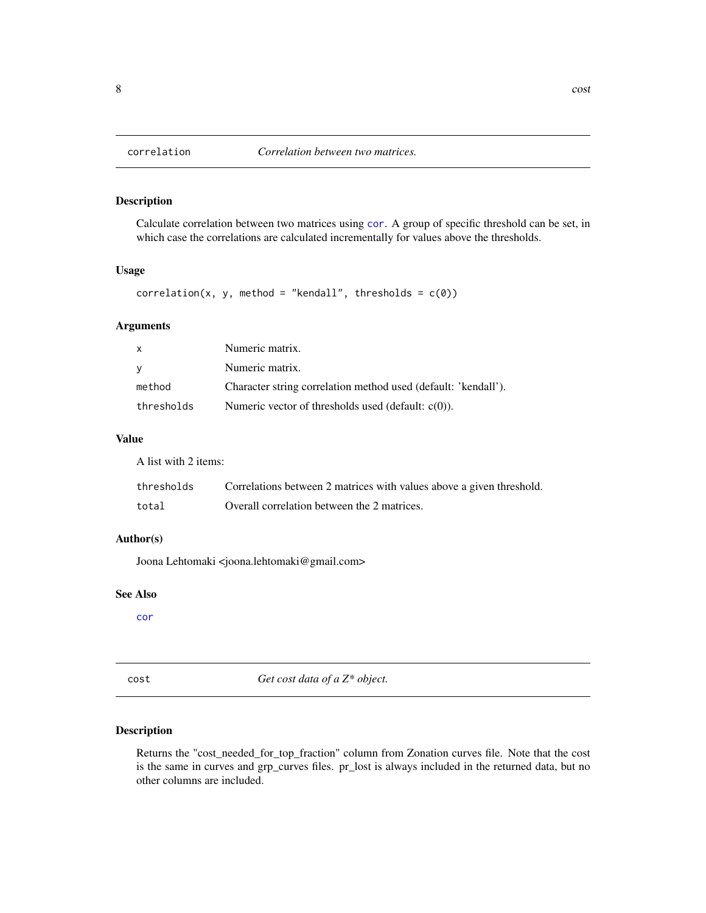## correction

## correlation *Correlation between two matrices.*

### Description

Calculate correlation between two matrices using cor. A group of specific threshold can be set, in which case the correlations are calculated incrementally for values above the thresholds.

### Usage

```
correlation(x, y, method = "kendall", thresholds = c(0))
```

### Arguments

| | |
|---|---|
| x | Numeric matrix. |
| y | Numeric matrix. |
| method | Character string correlation method used (default: 'kendall'). |
| thresholds | Numeric vector of thresholds used (default: c(0)). |

### Value

A list with 2 items:

| | |
|---|---|
| thresholds | Correlations between 2 matrices with values above a given threshold. |
| total | Overall correlation between the 2 matrices. |

### Author(s)

Joona Lehtomaki <joona.lehtomaki@gmail.com>

### See Also

cor

## cost *Get cost data of a Z* object.*

### Description

Returns the "cost_needed_for_top_fraction" column from Zonation curves file. Note that the cost is the same in curves and grp_curves files. pr_lost is always included in the returned data, but no other columns are included.

## correlation *Correlation between two matrices.*

### Description

Calculate correlation between two matrices using cor. A group of specific threshold can be set, in which case the correlations are calculated incrementally for values above the thresholds.

### Usage

```
correlation(x, y, method = "kendall", thresholds = c(0))
```

### Arguments

| | |
|---|---|
| x | Numeric matrix. |
| y | Numeric matrix. |
| method | Character string correlation method used (default: 'kendall'). |
| thresholds | Numeric vector of thresholds used (default: c(0)). |

### Value

A list with 2 items:

| | |
|---|---|
| thresholds | Correlations between 2 matrices with values above a given threshold. |
| total | Overall correlation between the 2 matrices. |

### Author(s)

Joona Lehtomaki <joona.lehtomaki@gmail.com>

### See Also

cor

## cost *Get cost data of a Z* object.*

### Description

Returns the "cost_needed_for_top_fraction" column from Zonation curves file. Note that the cost is the same in curves and grp_curves files. pr_lost is always included in the returned data, but no other columns are included.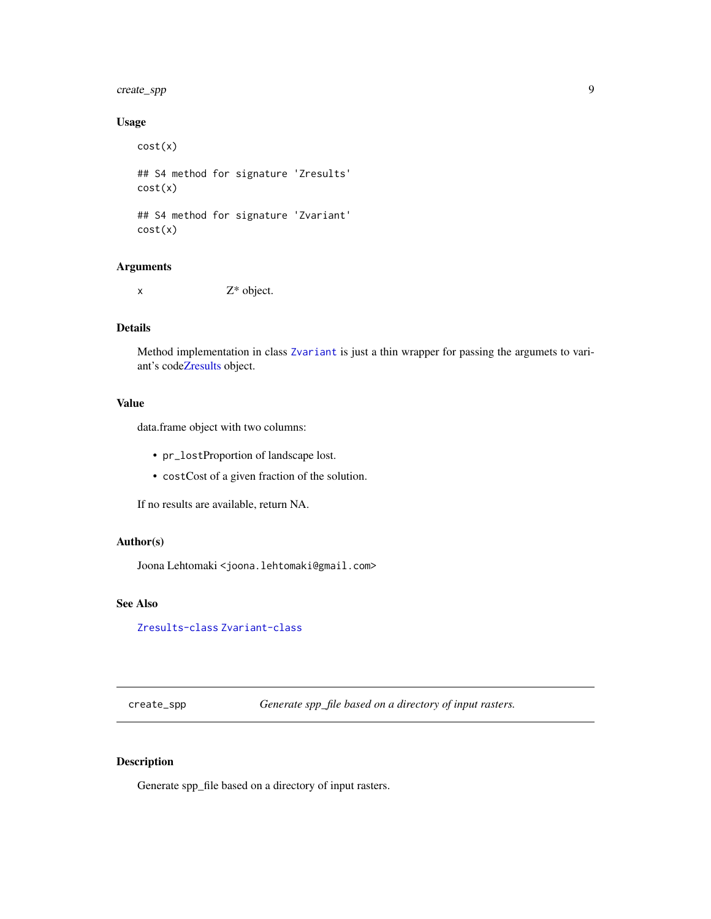### Usage

```
cost(x)

## S4 method for signature 'Zresults'
cost(x)

## S4 method for signature 'Zvariant'
cost(x)
```

### Arguments

x Z* object.

### Details

Method implementation in class `Zvariant` is just a thin wrapper for passing the argumets to variant's codeZresults object.

### Value

data.frame object with two columns:

- `pr_lost`Proportion of landscape lost.
- `cost`Cost of a given fraction of the solution.

If no results are available, return NA.

### Author(s)

Joona Lehtomaki <joona.lehtomaki@gmail.com>

### See Also

`Zresults-class` `Zvariant-class`

---

## create_spp *Generate spp_file based on a directory of input rasters.*

### Description

Generate spp_file based on a directory of input rasters.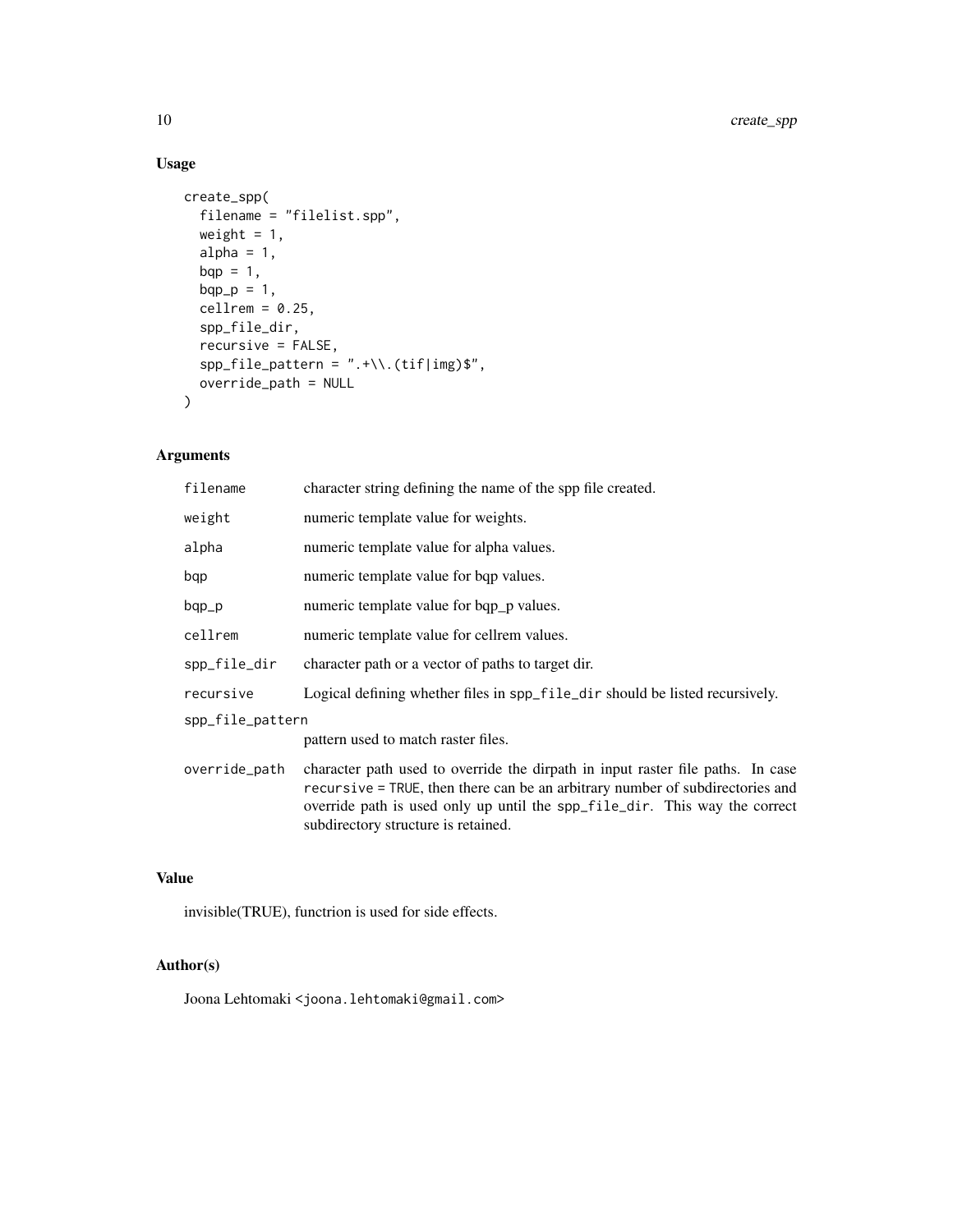## Usage

```
create_spp(
  filename = "filelist.spp",
  weight = 1,
  alpha = 1,
  bqp = 1,
  bqp_p = 1,
  cellrem = 0.25,
  spp_file_dir,
  recursive = FALSE,
  spp_file_pattern = ".+\\.(tif|img)$",
  override_path = NULL
)
```

## Arguments

| | |
|---|---|
| `filename` | character string defining the name of the spp file created. |
| `weight` | numeric template value for weights. |
| `alpha` | numeric template value for alpha values. |
| `bqp` | numeric template value for bqp values. |
| `bqp_p` | numeric template value for bqp_p values. |
| `cellrem` | numeric template value for cellrem values. |
| `spp_file_dir` | character path or a vector of paths to target dir. |
| `recursive` | Logical defining whether files in `spp_file_dir` should be listed recursively. |
| `spp_file_pattern` | pattern used to match raster files. |
| `override_path` | character path used to override the dirpath in input raster file paths. In case `recursive = TRUE`, then there can be an arbitrary number of subdirectories and override path is used only up until the `spp_file_dir`. This way the correct subdirectory structure is retained. |

## Value

invisible(TRUE), functrion is used for side effects.

## Author(s)

Joona Lehtomaki <joona.lehtomaki@gmail.com>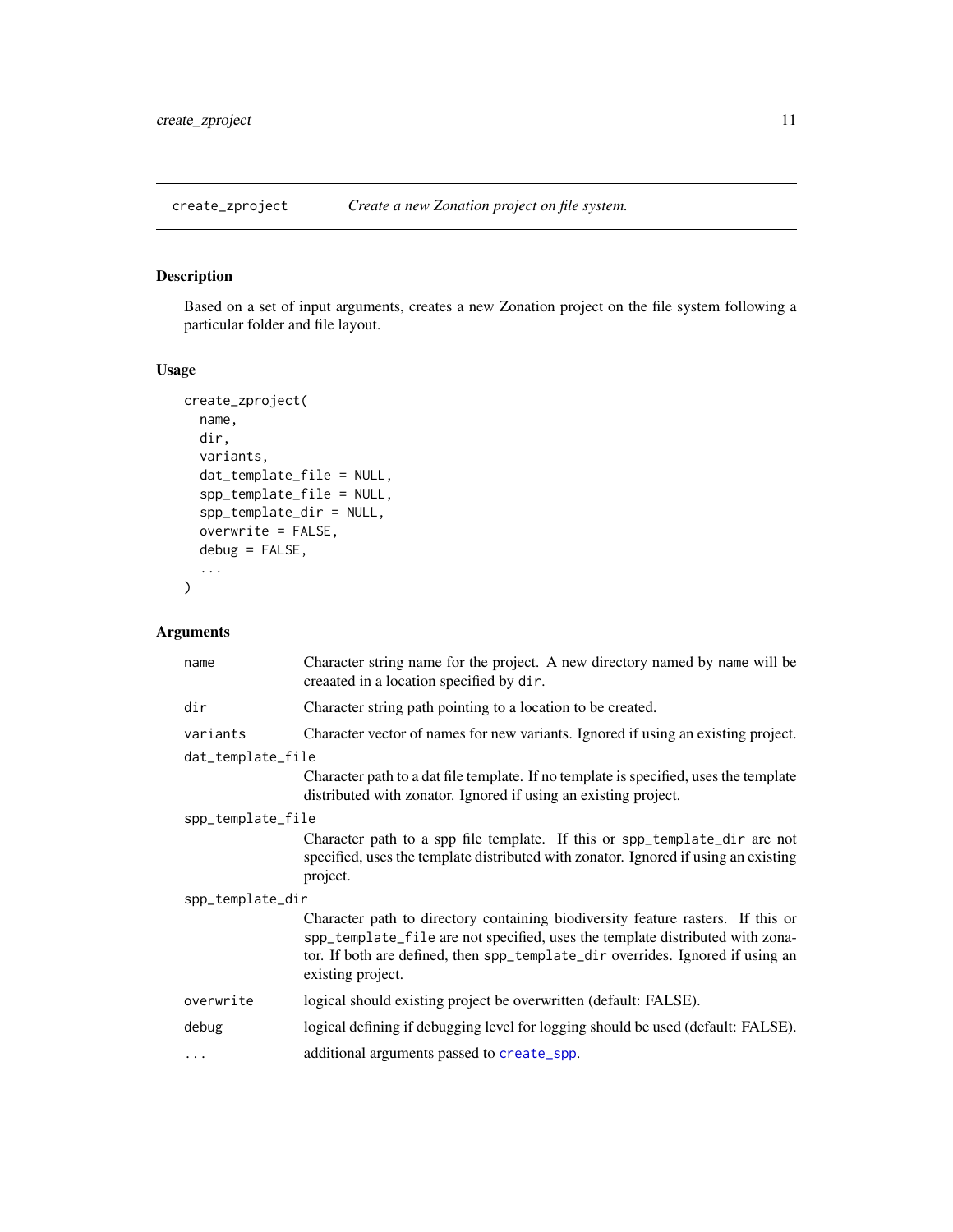## create_zproject *Create a new Zonation project on file system.*

### Description

Based on a set of input arguments, creates a new Zonation project on the file system following a particular folder and file layout.

### Usage

```
create_zproject(
  name,
  dir,
  variants,
  dat_template_file = NULL,
  spp_template_file = NULL,
  spp_template_dir = NULL,
  overwrite = FALSE,
  debug = FALSE,
  ...
)
```

### Arguments

| | |
|---|---|
| `name` | Character string name for the project. A new directory named by `name` will be creaated in a location specified by `dir`. |
| `dir` | Character string path pointing to a location to be created. |
| `variants` | Character vector of names for new variants. Ignored if using an existing project. |
| `dat_template_file` | Character path to a dat file template. If no template is specified, uses the template distributed with zonator. Ignored if using an existing project. |
| `spp_template_file` | Character path to a spp file template. If this or `spp_template_dir` are not specified, uses the template distributed with zonator. Ignored if using an existing project. |
| `spp_template_dir` | Character path to directory containing biodiversity feature rasters. If this or `spp_template_file` are not specified, uses the template distributed with zonator. If both are defined, then `spp_template_dir` overrides. Ignored if using an existing project. |
| `overwrite` | logical should existing project be overwritten (default: FALSE). |
| `debug` | logical defining if debugging level for logging should be used (default: FALSE). |
| `...` | additional arguments passed to `create_spp`. |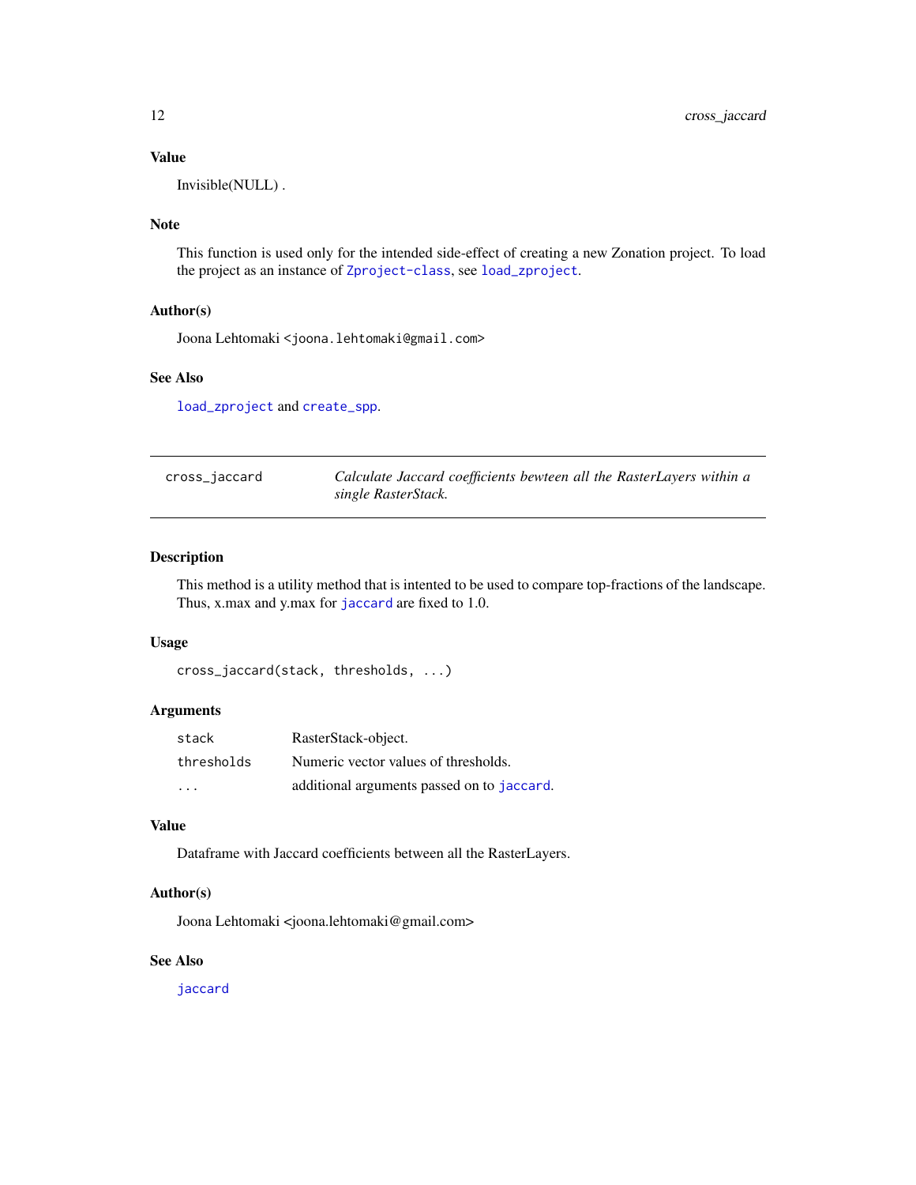## Value

Invisible(NULL) .

## Note

This function is used only for the intended side-effect of creating a new Zonation project. To load the project as an instance of `Zproject-class`, see `load_zproject`.

## Author(s)

Joona Lehtomaki <joona.lehtomaki@gmail.com>

## See Also

`load_zproject` and `create_spp`.

---

# cross_jaccard — *Calculate Jaccard coefficients bewteen all the RasterLayers within a single RasterStack.*

## Description

This method is a utility method that is intented to be used to compare top-fractions of the landscape. Thus, x.max and y.max for `jaccard` are fixed to 1.0.

## Usage

```
cross_jaccard(stack, thresholds, ...)
```

## Arguments

| | |
|---|---|
| `stack` | RasterStack-object. |
| `thresholds` | Numeric vector values of thresholds. |
| `...` | additional arguments passed on to `jaccard`. |

## Value

Dataframe with Jaccard coefficients between all the RasterLayers.

## Author(s)

Joona Lehtomaki <joona.lehtomaki@gmail.com>

## See Also

`jaccard`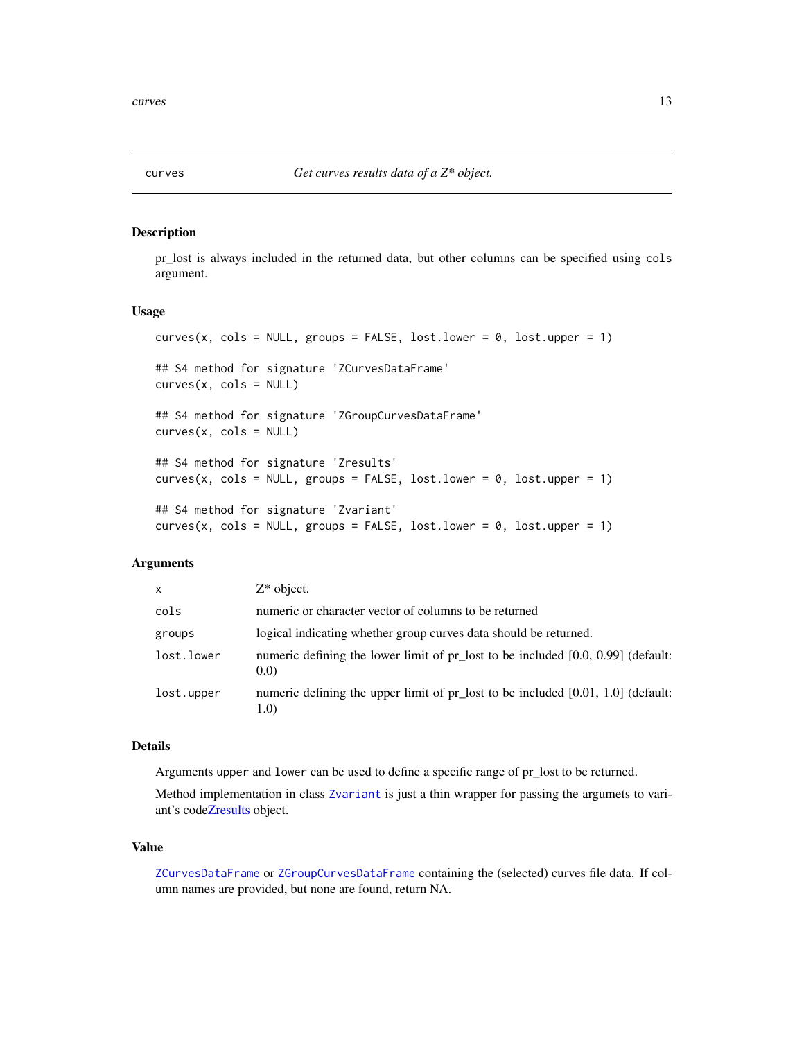# curves — *Get curves results data of a Z* object.*

## Description

pr_lost is always included in the returned data, but other columns can be specified using `cols` argument.

## Usage

```
curves(x, cols = NULL, groups = FALSE, lost.lower = 0, lost.upper = 1)

## S4 method for signature 'ZCurvesDataFrame'
curves(x, cols = NULL)

## S4 method for signature 'ZGroupCurvesDataFrame'
curves(x, cols = NULL)

## S4 method for signature 'Zresults'
curves(x, cols = NULL, groups = FALSE, lost.lower = 0, lost.upper = 1)

## S4 method for signature 'Zvariant'
curves(x, cols = NULL, groups = FALSE, lost.lower = 0, lost.upper = 1)
```

## Arguments

| | |
|---|---|
| `x` | Z* object. |
| `cols` | numeric or character vector of columns to be returned |
| `groups` | logical indicating whether group curves data should be returned. |
| `lost.lower` | numeric defining the lower limit of pr_lost to be included [0.0, 0.99] (default: 0.0) |
| `lost.upper` | numeric defining the upper limit of pr_lost to be included [0.01, 1.0] (default: 1.0) |

## Details

Arguments `upper` and `lower` can be used to define a specific range of pr_lost to be returned.

Method implementation in class `Zvariant` is just a thin wrapper for passing the argumets to variant's codeZresults object.

## Value

`ZCurvesDataFrame` or `ZGroupCurvesDataFrame` containing the (selected) curves file data. If column names are provided, but none are found, return NA.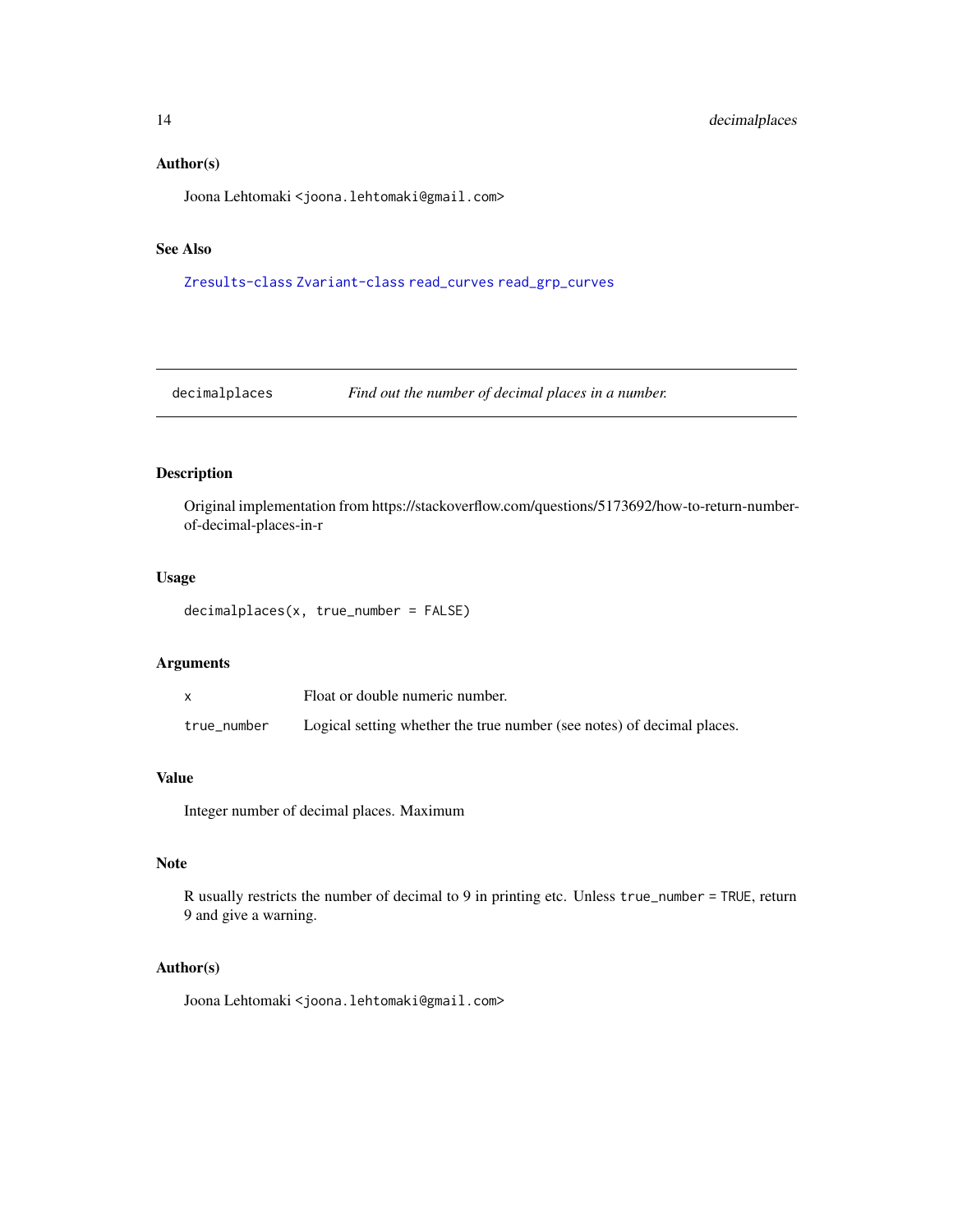### Author(s)

Joona Lehtomaki <joona.lehtomaki@gmail.com>

### See Also

`Zresults-class` `Zvariant-class` `read_curves` `read_grp_curves`

---

## decimalplaces — *Find out the number of decimal places in a number.*

---

### Description

Original implementation from https://stackoverflow.com/questions/5173692/how-to-return-number-of-decimal-places-in-r

### Usage

```
decimalplaces(x, true_number = FALSE)
```

### Arguments

| | |
|---|---|
| `x` | Float or double numeric number. |
| `true_number` | Logical setting whether the true number (see notes) of decimal places. |

### Value

Integer number of decimal places. Maximum

### Note

R usually restricts the number of decimal to 9 in printing etc. Unless `true_number = TRUE`, return 9 and give a warning.

### Author(s)

Joona Lehtomaki <joona.lehtomaki@gmail.com>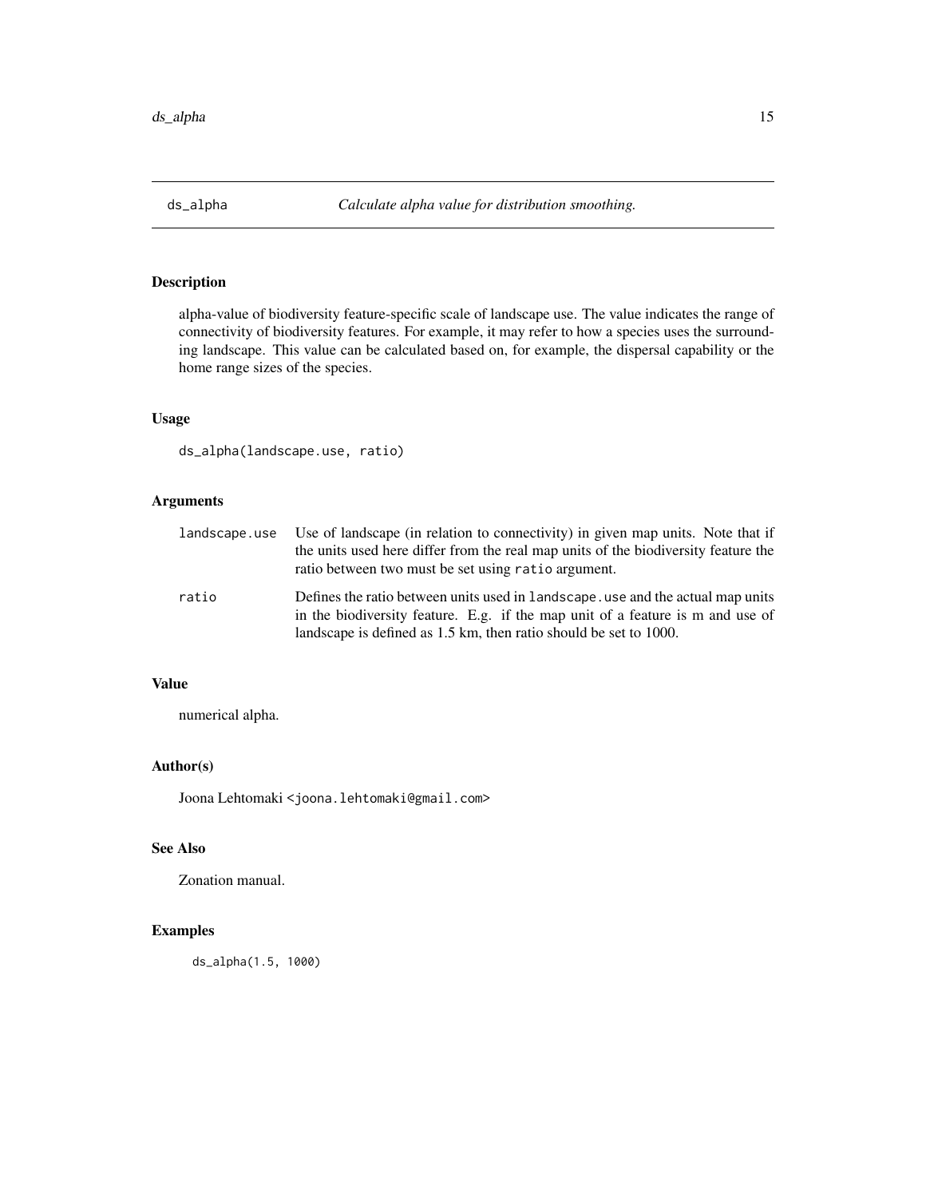## ds_alpha — *Calculate alpha value for distribution smoothing.*

### Description

alpha-value of biodiversity feature-specific scale of landscape use. The value indicates the range of connectivity of biodiversity features. For example, it may refer to how a species uses the surrounding landscape. This value can be calculated based on, for example, the dispersal capability or the home range sizes of the species.

### Usage

```
ds_alpha(landscape.use, ratio)
```

### Arguments

| | |
|---|---|
| `landscape.use` | Use of landscape (in relation to connectivity) in given map units. Note that if the units used here differ from the real map units of the biodiversity feature the ratio between two must be set using `ratio` argument. |
| `ratio` | Defines the ratio between units used in `landscape.use` and the actual map units in the biodiversity feature. E.g. if the map unit of a feature is m and use of landscape is defined as 1.5 km, then ratio should be set to 1000. |

### Value

numerical alpha.

### Author(s)

Joona Lehtomaki <joona.lehtomaki@gmail.com>

### See Also

Zonation manual.

### Examples

```
ds_alpha(1.5, 1000)
```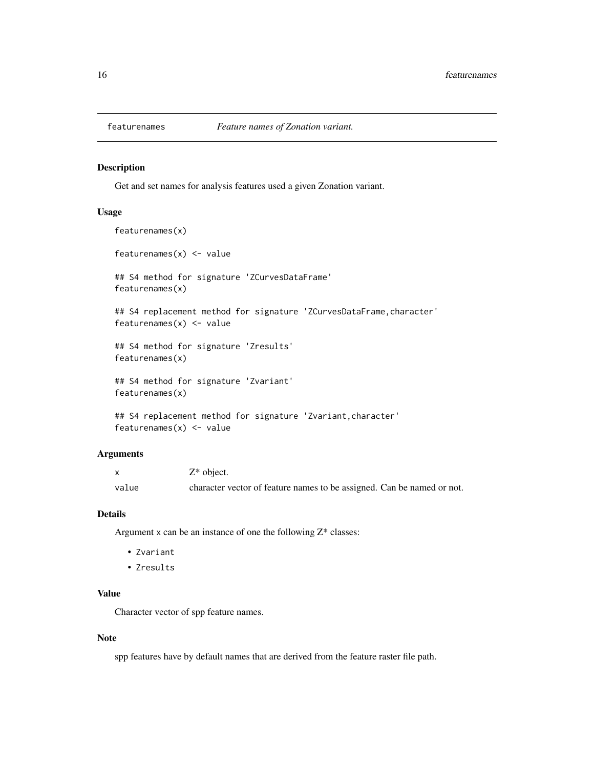# featurenames — *Feature names of Zonation variant.*

## Description

Get and set names for analysis features used a given Zonation variant.

## Usage

```
featurenames(x)

featurenames(x) <- value

## S4 method for signature 'ZCurvesDataFrame'
featurenames(x)

## S4 replacement method for signature 'ZCurvesDataFrame,character'
featurenames(x) <- value

## S4 method for signature 'Zresults'
featurenames(x)

## S4 method for signature 'Zvariant'
featurenames(x)

## S4 replacement method for signature 'Zvariant,character'
featurenames(x) <- value
```

## Arguments

| | |
|---|---|
| `x` | Z* object. |
| `value` | character vector of feature names to be assigned. Can be named or not. |

## Details

Argument `x` can be an instance of one the following Z* classes:

- `Zvariant`
- `Zresults`

## Value

Character vector of spp feature names.

## Note

spp features have by default names that are derived from the feature raster file path.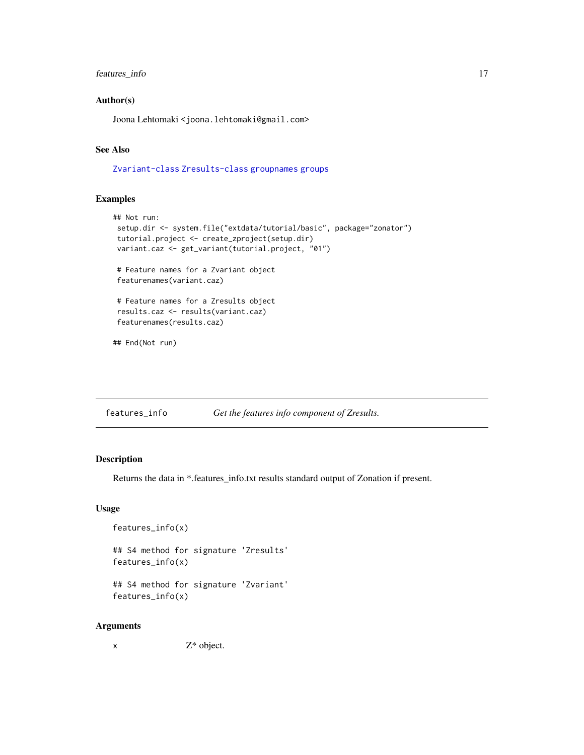### Author(s)

Joona Lehtomaki <joona.lehtomaki@gmail.com>

### See Also

Zvariant-class Zresults-class groupnames groups

### Examples

```
## Not run:
 setup.dir <- system.file("extdata/tutorial/basic", package="zonator")
 tutorial.project <- create_zproject(setup.dir)
 variant.caz <- get_variant(tutorial.project, "01")

 # Feature names for a Zvariant object
 featurenames(variant.caz)

 # Feature names for a Zresults object
 results.caz <- results(variant.caz)
 featurenames(results.caz)

## End(Not run)
```

---

## features_info — *Get the features info component of Zresults.*

---

### Description

Returns the data in *.features_info.txt results standard output of Zonation if present.

### Usage

```
features_info(x)

## S4 method for signature 'Zresults'
features_info(x)

## S4 method for signature 'Zvariant'
features_info(x)
```

### Arguments

| | |
|---|---|
| x | Z* object. |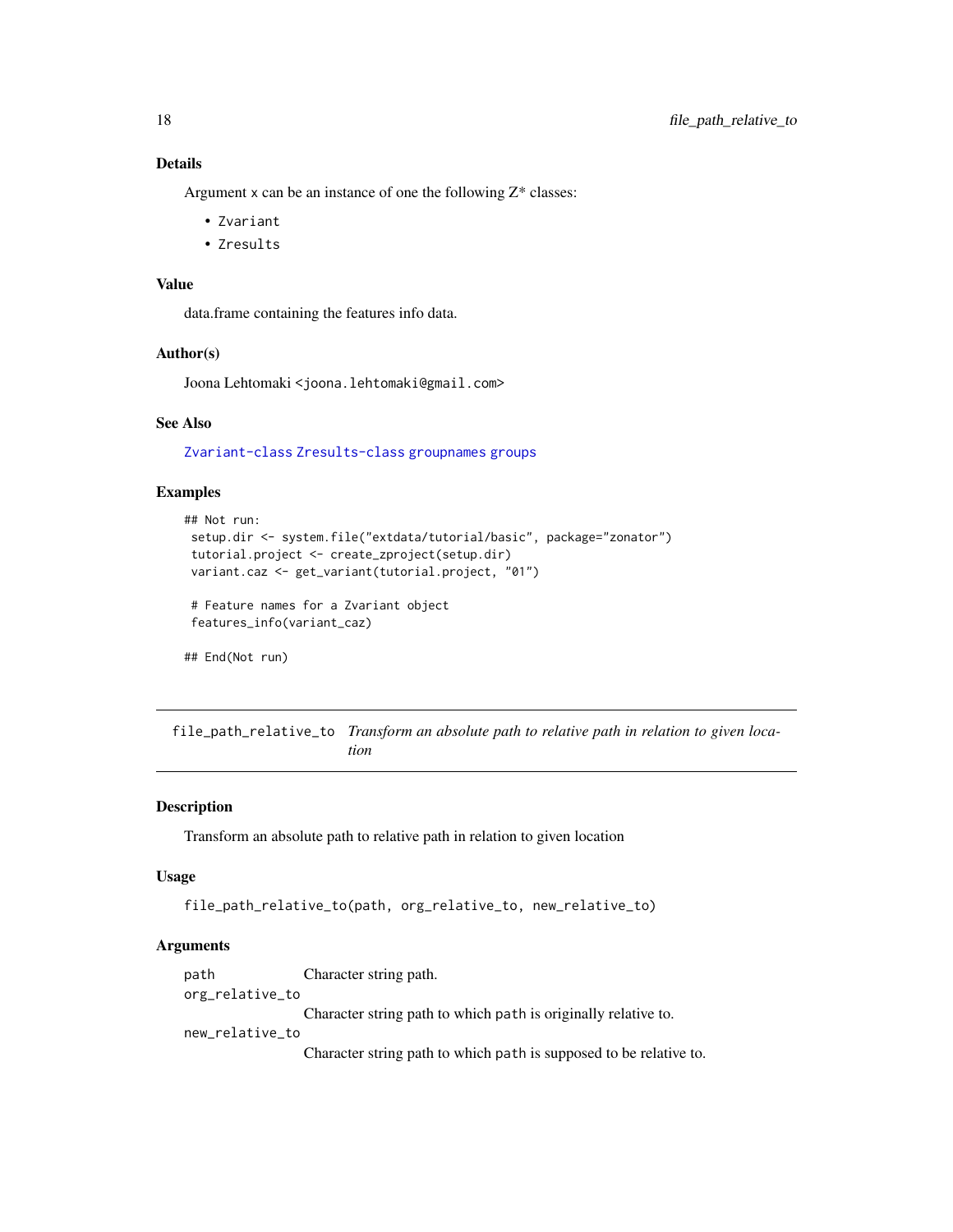### Details

Argument x can be an instance of one the following Z* classes:

- `Zvariant`
- `Zresults`

### Value

data.frame containing the features info data.

### Author(s)

Joona Lehtomaki <joona.lehtomaki@gmail.com>

### See Also

`Zvariant-class` `Zresults-class` `groupnames` `groups`

### Examples

```
## Not run:
 setup.dir <- system.file("extdata/tutorial/basic", package="zonator")
 tutorial.project <- create_zproject(setup.dir)
 variant.caz <- get_variant(tutorial.project, "01")

 # Feature names for a Zvariant object
 features_info(variant_caz)

## End(Not run)
```

---

## file_path_relative_to *Transform an absolute path to relative path in relation to given location*

---

### Description

Transform an absolute path to relative path in relation to given location

### Usage

```
file_path_relative_to(path, org_relative_to, new_relative_to)
```

### Arguments

| | |
|---|---|
| `path` | Character string path. |
| `org_relative_to` | Character string path to which `path` is originally relative to. |
| `new_relative_to` | Character string path to which `path` is supposed to be relative to. |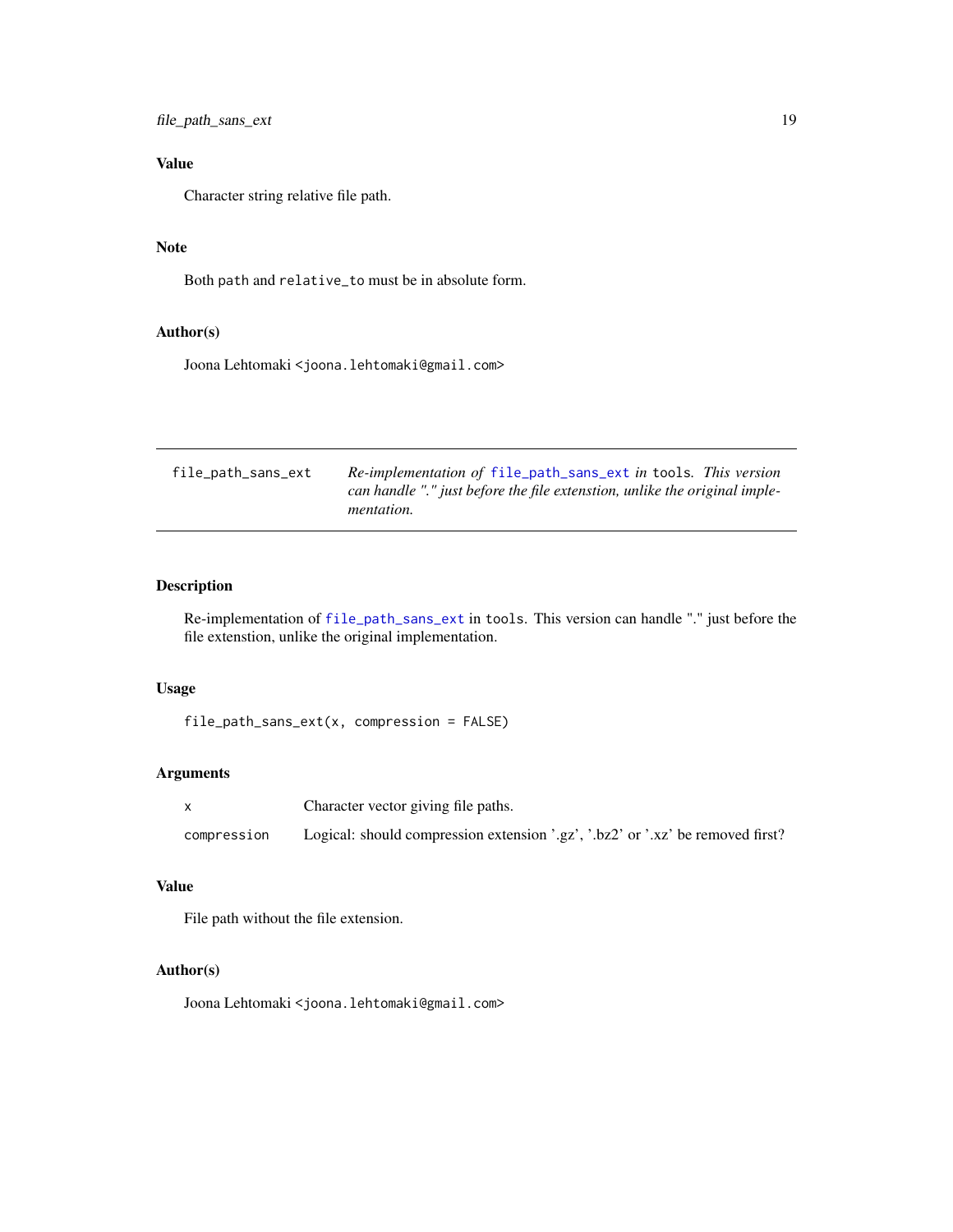## Value

Character string relative file path.

## Note

Both `path` and `relative_to` must be in absolute form.

## Author(s)

Joona Lehtomaki <joona.lehtomaki@gmail.com>

---

| file_path_sans_ext | *Re-implementation of* `file_path_sans_ext` *in* `tools`. *This version can handle "." just before the file extenstion, unlike the original implementation.* |
|---|---|

## Description

Re-implementation of `file_path_sans_ext` in `tools`. This version can handle "." just before the file extenstion, unlike the original implementation.

## Usage

```
file_path_sans_ext(x, compression = FALSE)
```

## Arguments

| | |
|---|---|
| `x` | Character vector giving file paths. |
| `compression` | Logical: should compression extension '.gz', '.bz2' or '.xz' be removed first? |

## Value

File path without the file extension.

## Author(s)

Joona Lehtomaki <joona.lehtomaki@gmail.com>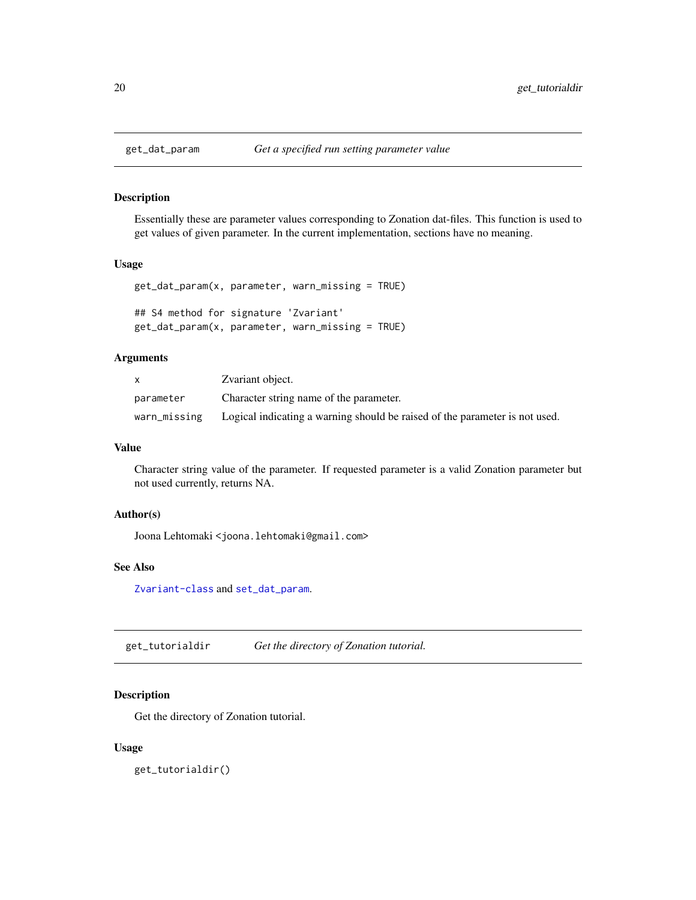## get_dat_param — *Get a specified run setting parameter value*

### Description

Essentially these are parameter values corresponding to Zonation dat-files. This function is used to get values of given parameter. In the current implementation, sections have no meaning.

### Usage

```
get_dat_param(x, parameter, warn_missing = TRUE)

## S4 method for signature 'Zvariant'
get_dat_param(x, parameter, warn_missing = TRUE)
```

### Arguments

| | |
|---|---|
| `x` | Zvariant object. |
| `parameter` | Character string name of the parameter. |
| `warn_missing` | Logical indicating a warning should be raised of the parameter is not used. |

### Value

Character string value of the parameter. If requested parameter is a valid Zonation parameter but not used currently, returns NA.

### Author(s)

Joona Lehtomaki <joona.lehtomaki@gmail.com>

### See Also

`Zvariant-class` and `set_dat_param`.

## get_tutorialdir — *Get the directory of Zonation tutorial.*

### Description

Get the directory of Zonation tutorial.

### Usage

```
get_tutorialdir()
```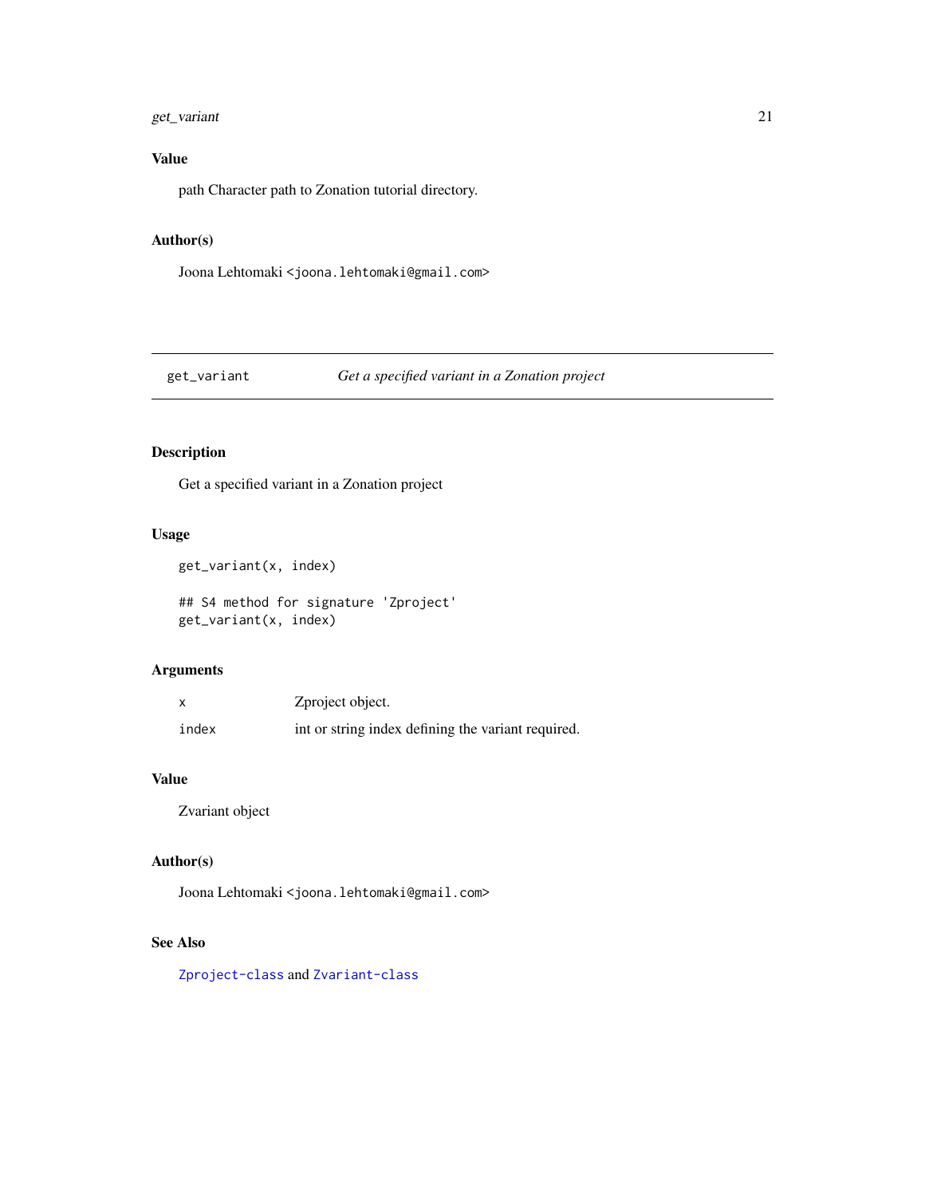### Value

path Character path to Zonation tutorial directory.

### Author(s)

Joona Lehtomaki <joona.lehtomaki@gmail.com>

---

## get_variant — *Get a specified variant in a Zonation project*

### Description

Get a specified variant in a Zonation project

### Usage

```
get_variant(x, index)

## S4 method for signature 'Zproject'
get_variant(x, index)
```

### Arguments

| | |
|---|---|
| x | Zproject object. |
| index | int or string index defining the variant required. |

### Value

Zvariant object

### Author(s)

Joona Lehtomaki <joona.lehtomaki@gmail.com>

### See Also

Zproject-class and Zvariant-class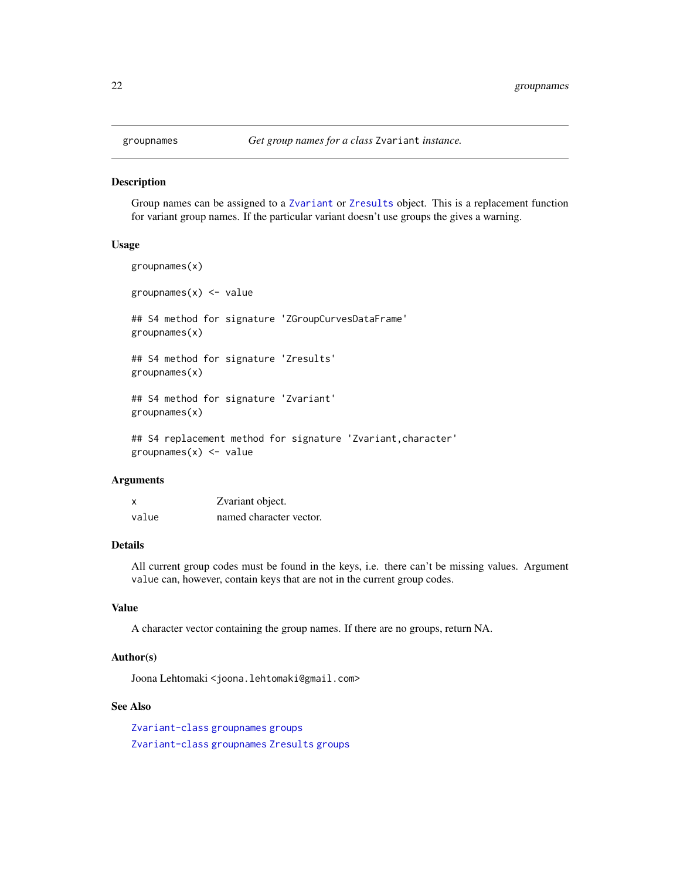groupnames — *Get group names for a class* `Zvariant` *instance.*

### Description

Group names can be assigned to a `Zvariant` or `Zresults` object. This is a replacement function for variant group names. If the particular variant doesn't use groups the gives a warning.

### Usage

```
groupnames(x)

groupnames(x) <- value

## S4 method for signature 'ZGroupCurvesDataFrame'
groupnames(x)

## S4 method for signature 'Zresults'
groupnames(x)

## S4 method for signature 'Zvariant'
groupnames(x)

## S4 replacement method for signature 'Zvariant,character'
groupnames(x) <- value
```

### Arguments

| | |
|---|---|
| x | Zvariant object. |
| value | named character vector. |

### Details

All current group codes must be found in the keys, i.e. there can't be missing values. Argument `value` can, however, contain keys that are not in the current group codes.

### Value

A character vector containing the group names. If there are no groups, return NA.

### Author(s)

Joona Lehtomaki <joona.lehtomaki@gmail.com>

### See Also

`Zvariant-class` `groupnames` `groups`

`Zvariant-class` `groupnames` `Zresults` `groups`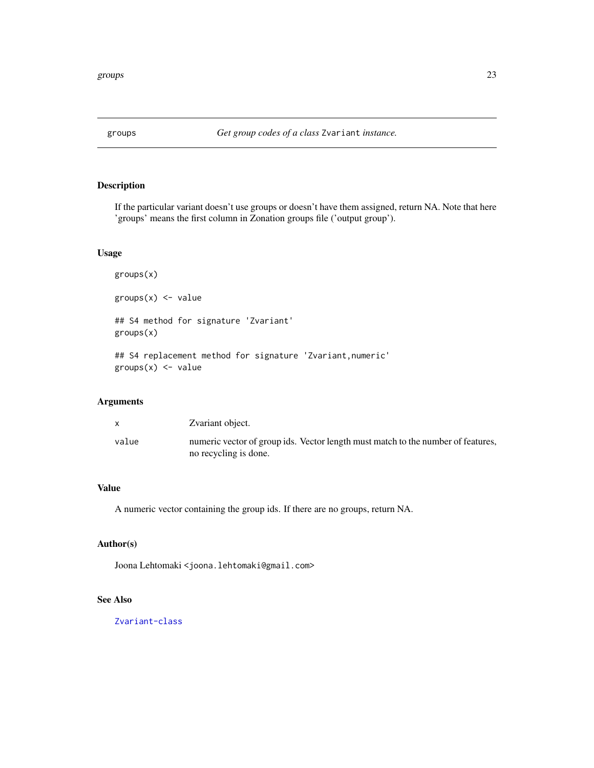# groups — *Get group codes of a class* `Zvariant` *instance.*

## Description

If the particular variant doesn't use groups or doesn't have them assigned, return NA. Note that here 'groups' means the first column in Zonation groups file ('output group').

## Usage

```
groups(x)

groups(x) <- value

## S4 method for signature 'Zvariant'
groups(x)

## S4 replacement method for signature 'Zvariant,numeric'
groups(x) <- value
```

## Arguments

| | |
|---|---|
| `x` | Zvariant object. |
| `value` | numeric vector of group ids. Vector length must match to the number of features, no recycling is done. |

## Value

A numeric vector containing the group ids. If there are no groups, return NA.

## Author(s)

Joona Lehtomaki <joona.lehtomaki@gmail.com>

## See Also

Zvariant-class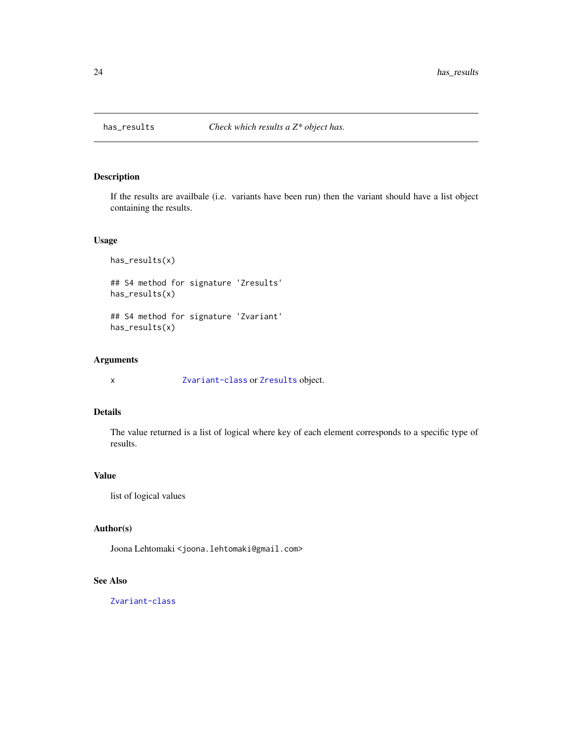# has_results

*Check which results a Z* object has.*

## Description

If the results are availbale (i.e. variants have been run) then the variant should have a list object containing the results.

## Usage

```
has_results(x)

## S4 method for signature 'Zresults'
has_results(x)

## S4 method for signature 'Zvariant'
has_results(x)
```

## Arguments

| | |
|---|---|
| x | `Zvariant-class` or `Zresults` object. |

## Details

The value returned is a list of logical where key of each element corresponds to a specific type of results.

## Value

list of logical values

## Author(s)

Joona Lehtomaki <joona.lehtomaki@gmail.com>

## See Also

`Zvariant-class`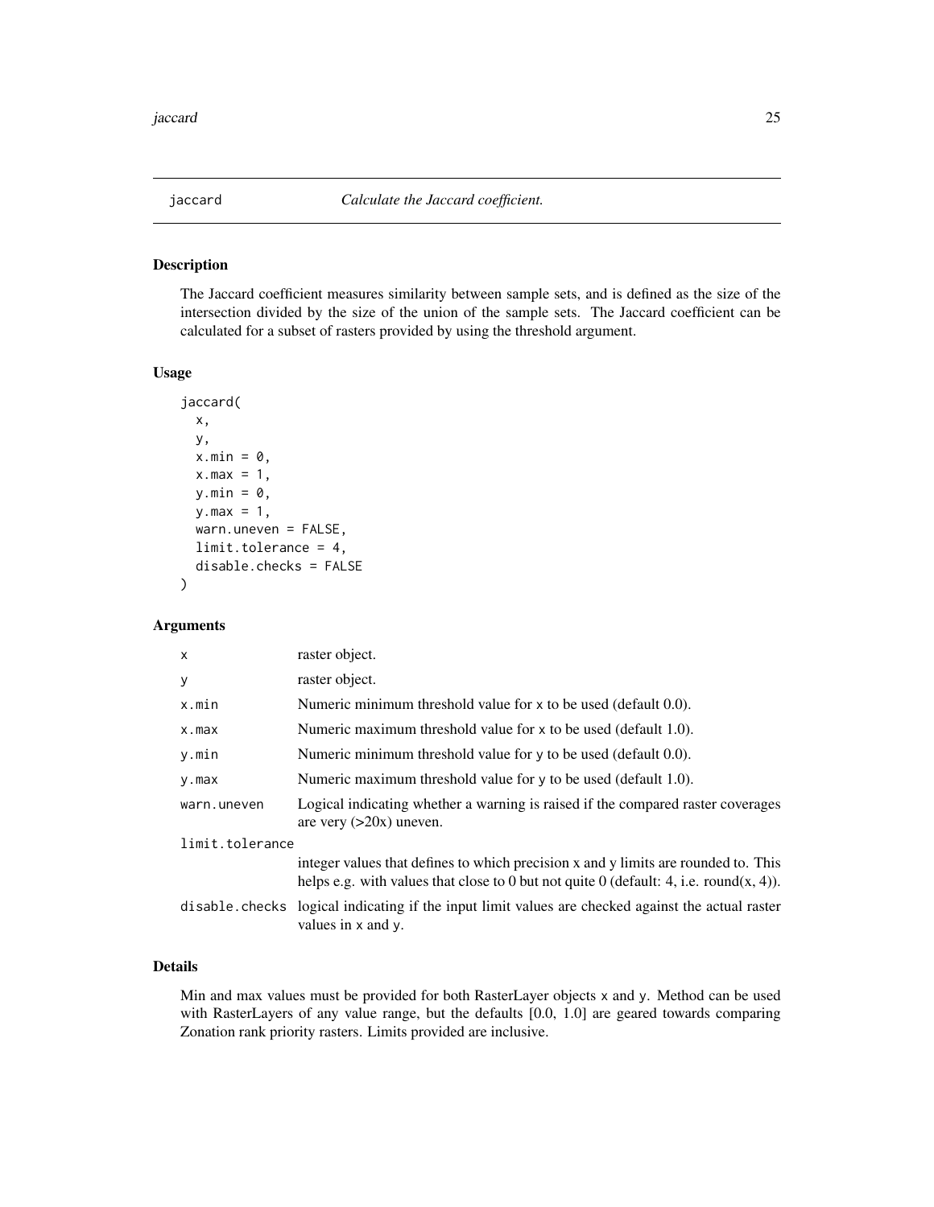## jaccard *Calculate the Jaccard coefficient.*

### Description

The Jaccard coefficient measures similarity between sample sets, and is defined as the size of the intersection divided by the size of the union of the sample sets. The Jaccard coefficient can be calculated for a subset of rasters provided by using the threshold argument.

### Usage

```
jaccard(
  x,
  y,
  x.min = 0,
  x.max = 1,
  y.min = 0,
  y.max = 1,
  warn.uneven = FALSE,
  limit.tolerance = 4,
  disable.checks = FALSE
)
```

### Arguments

| Argument | Description |
|---|---|
| x | raster object. |
| y | raster object. |
| x.min | Numeric minimum threshold value for x to be used (default 0.0). |
| x.max | Numeric maximum threshold value for x to be used (default 1.0). |
| y.min | Numeric minimum threshold value for y to be used (default 0.0). |
| y.max | Numeric maximum threshold value for y to be used (default 1.0). |
| warn.uneven | Logical indicating whether a warning is raised if the compared raster coverages are very (>20x) uneven. |
| limit.tolerance | integer values that defines to which precision x and y limits are rounded to. This helps e.g. with values that close to 0 but not quite 0 (default: 4, i.e. round(x, 4)). |
| disable.checks | logical indicating if the input limit values are checked against the actual raster values in x and y. |

### Details

Min and max values must be provided for both RasterLayer objects x and y. Method can be used with RasterLayers of any value range, but the defaults [0.0, 1.0] are geared towards comparing Zonation rank priority rasters. Limits provided are inclusive.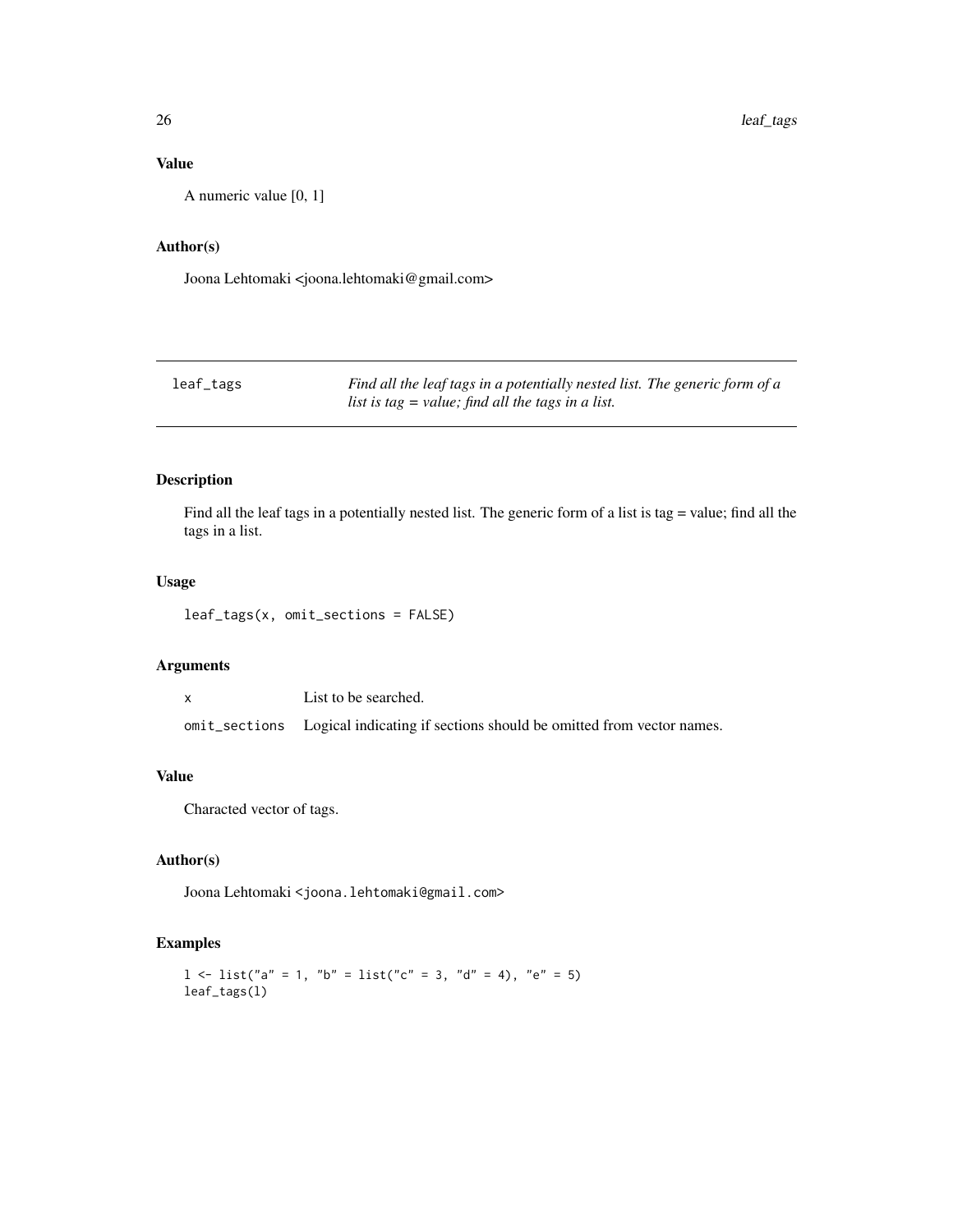### Value

A numeric value [0, 1]

### Author(s)

Joona Lehtomaki <joona.lehtomaki@gmail.com>

---

## leaf_tags

*Find all the leaf tags in a potentially nested list. The generic form of a list is tag = value; find all the tags in a list.*

---

### Description

Find all the leaf tags in a potentially nested list. The generic form of a list is tag = value; find all the tags in a list.

### Usage

```
leaf_tags(x, omit_sections = FALSE)
```

### Arguments

| | |
|---|---|
| `x` | List to be searched. |
| `omit_sections` | Logical indicating if sections should be omitted from vector names. |

### Value

Characted vector of tags.

### Author(s)

Joona Lehtomaki <joona.lehtomaki@gmail.com>

### Examples

```
l <- list("a" = 1, "b" = list("c" = 3, "d" = 4), "e" = 5)
leaf_tags(l)
```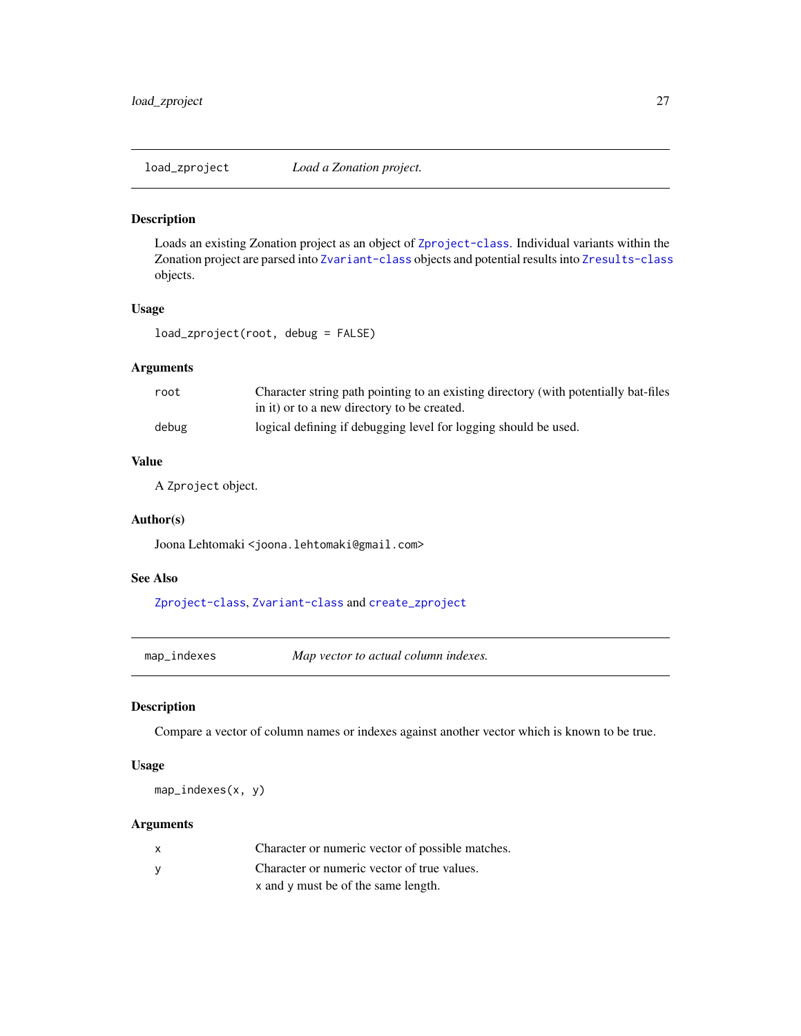## load_zproject — *Load a Zonation project.*

### Description

Loads an existing Zonation project as an object of `Zproject-class`. Individual variants within the Zonation project are parsed into `Zvariant-class` objects and potential results into `Zresults-class` objects.

### Usage

```
load_zproject(root, debug = FALSE)
```

### Arguments

| | |
|---|---|
| root | Character string path pointing to an existing directory (with potentially bat-files in it) or to a new directory to be created. |
| debug | logical defining if debugging level for logging should be used. |

### Value

A `Zproject` object.

### Author(s)

Joona Lehtomaki <joona.lehtomaki@gmail.com>

### See Also

`Zproject-class`, `Zvariant-class` and `create_zproject`

## map_indexes — *Map vector to actual column indexes.*

### Description

Compare a vector of column names or indexes against another vector which is known to be true.

### Usage

```
map_indexes(x, y)
```

### Arguments

| | |
|---|---|
| x | Character or numeric vector of possible matches. |
| y | Character or numeric vector of true values. `x` and `y` must be of the same length. |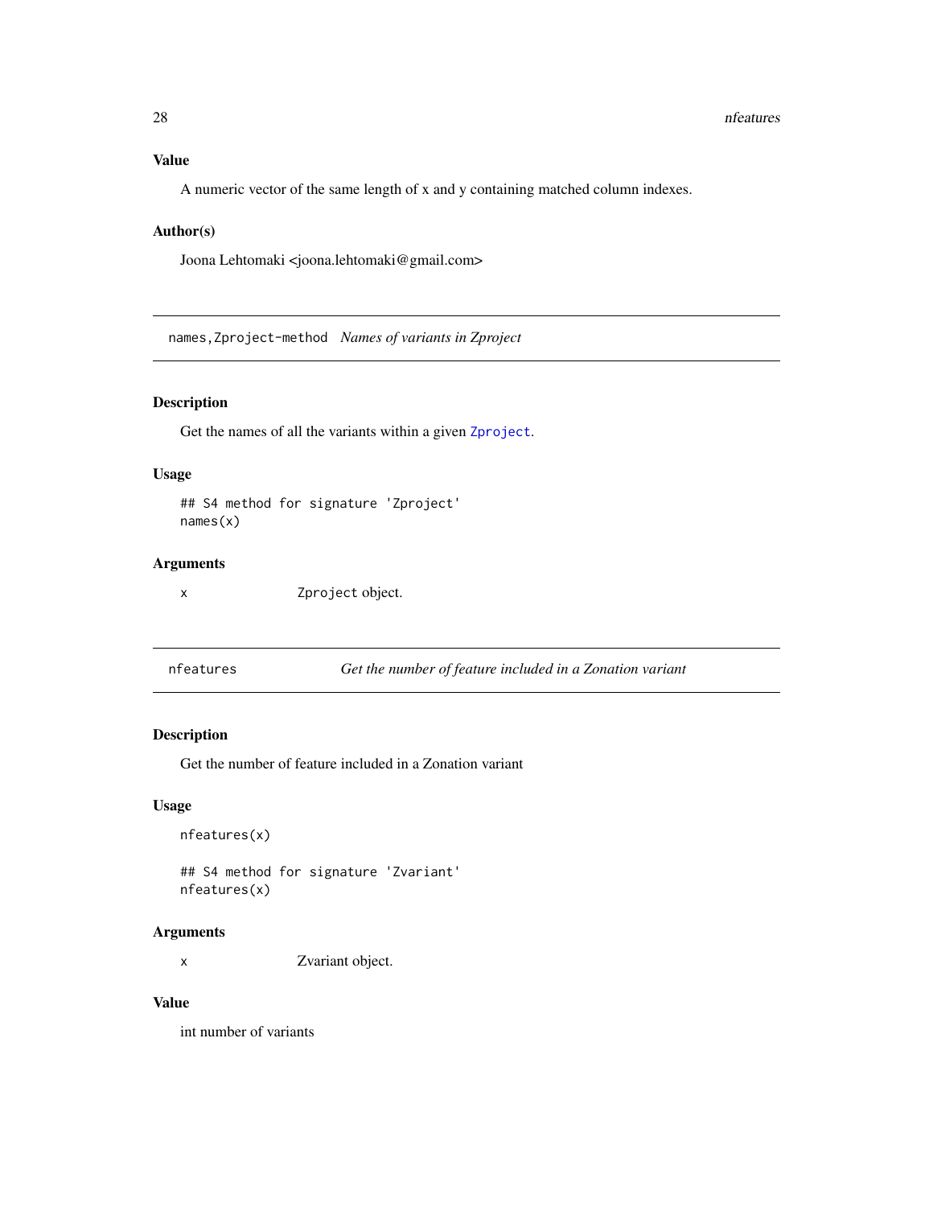### Value

A numeric vector of the same length of x and y containing matched column indexes.

### Author(s)

Joona Lehtomaki <joona.lehtomaki@gmail.com>

---

## names,Zproject-method *Names of variants in Zproject*

### Description

Get the names of all the variants within a given `Zproject`.

### Usage

```
## S4 method for signature 'Zproject'
names(x)
```

### Arguments

| | |
|---|---|
| `x` | `Zproject` object. |

---

## nfeatures *Get the number of feature included in a Zonation variant*

### Description

Get the number of feature included in a Zonation variant

### Usage

```
nfeatures(x)

## S4 method for signature 'Zvariant'
nfeatures(x)
```

### Arguments

| | |
|---|---|
| `x` | Zvariant object. |

### Value

int number of variants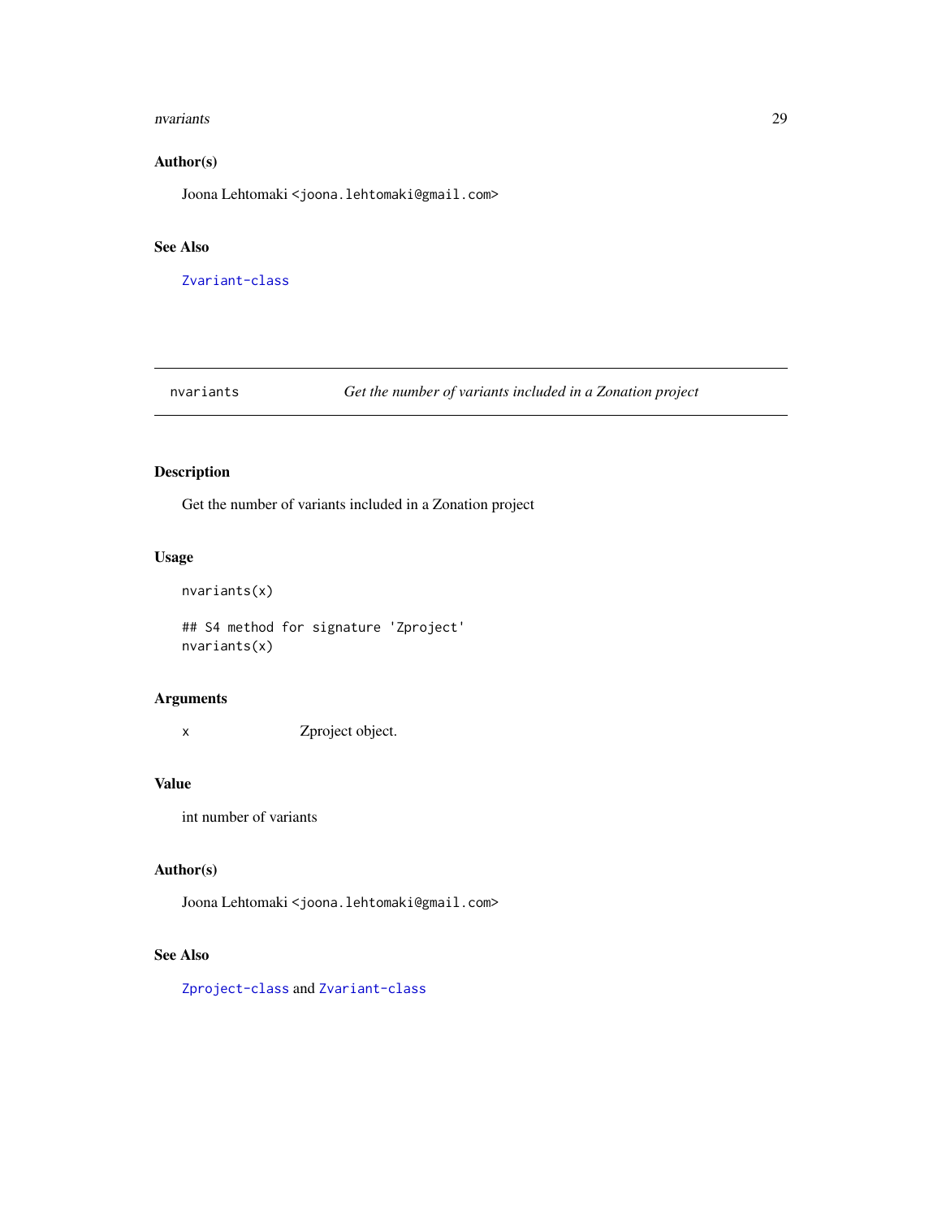## Author(s)

Joona Lehtomaki <joona.lehtomaki@gmail.com>

## See Also

Zvariant-class

---

# nvariants — *Get the number of variants included in a Zonation project*

---

## Description

Get the number of variants included in a Zonation project

## Usage

```
nvariants(x)

## S4 method for signature 'Zproject'
nvariants(x)
```

## Arguments

| | |
|---|---|
| x | Zproject object. |

## Value

int number of variants

## Author(s)

Joona Lehtomaki <joona.lehtomaki@gmail.com>

## See Also

Zproject-class and Zvariant-class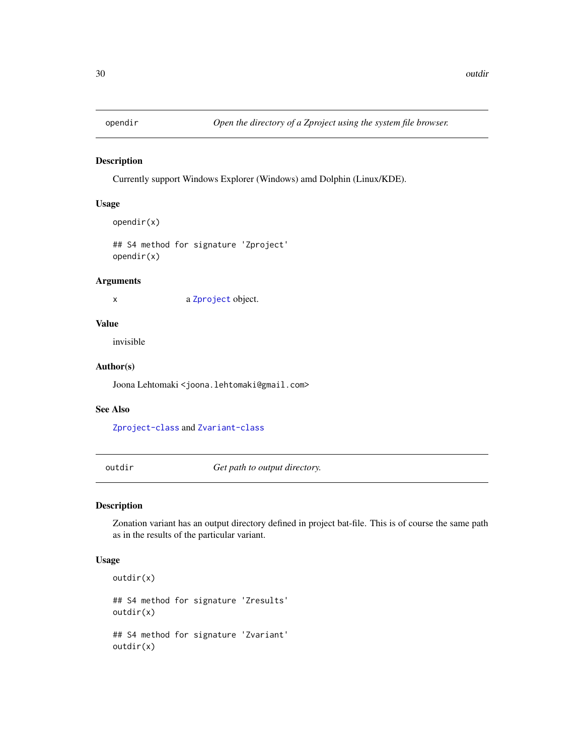## opendir — *Open the directory of a Zproject using the system file browser.*

### Description

Currently support Windows Explorer (Windows) amd Dolphin (Linux/KDE).

### Usage

```
opendir(x)

## S4 method for signature 'Zproject'
opendir(x)
```

### Arguments

| | |
|---|---|
| x | a `Zproject` object. |

### Value

invisible

### Author(s)

Joona Lehtomaki <joona.lehtomaki@gmail.com>

### See Also

`Zproject-class` and `Zvariant-class`

## outdir — *Get path to output directory.*

### Description

Zonation variant has an output directory defined in project bat-file. This is of course the same path as in the results of the particular variant.

### Usage

```
outdir(x)

## S4 method for signature 'Zresults'
outdir(x)

## S4 method for signature 'Zvariant'
outdir(x)
```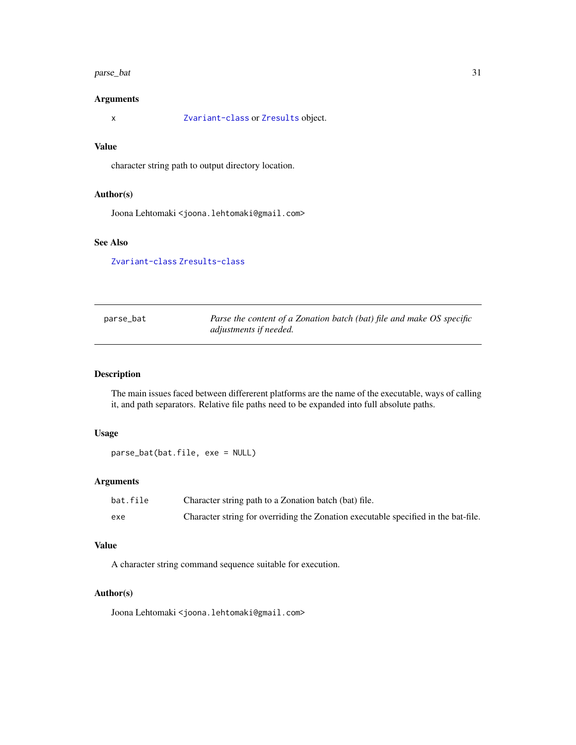### Arguments

| | |
|---|---|
| x | Zvariant-class or Zresults object. |

### Value

character string path to output directory location.

### Author(s)

Joona Lehtomaki <joona.lehtomaki@gmail.com>

### See Also

Zvariant-class Zresults-class

---

## parse_bat — *Parse the content of a Zonation batch (bat) file and make OS specific adjustments if needed.*

---

### Description

The main issues faced between differerent platforms are the name of the executable, ways of calling it, and path separators. Relative file paths need to be expanded into full absolute paths.

### Usage

```
parse_bat(bat.file, exe = NULL)
```

### Arguments

| | |
|---|---|
| bat.file | Character string path to a Zonation batch (bat) file. |
| exe | Character string for overriding the Zonation executable specified in the bat-file. |

### Value

A character string command sequence suitable for execution.

### Author(s)

Joona Lehtomaki <joona.lehtomaki@gmail.com>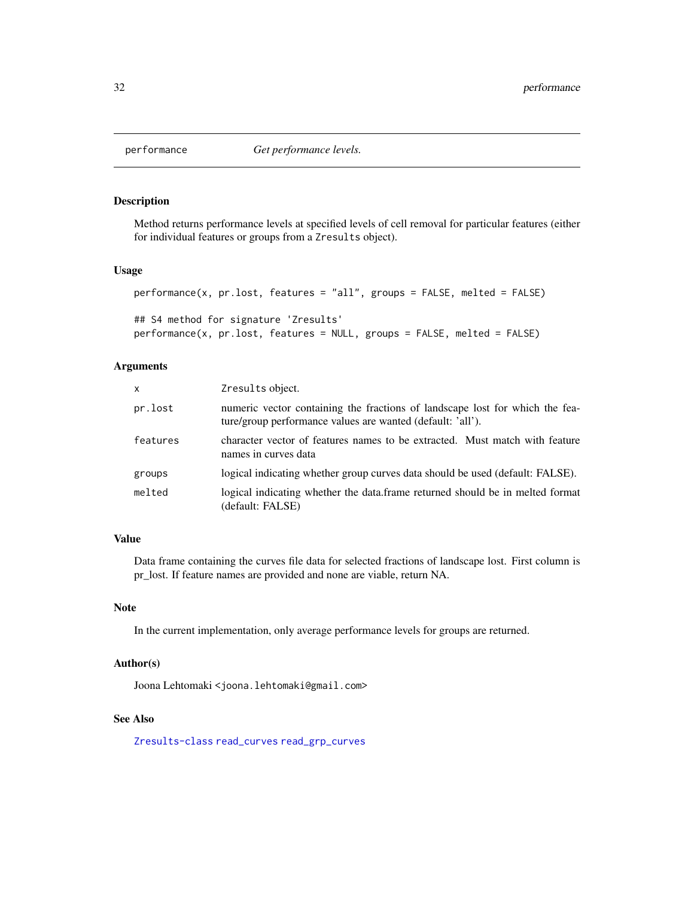# performance — *Get performance levels.*

## Description

Method returns performance levels at specified levels of cell removal for particular features (either for individual features or groups from a `Zresults` object).

## Usage

```
performance(x, pr.lost, features = "all", groups = FALSE, melted = FALSE)

## S4 method for signature 'Zresults'
performance(x, pr.lost, features = NULL, groups = FALSE, melted = FALSE)
```

## Arguments

| | |
|---|---|
| `x` | `Zresults` object. |
| `pr.lost` | numeric vector containing the fractions of landscape lost for which the feature/group performance values are wanted (default: 'all'). |
| `features` | character vector of features names to be extracted. Must match with feature names in curves data |
| `groups` | logical indicating whether group curves data should be used (default: FALSE). |
| `melted` | logical indicating whether the data.frame returned should be in melted format (default: FALSE) |

## Value

Data frame containing the curves file data for selected fractions of landscape lost. First column is pr_lost. If feature names are provided and none are viable, return NA.

## Note

In the current implementation, only average performance levels for groups are returned.

## Author(s)

Joona Lehtomaki <joona.lehtomaki@gmail.com>

## See Also

Zresults-class read_curves read_grp_curves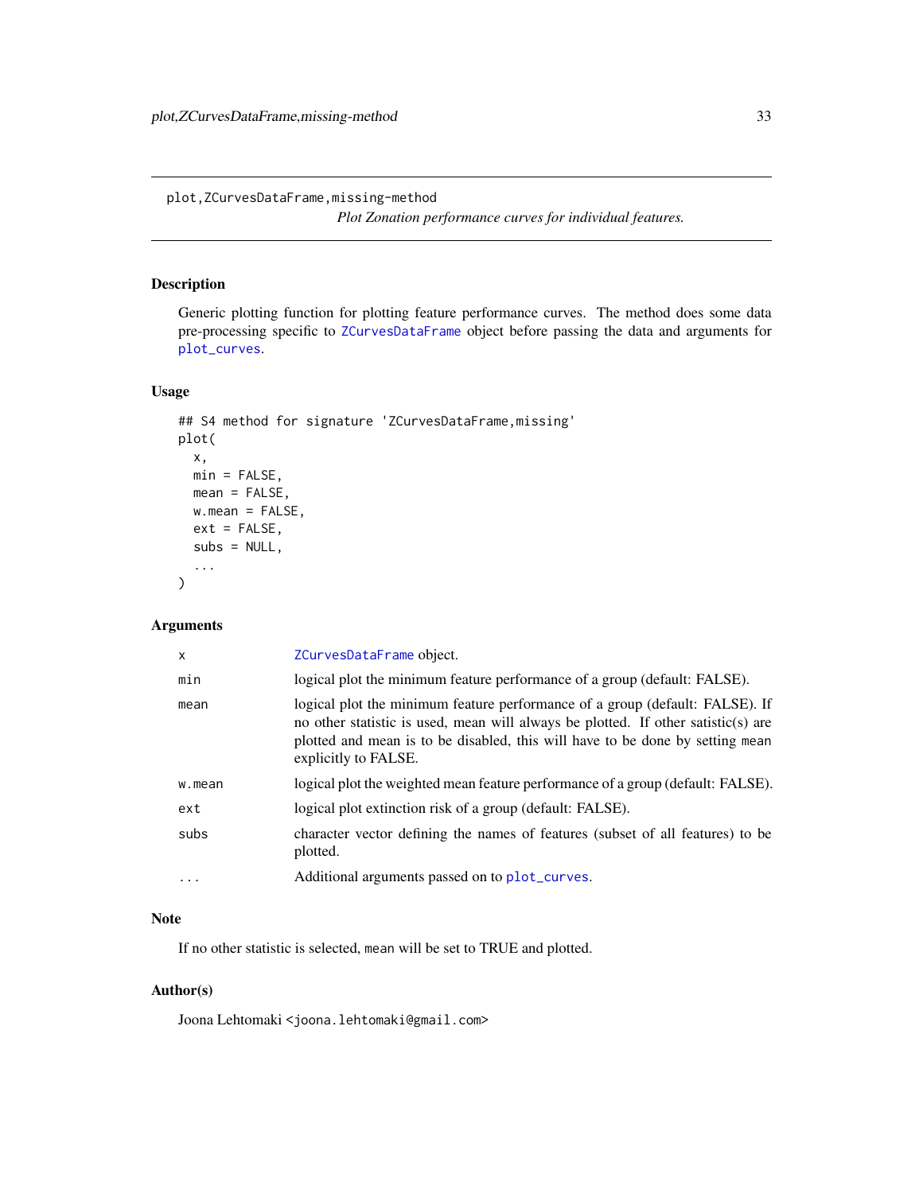plot,ZCurvesDataFrame,missing-method

*Plot Zonation performance curves for individual features.*

## Description

Generic plotting function for plotting feature performance curves. The method does some data pre-processing specific to `ZCurvesDataFrame` object before passing the data and arguments for `plot_curves`.

## Usage

```
## S4 method for signature 'ZCurvesDataFrame,missing'
plot(
  x,
  min = FALSE,
  mean = FALSE,
  w.mean = FALSE,
  ext = FALSE,
  subs = NULL,
  ...
)
```

## Arguments

| | |
|---|---|
| `x` | `ZCurvesDataFrame` object. |
| `min` | logical plot the minimum feature performance of a group (default: FALSE). |
| `mean` | logical plot the minimum feature performance of a group (default: FALSE). If no other statistic is used, mean will always be plotted. If other satistic(s) are plotted and mean is to be disabled, this will have to be done by setting `mean` explicitly to FALSE. |
| `w.mean` | logical plot the weighted mean feature performance of a group (default: FALSE). |
| `ext` | logical plot extinction risk of a group (default: FALSE). |
| `subs` | character vector defining the names of features (subset of all features) to be plotted. |
| `...` | Additional arguments passed on to `plot_curves`. |

## Note

If no other statistic is selected, `mean` will be set to TRUE and plotted.

## Author(s)

Joona Lehtomaki <joona.lehtomaki@gmail.com>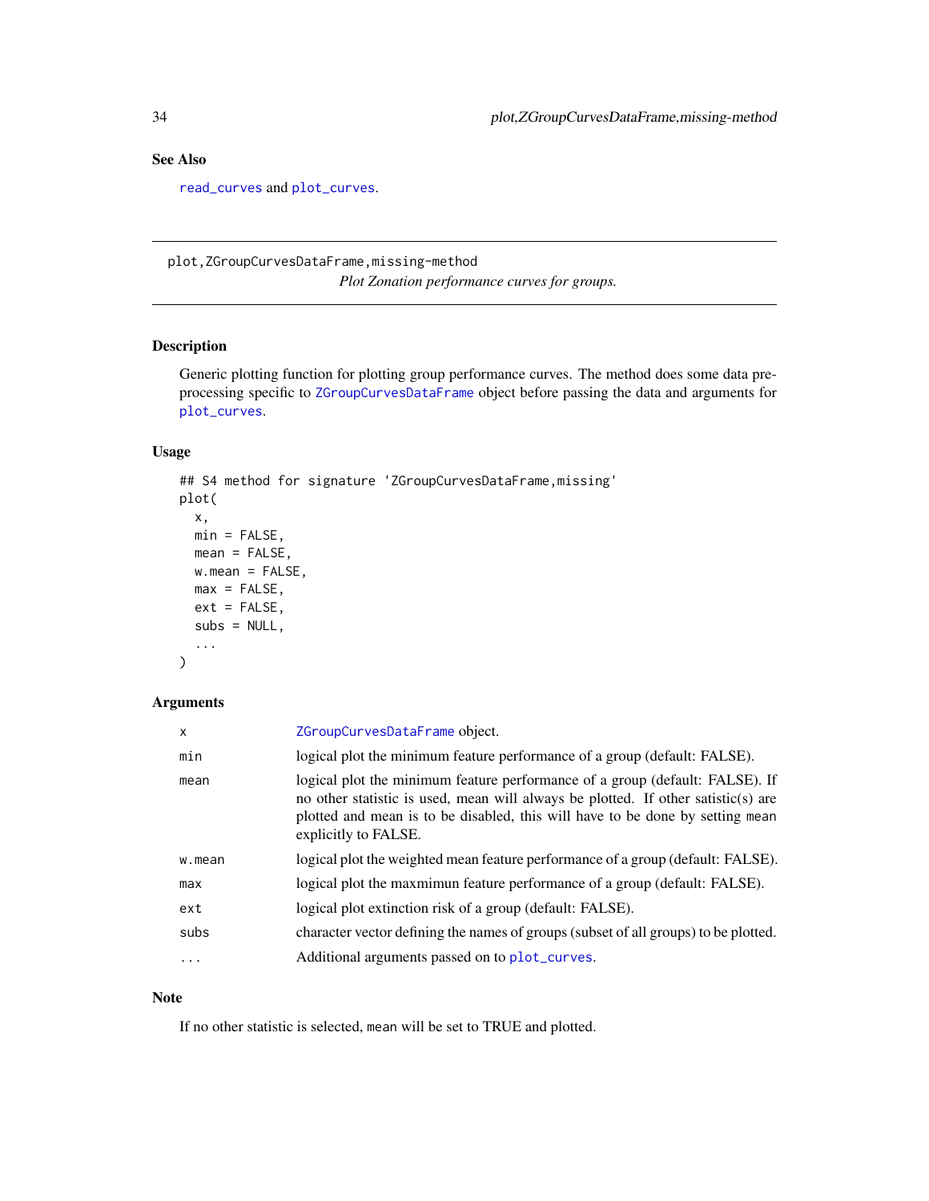## See Also

`read_curves` and `plot_curves`.

---

# plot,ZGroupCurvesDataFrame,missing-method

*Plot Zonation performance curves for groups.*

---

## Description

Generic plotting function for plotting group performance curves. The method does some data pre-processing specific to `ZGroupCurvesDataFrame` object before passing the data and arguments for `plot_curves`.

## Usage

```
## S4 method for signature 'ZGroupCurvesDataFrame,missing'
plot(
  x,
  min = FALSE,
  mean = FALSE,
  w.mean = FALSE,
  max = FALSE,
  ext = FALSE,
  subs = NULL,
  ...
)
```

## Arguments

| | |
|---|---|
| `x` | `ZGroupCurvesDataFrame` object. |
| `min` | logical plot the minimum feature performance of a group (default: FALSE). |
| `mean` | logical plot the minimum feature performance of a group (default: FALSE). If no other statistic is used, mean will always be plotted. If other satistic(s) are plotted and mean is to be disabled, this will have to be done by setting `mean` explicitly to FALSE. |
| `w.mean` | logical plot the weighted mean feature performance of a group (default: FALSE). |
| `max` | logical plot the maxmimun feature performance of a group (default: FALSE). |
| `ext` | logical plot extinction risk of a group (default: FALSE). |
| `subs` | character vector defining the names of groups (subset of all groups) to be plotted. |
| `...` | Additional arguments passed on to `plot_curves`. |

## Note

If no other statistic is selected, `mean` will be set to TRUE and plotted.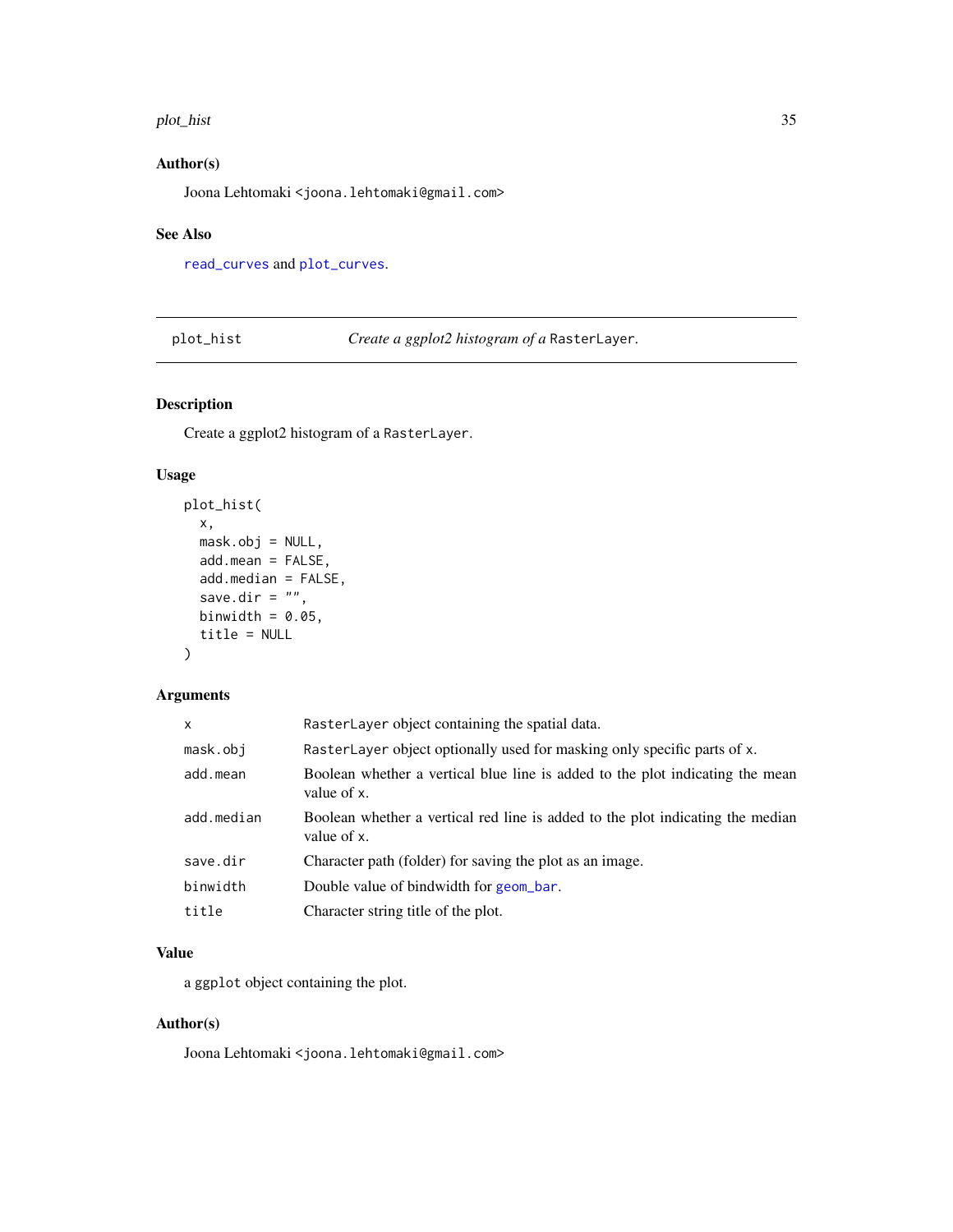### Author(s)

Joona Lehtomaki <joona.lehtomaki@gmail.com>

### See Also

`read_curves` and `plot_curves`.

---

## plot_hist — *Create a ggplot2 histogram of a* `RasterLayer`.

### Description

Create a ggplot2 histogram of a `RasterLayer`.

### Usage

```
plot_hist(
  x,
  mask.obj = NULL,
  add.mean = FALSE,
  add.median = FALSE,
  save.dir = "",
  binwidth = 0.05,
  title = NULL
)
```

### Arguments

| | |
|---|---|
| `x` | `RasterLayer` object containing the spatial data. |
| `mask.obj` | `RasterLayer` object optionally used for masking only specific parts of `x`. |
| `add.mean` | Boolean whether a vertical blue line is added to the plot indicating the mean value of `x`. |
| `add.median` | Boolean whether a vertical red line is added to the plot indicating the median value of `x`. |
| `save.dir` | Character path (folder) for saving the plot as an image. |
| `binwidth` | Double value of bindwidth for `geom_bar`. |
| `title` | Character string title of the plot. |

### Value

a `ggplot` object containing the plot.

### Author(s)

Joona Lehtomaki <joona.lehtomaki@gmail.com>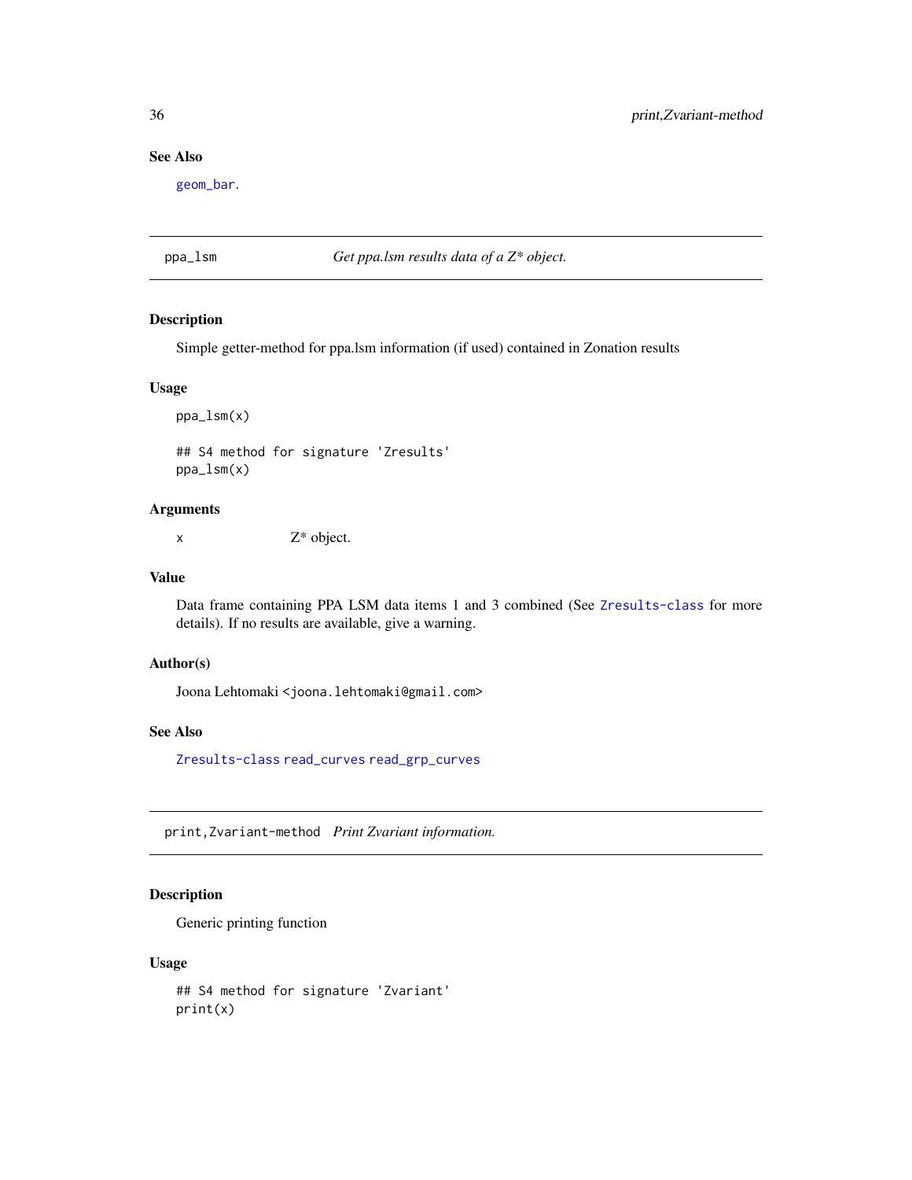### See Also

`geom_bar`.

---

## ppa_lsm — *Get ppa.lsm results data of a Z* object.*

### Description

Simple getter-method for ppa.lsm information (if used) contained in Zonation results

### Usage

```
ppa_lsm(x)

## S4 method for signature 'Zresults'
ppa_lsm(x)
```

### Arguments

| | |
|---|---|
| `x` | Z* object. |

### Value

Data frame containing PPA LSM data items 1 and 3 combined (See `Zresults-class` for more details). If no results are available, give a warning.

### Author(s)

Joona Lehtomaki <joona.lehtomaki@gmail.com>

### See Also

`Zresults-class` `read_curves` `read_grp_curves`

---

## print,Zvariant-method — *Print Zvariant information.*

### Description

Generic printing function

### Usage

```
## S4 method for signature 'Zvariant'
print(x)
```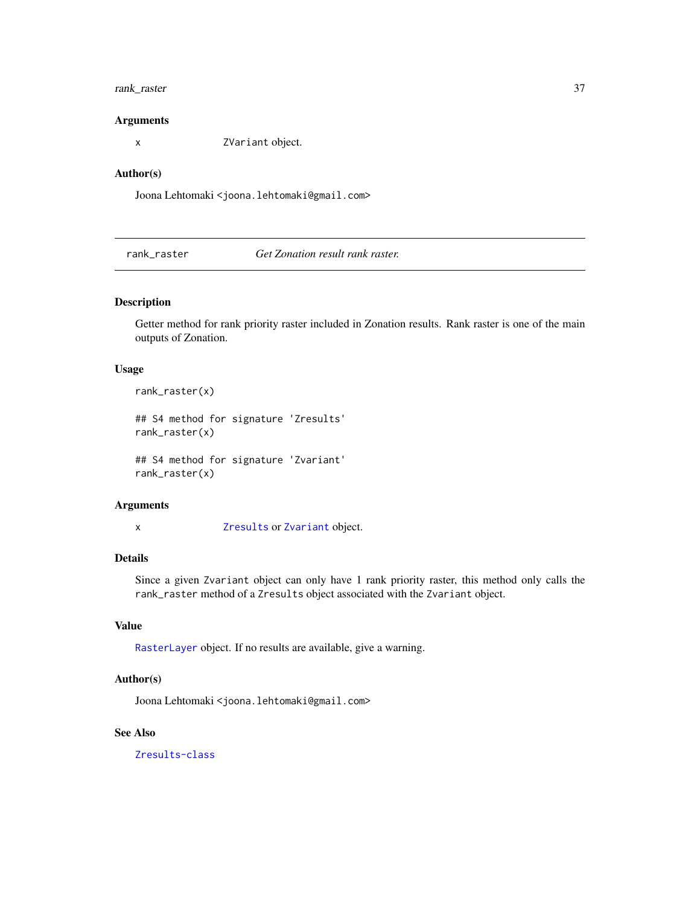### Arguments

x ZVariant object.

### Author(s)

Joona Lehtomaki <joona.lehtomaki@gmail.com>

---

## rank_raster *Get Zonation result rank raster.*

---

### Description

Getter method for rank priority raster included in Zonation results. Rank raster is one of the main outputs of Zonation.

### Usage

```
rank_raster(x)

## S4 method for signature 'Zresults'
rank_raster(x)

## S4 method for signature 'Zvariant'
rank_raster(x)
```

### Arguments

x Zresults or Zvariant object.

### Details

Since a given Zvariant object can only have 1 rank priority raster, this method only calls the rank_raster method of a Zresults object associated with the Zvariant object.

### Value

RasterLayer object. If no results are available, give a warning.

### Author(s)

Joona Lehtomaki <joona.lehtomaki@gmail.com>

### See Also

Zresults-class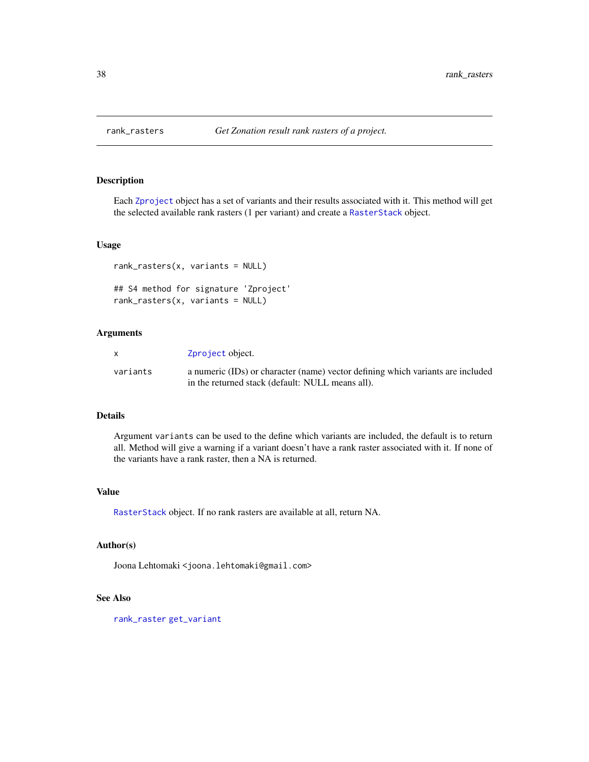# rank_rasters — *Get Zonation result rank rasters of a project.*

## Description

Each Zproject object has a set of variants and their results associated with it. This method will get the selected available rank rasters (1 per variant) and create a RasterStack object.

## Usage

```
rank_rasters(x, variants = NULL)

## S4 method for signature 'Zproject'
rank_rasters(x, variants = NULL)
```

## Arguments

| | |
|---|---|
| x | Zproject object. |
| variants | a numeric (IDs) or character (name) vector defining which variants are included in the returned stack (default: NULL means all). |

## Details

Argument `variants` can be used to the define which variants are included, the default is to return all. Method will give a warning if a variant doesn't have a rank raster associated with it. If none of the variants have a rank raster, then a NA is returned.

## Value

RasterStack object. If no rank rasters are available at all, return NA.

## Author(s)

Joona Lehtomaki <joona.lehtomaki@gmail.com>

## See Also

rank_raster get_variant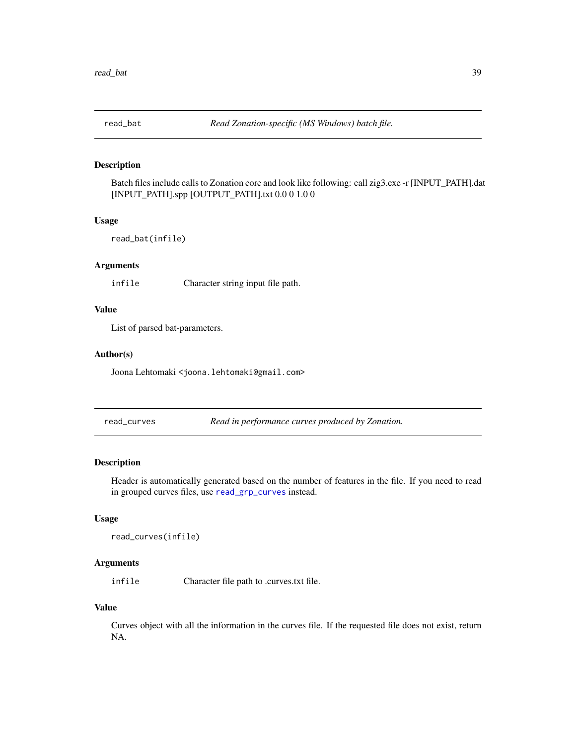## read_bat — *Read Zonation-specific (MS Windows) batch file.*

### Description

Batch files include calls to Zonation core and look like following: call zig3.exe -r [INPUT_PATH].dat [INPUT_PATH].spp [OUTPUT_PATH].txt 0.0 0 1.0 0

### Usage

```
read_bat(infile)
```

### Arguments

`infile` Character string input file path.

### Value

List of parsed bat-parameters.

### Author(s)

Joona Lehtomaki <joona.lehtomaki@gmail.com>

## read_curves — *Read in performance curves produced by Zonation.*

### Description

Header is automatically generated based on the number of features in the file. If you need to read in grouped curves files, use `read_grp_curves` instead.

### Usage

```
read_curves(infile)
```

### Arguments

`infile` Character file path to .curves.txt file.

### Value

Curves object with all the information in the curves file. If the requested file does not exist, return NA.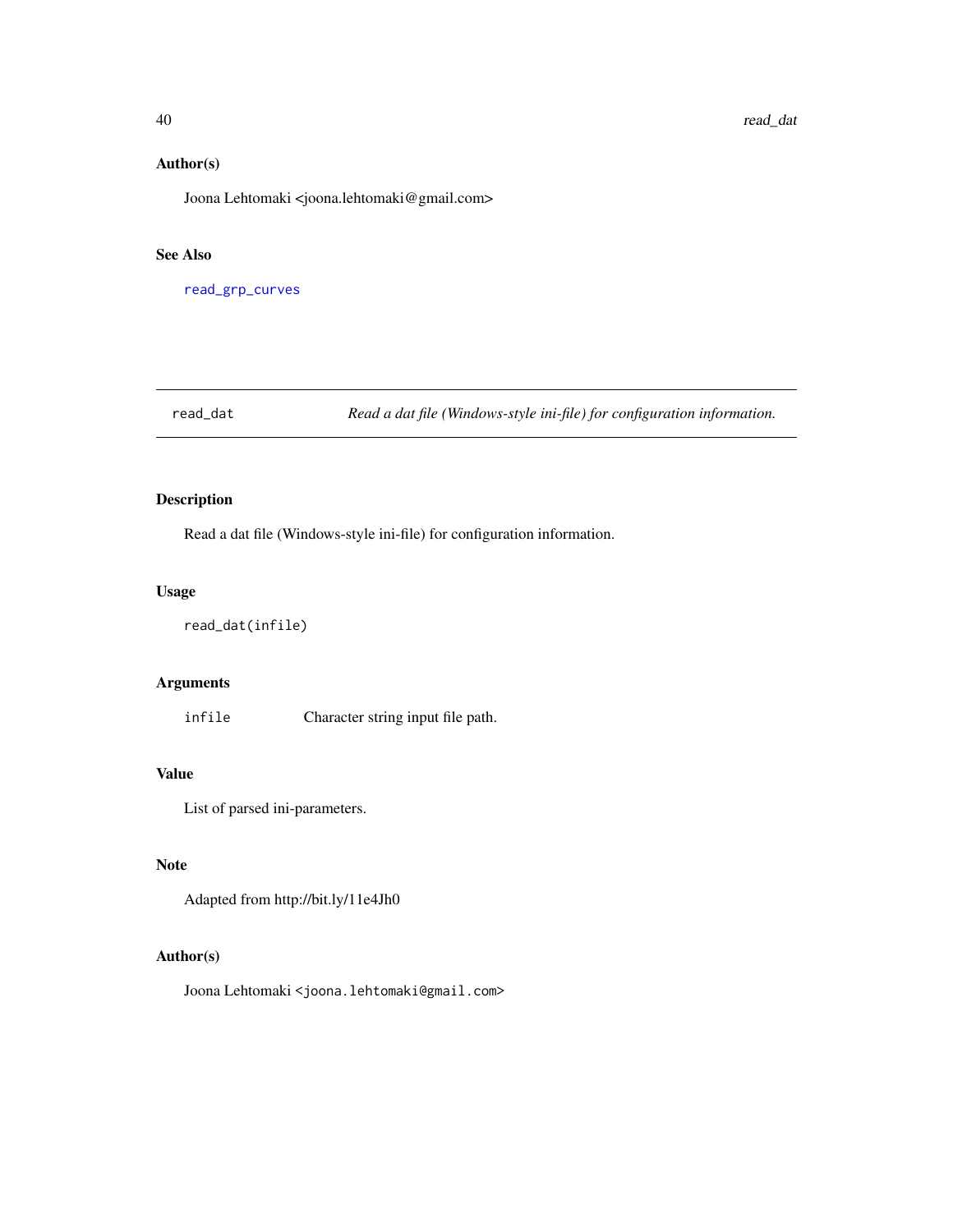## Author(s)

Joona Lehtomaki <joona.lehtomaki@gmail.com>

## See Also

`read_grp_curves`

---

`read_dat` *Read a dat file (Windows-style ini-file) for configuration information.*

---

## Description

Read a dat file (Windows-style ini-file) for configuration information.

## Usage

```
read_dat(infile)
```

## Arguments

| | |
|---|---|
| `infile` | Character string input file path. |

## Value

List of parsed ini-parameters.

## Note

Adapted from http://bit.ly/11e4Jh0

## Author(s)

Joona Lehtomaki <joona.lehtomaki@gmail.com>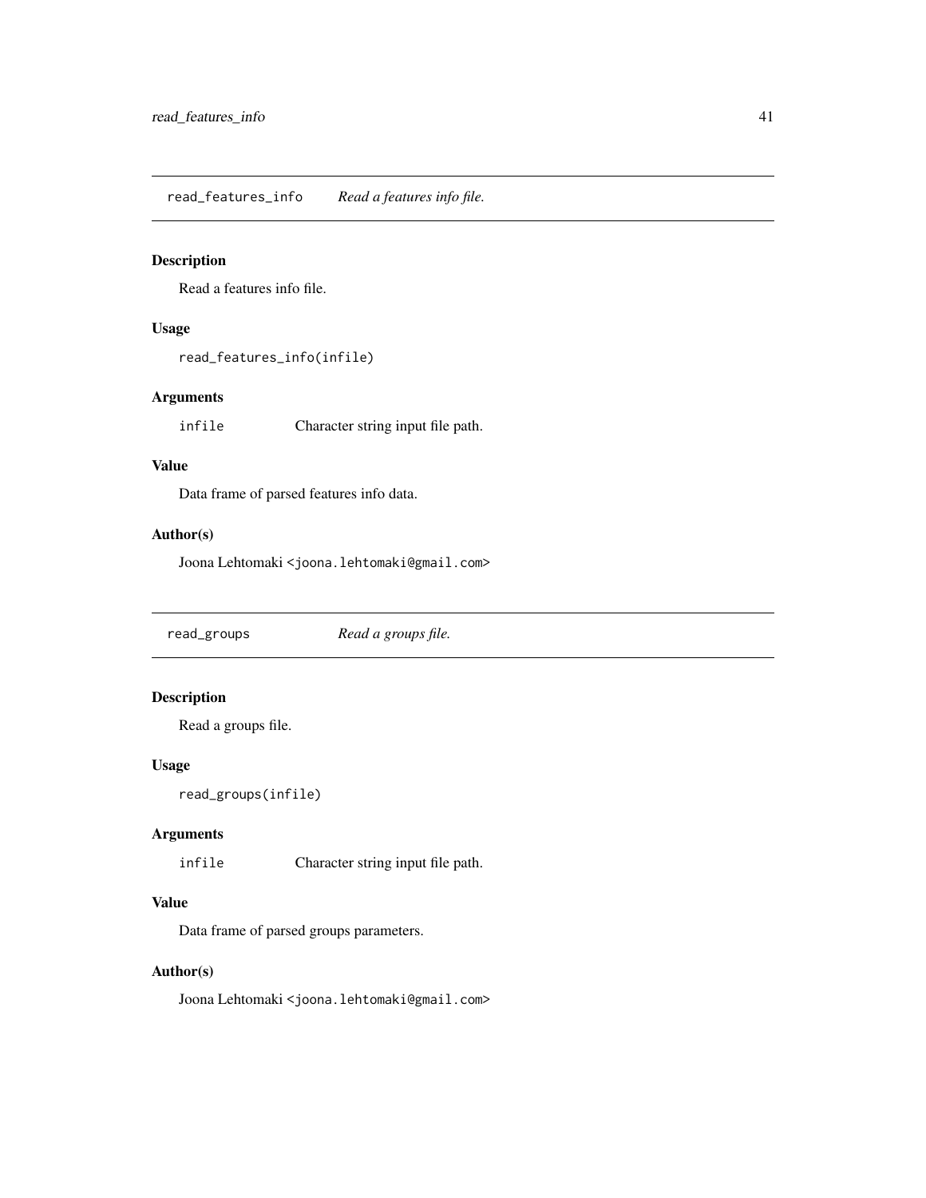## read_features_info *Read a features info file.*

### Description

Read a features info file.

### Usage

```
read_features_info(infile)
```

### Arguments

| | |
|---|---|
| `infile` | Character string input file path. |

### Value

Data frame of parsed features info data.

### Author(s)

Joona Lehtomaki <joona.lehtomaki@gmail.com>

## read_groups *Read a groups file.*

### Description

Read a groups file.

### Usage

```
read_groups(infile)
```

### Arguments

| | |
|---|---|
| `infile` | Character string input file path. |

### Value

Data frame of parsed groups parameters.

### Author(s)

Joona Lehtomaki <joona.lehtomaki@gmail.com>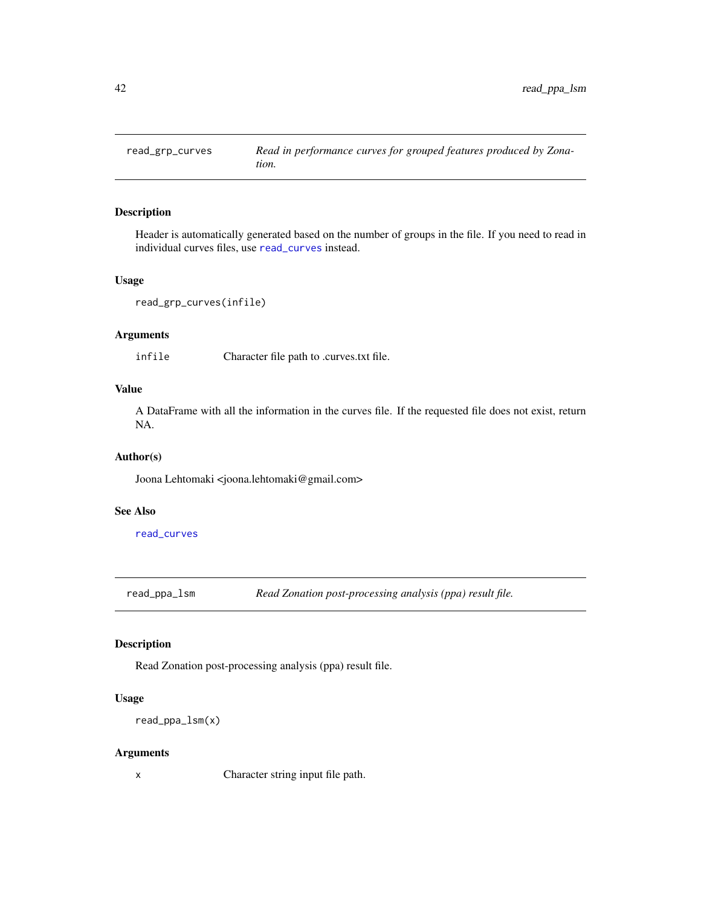## read_grp_curves

*Read in performance curves for grouped features produced by Zonation.*

### Description

Header is automatically generated based on the number of groups in the file. If you need to read in individual curves files, use `read_curves` instead.

### Usage

```
read_grp_curves(infile)
```

### Arguments

| | |
|---|---|
| infile | Character file path to .curves.txt file. |

### Value

A DataFrame with all the information in the curves file. If the requested file does not exist, return NA.

### Author(s)

Joona Lehtomaki <joona.lehtomaki@gmail.com>

### See Also

`read_curves`

## read_ppa_lsm

*Read Zonation post-processing analysis (ppa) result file.*

### Description

Read Zonation post-processing analysis (ppa) result file.

### Usage

```
read_ppa_lsm(x)
```

### Arguments

| | |
|---|---|
| x | Character string input file path. |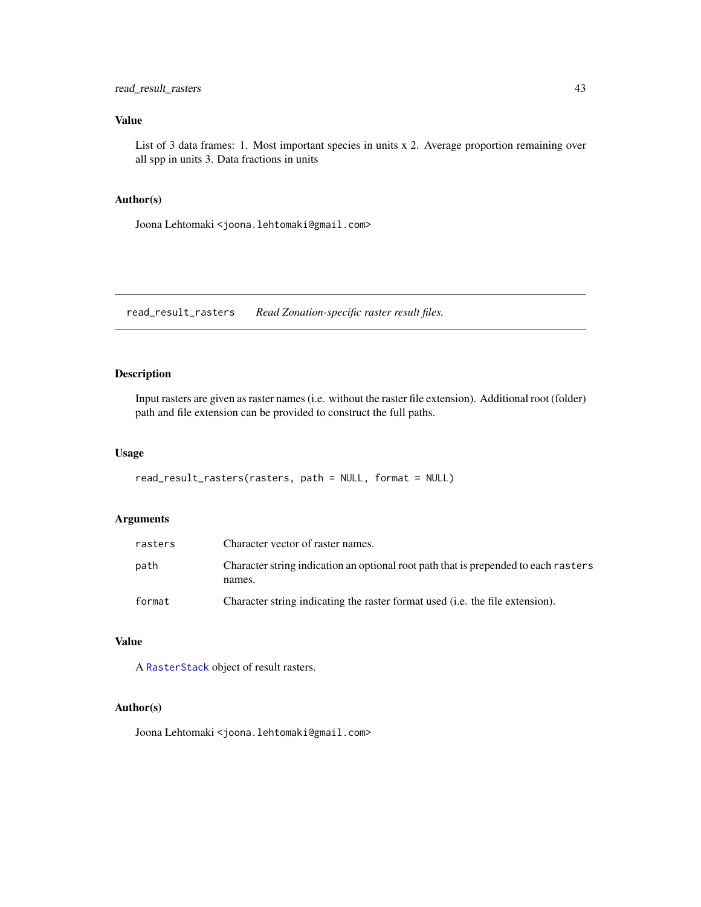### Value

List of 3 data frames: 1. Most important species in units x 2. Average proportion remaining over all spp in units 3. Data fractions in units

### Author(s)

Joona Lehtomaki <joona.lehtomaki@gmail.com>

---

## read_result_rasters — *Read Zonation-specific raster result files.*

### Description

Input rasters are given as raster names (i.e. without the raster file extension). Additional root (folder) path and file extension can be provided to construct the full paths.

### Usage

```
read_result_rasters(rasters, path = NULL, format = NULL)
```

### Arguments

| | |
|---|---|
| `rasters` | Character vector of raster names. |
| `path` | Character string indication an optional root path that is prepended to each `rasters` names. |
| `format` | Character string indicating the raster format used (i.e. the file extension). |

### Value

A `RasterStack` object of result rasters.

### Author(s)

Joona Lehtomaki <joona.lehtomaki@gmail.com>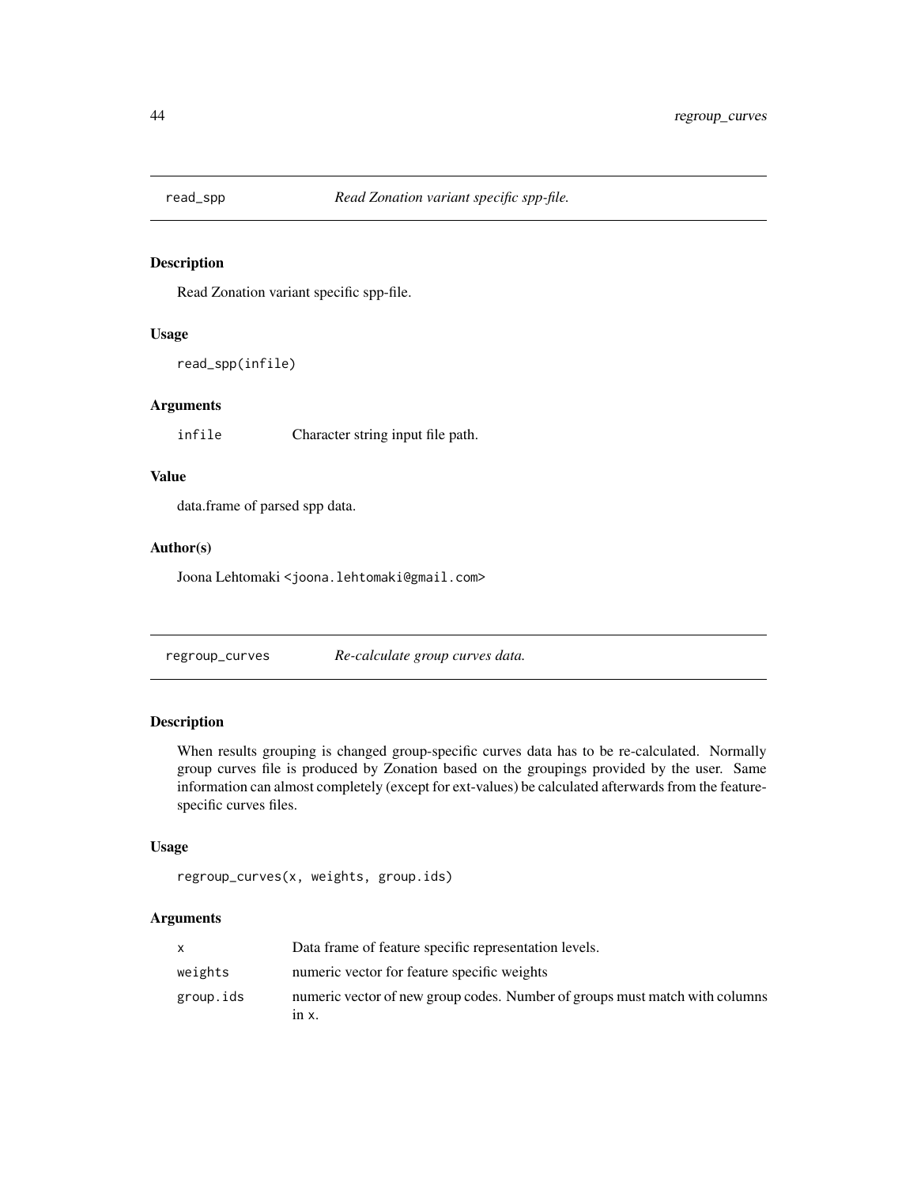## read_spp — *Read Zonation variant specific spp-file.*

### Description

Read Zonation variant specific spp-file.

### Usage

```
read_spp(infile)
```

### Arguments

| | |
|---|---|
| infile | Character string input file path. |

### Value

data.frame of parsed spp data.

### Author(s)

Joona Lehtomaki <joona.lehtomaki@gmail.com>

## regroup_curves — *Re-calculate group curves data.*

### Description

When results grouping is changed group-specific curves data has to be re-calculated. Normally group curves file is produced by Zonation based on the groupings provided by the user. Same information can almost completely (except for ext-values) be calculated afterwards from the feature-specific curves files.

### Usage

```
regroup_curves(x, weights, group.ids)
```

### Arguments

| | |
|---|---|
| x | Data frame of feature specific representation levels. |
| weights | numeric vector for feature specific weights |
| group.ids | numeric vector of new group codes. Number of groups must match with columns in x. |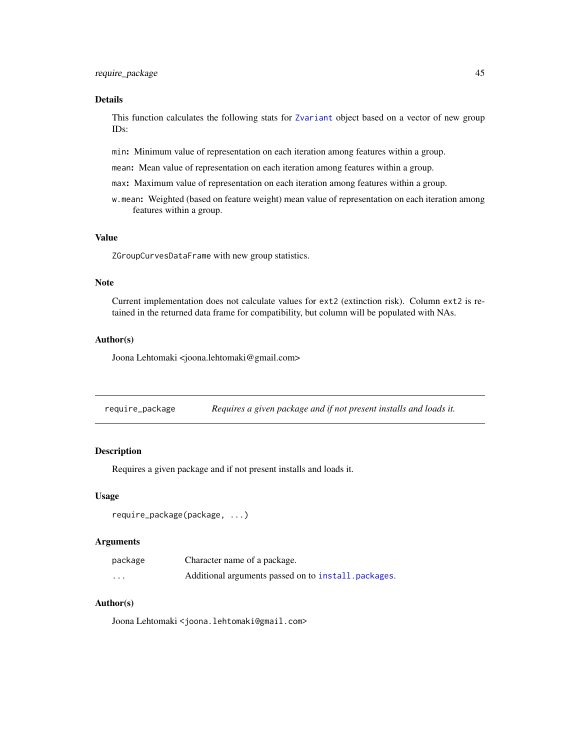### Details

This function calculates the following stats for `Zvariant` object based on a vector of new group IDs:

- `min`**:** Minimum value of representation on each iteration among features within a group.
- `mean`**:** Mean value of representation on each iteration among features within a group.
- `max`**:** Maximum value of representation on each iteration among features within a group.
- `w.mean`**:** Weighted (based on feature weight) mean value of representation on each iteration among features within a group.

### Value

`ZGroupCurvesDataFrame` with new group statistics.

### Note

Current implementation does not calculate values for `ext2` (extinction risk). Column `ext2` is retained in the returned data frame for compatibility, but column will be populated with NAs.

### Author(s)

Joona Lehtomaki <joona.lehtomaki@gmail.com>

---

## `require_package` — *Requires a given package and if not present installs and loads it.*

---

### Description

Requires a given package and if not present installs and loads it.

### Usage

```
require_package(package, ...)
```

### Arguments

| | |
|---|---|
| `package` | Character name of a package. |
| `...` | Additional arguments passed on to `install.packages`. |

### Author(s)

Joona Lehtomaki <`joona.lehtomaki@gmail.com`>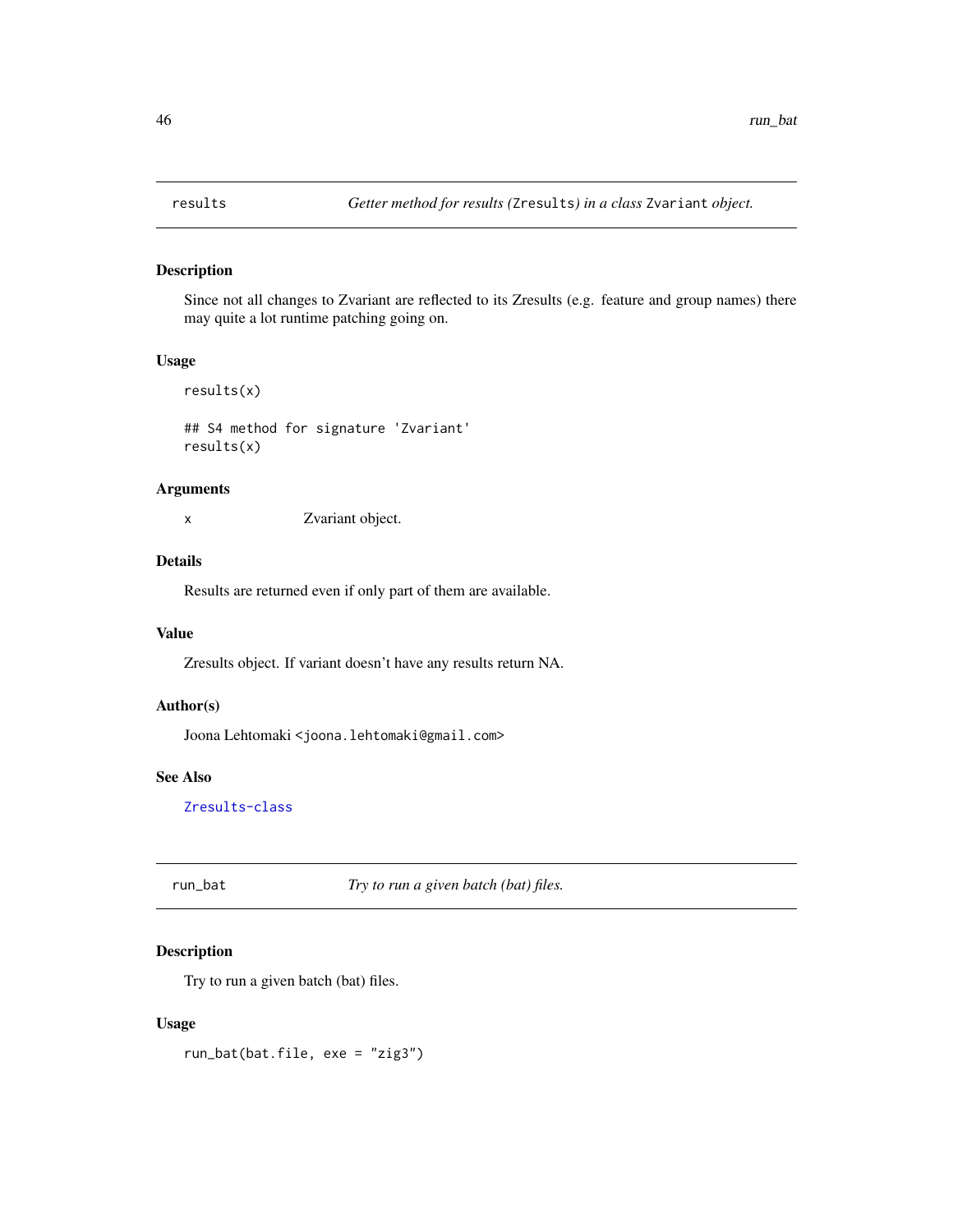## results — *Getter method for results (`Zresults`) in a class `Zvariant` object.*

### Description

Since not all changes to Zvariant are reflected to its Zresults (e.g. feature and group names) there may quite a lot runtime patching going on.

### Usage

```
results(x)

## S4 method for signature 'Zvariant'
results(x)
```

### Arguments

x  Zvariant object.

### Details

Results are returned even if only part of them are available.

### Value

Zresults object. If variant doesn't have any results return NA.

### Author(s)

Joona Lehtomaki `<joona.lehtomaki@gmail.com>`

### See Also

`Zresults-class`

## run_bat — *Try to run a given batch (bat) files.*

### Description

Try to run a given batch (bat) files.

### Usage

```
run_bat(bat.file, exe = "zig3")
```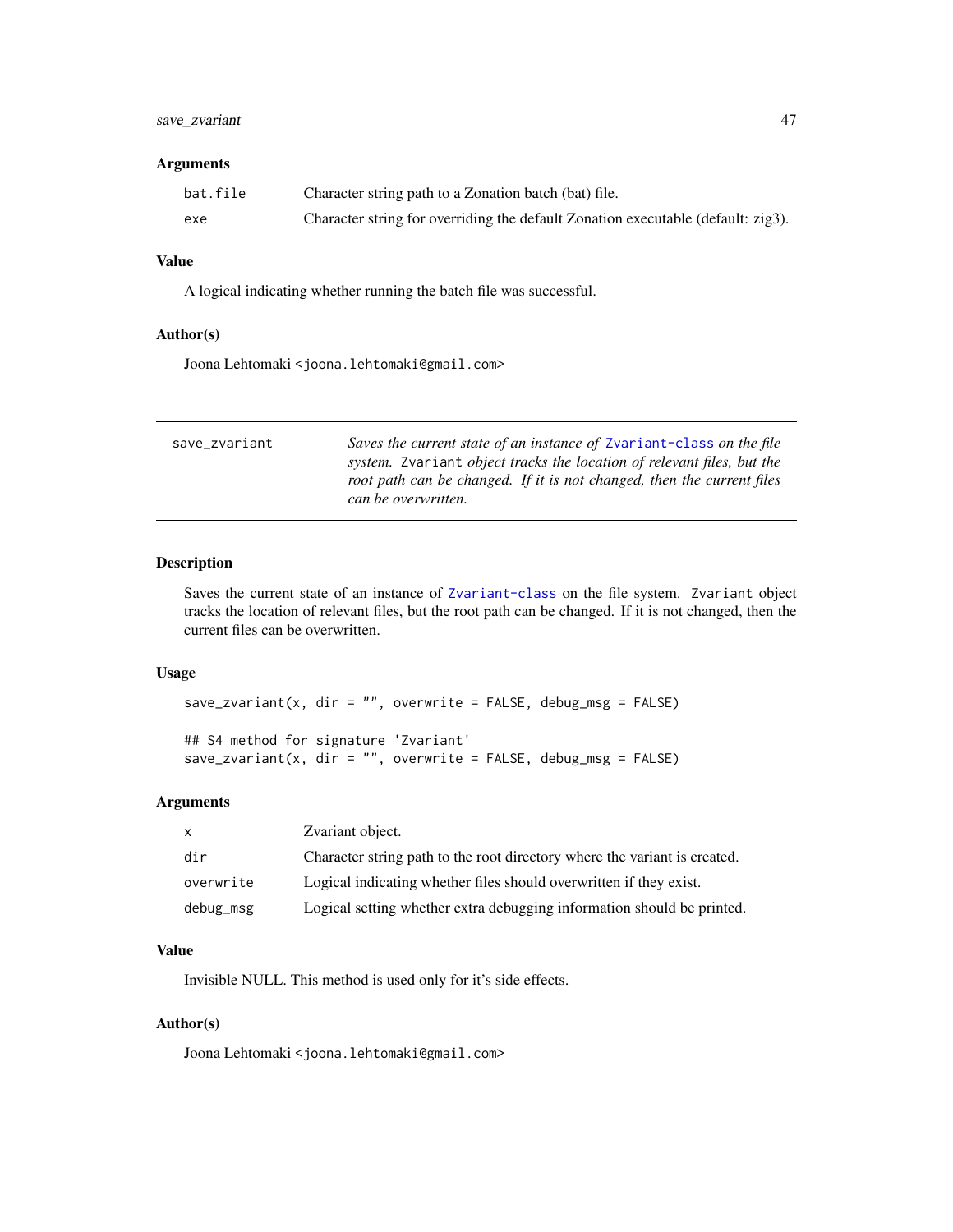### Arguments

| | |
|---|---|
| `bat.file` | Character string path to a Zonation batch (bat) file. |
| `exe` | Character string for overriding the default Zonation executable (default: zig3). |

### Value

A logical indicating whether running the batch file was successful.

### Author(s)

Joona Lehtomaki <joona.lehtomaki@gmail.com>

---

## save_zvariant

*Saves the current state of an instance of* `Zvariant-class` *on the file system.* `Zvariant` *object tracks the location of relevant files, but the root path can be changed. If it is not changed, then the current files can be overwritten.*

---

### Description

Saves the current state of an instance of `Zvariant-class` on the file system. `Zvariant` object tracks the location of relevant files, but the root path can be changed. If it is not changed, then the current files can be overwritten.

### Usage

```
save_zvariant(x, dir = "", overwrite = FALSE, debug_msg = FALSE)

## S4 method for signature 'Zvariant'
save_zvariant(x, dir = "", overwrite = FALSE, debug_msg = FALSE)
```

### Arguments

| | |
|---|---|
| `x` | Zvariant object. |
| `dir` | Character string path to the root directory where the variant is created. |
| `overwrite` | Logical indicating whether files should overwritten if they exist. |
| `debug_msg` | Logical setting whether extra debugging information should be printed. |

### Value

Invisible NULL. This method is used only for it's side effects.

### Author(s)

Joona Lehtomaki <joona.lehtomaki@gmail.com>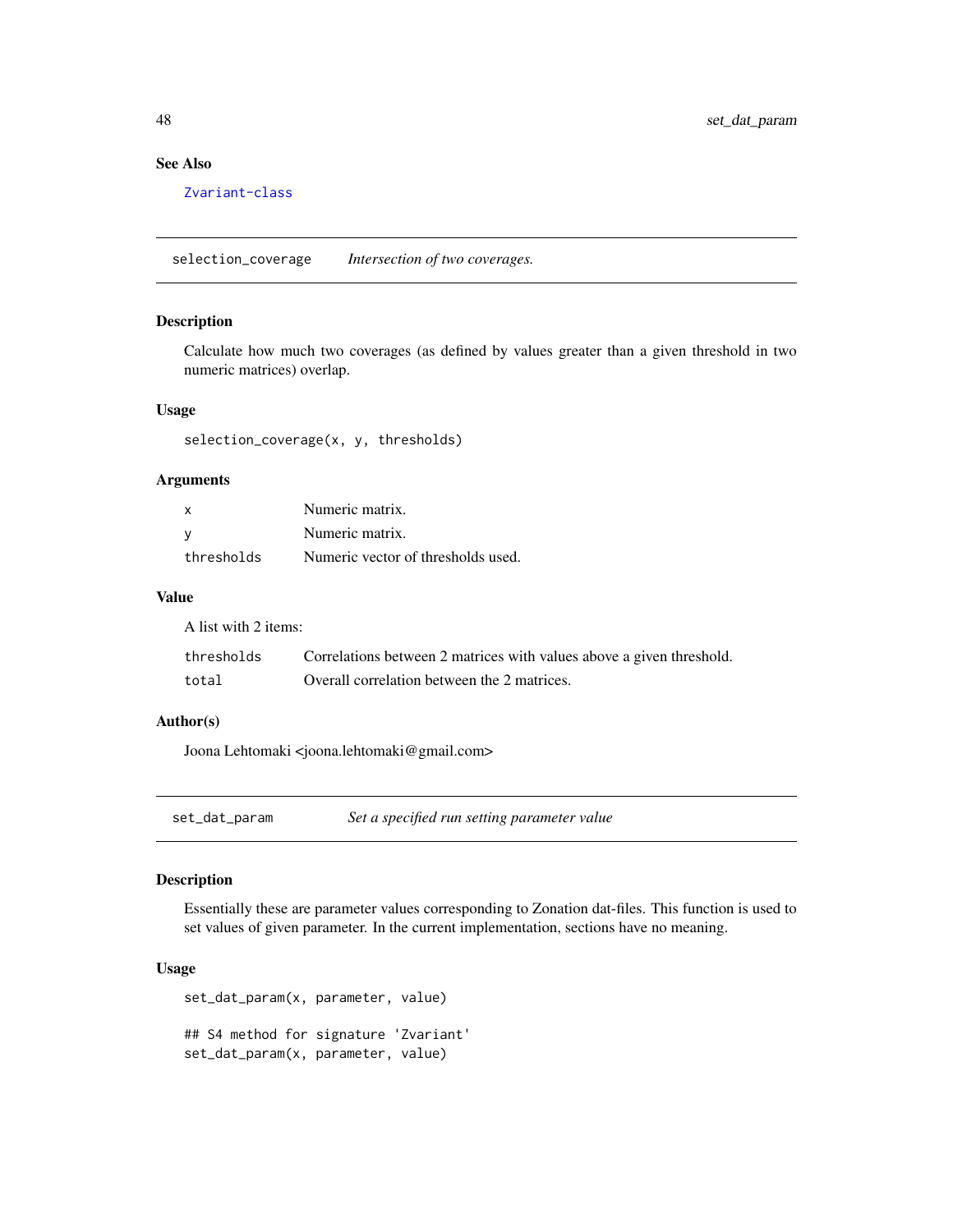### See Also

Zvariant-class

## selection_coverage    *Intersection of two coverages.*

### Description

Calculate how much two coverages (as defined by values greater than a given threshold in two numeric matrices) overlap.

### Usage

```
selection_coverage(x, y, thresholds)
```

### Arguments

| | |
|---|---|
| x | Numeric matrix. |
| y | Numeric matrix. |
| thresholds | Numeric vector of thresholds used. |

### Value

A list with 2 items:

| | |
|---|---|
| thresholds | Correlations between 2 matrices with values above a given threshold. |
| total | Overall correlation between the 2 matrices. |

### Author(s)

Joona Lehtomaki <joona.lehtomaki@gmail.com>

## set_dat_param    *Set a specified run setting parameter value*

### Description

Essentially these are parameter values corresponding to Zonation dat-files. This function is used to set values of given parameter. In the current implementation, sections have no meaning.

### Usage

```
set_dat_param(x, parameter, value)

## S4 method for signature 'Zvariant'
set_dat_param(x, parameter, value)
```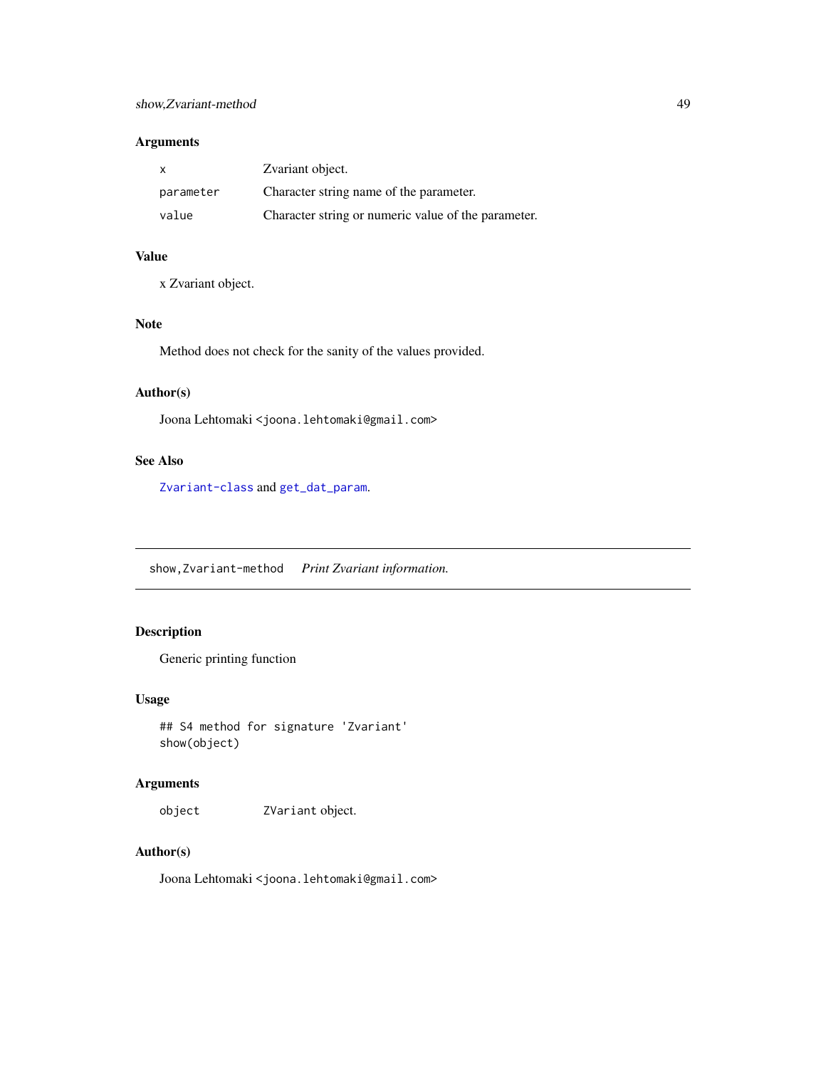### Arguments

| | |
|---|---|
| `x` | Zvariant object. |
| `parameter` | Character string name of the parameter. |
| `value` | Character string or numeric value of the parameter. |

### Value

x Zvariant object.

### Note

Method does not check for the sanity of the values provided.

### Author(s)

Joona Lehtomaki <joona.lehtomaki@gmail.com>

### See Also

`Zvariant-class` and `get_dat_param`.

---

## `show,Zvariant-method` *Print Zvariant information.*

---

### Description

Generic printing function

### Usage

```
## S4 method for signature 'Zvariant'
show(object)
```

### Arguments

| | |
|---|---|
| `object` | `ZVariant` object. |

### Author(s)

Joona Lehtomaki <joona.lehtomaki@gmail.com>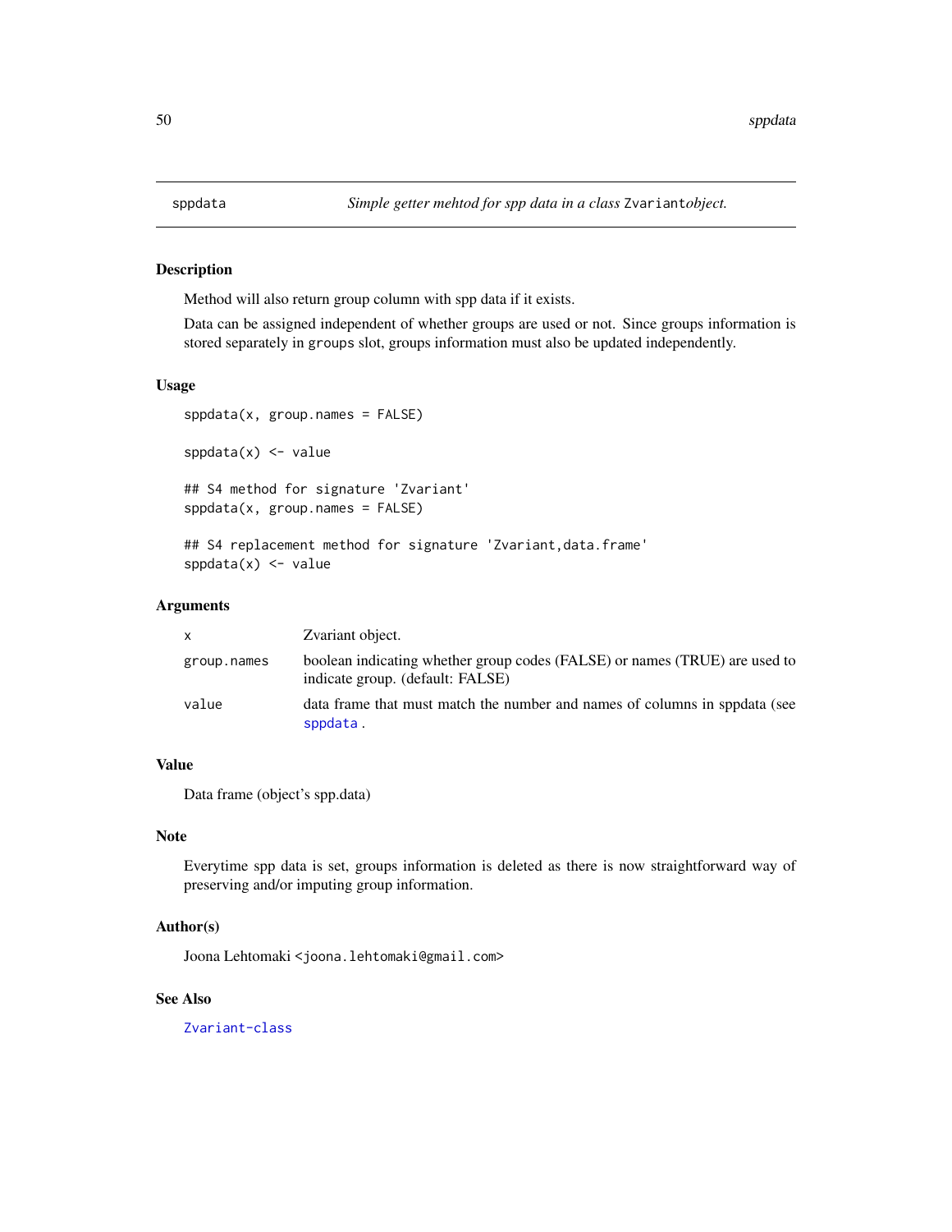# sppdata — *Simple getter mehtod for spp data in a class* `Zvariant`*object.*

## Description

Method will also return group column with spp data if it exists.

Data can be assigned independent of whether groups are used or not. Since groups information is stored separately in `groups` slot, groups information must also be updated independently.

## Usage

```
sppdata(x, group.names = FALSE)

sppdata(x) <- value

## S4 method for signature 'Zvariant'
sppdata(x, group.names = FALSE)

## S4 replacement method for signature 'Zvariant,data.frame'
sppdata(x) <- value
```

## Arguments

| | |
|---|---|
| `x` | Zvariant object. |
| `group.names` | boolean indicating whether group codes (FALSE) or names (TRUE) are used to indicate group. (default: FALSE) |
| `value` | data frame that must match the number and names of columns in sppdata (see `sppdata`. |

## Value

Data frame (object's spp.data)

## Note

Everytime spp data is set, groups information is deleted as there is now straightforward way of preserving and/or imputing group information.

## Author(s)

Joona Lehtomaki `<joona.lehtomaki@gmail.com>`

## See Also

`Zvariant-class`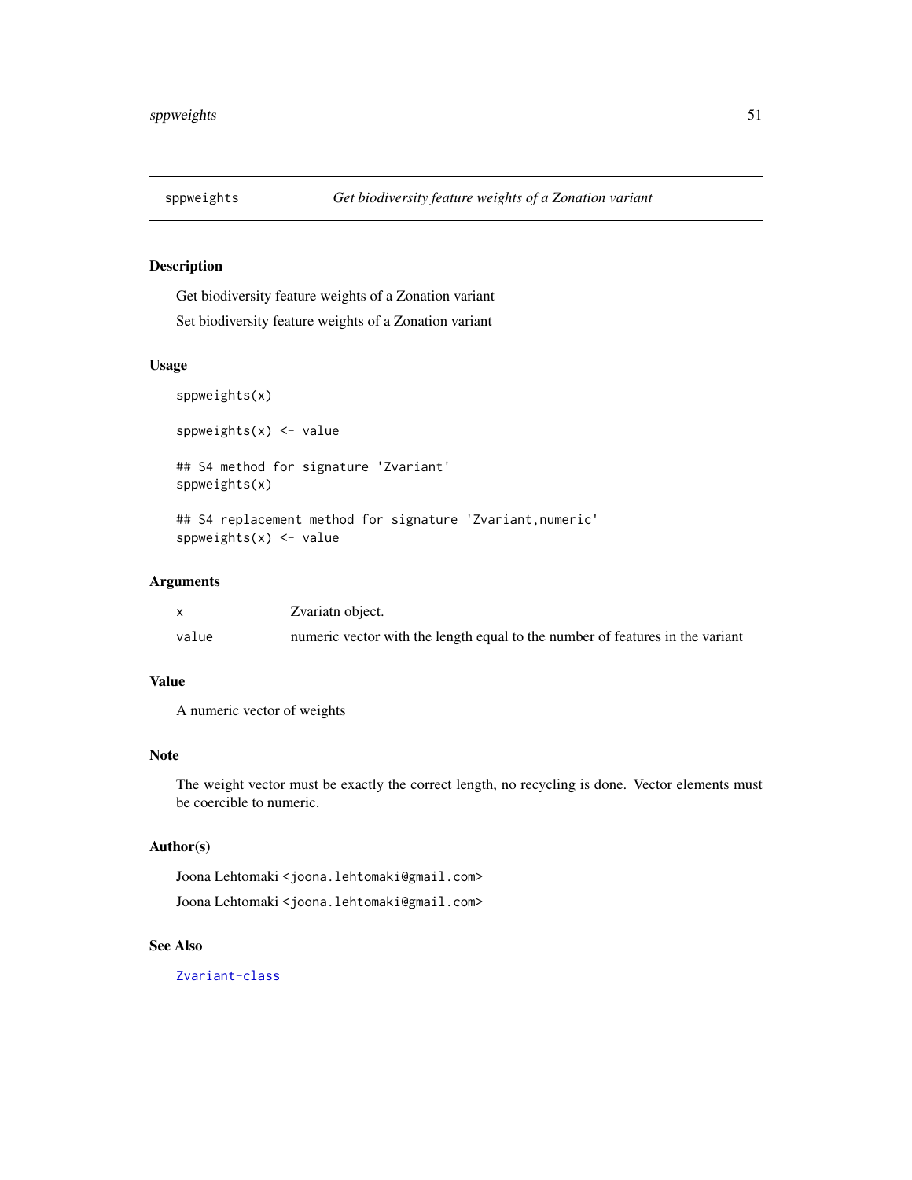# sppweights — *Get biodiversity feature weights of a Zonation variant*

## Description

Get biodiversity feature weights of a Zonation variant

Set biodiversity feature weights of a Zonation variant

## Usage

```
sppweights(x)

sppweights(x) <- value

## S4 method for signature 'Zvariant'
sppweights(x)

## S4 replacement method for signature 'Zvariant,numeric'
sppweights(x) <- value
```

## Arguments

| | |
|---|---|
| x | Zvariatn object. |
| value | numeric vector with the length equal to the number of features in the variant |

## Value

A numeric vector of weights

## Note

The weight vector must be exactly the correct length, no recycling is done. Vector elements must be coercible to numeric.

## Author(s)

Joona Lehtomaki <joona.lehtomaki@gmail.com>

Joona Lehtomaki <joona.lehtomaki@gmail.com>

## See Also

Zvariant-class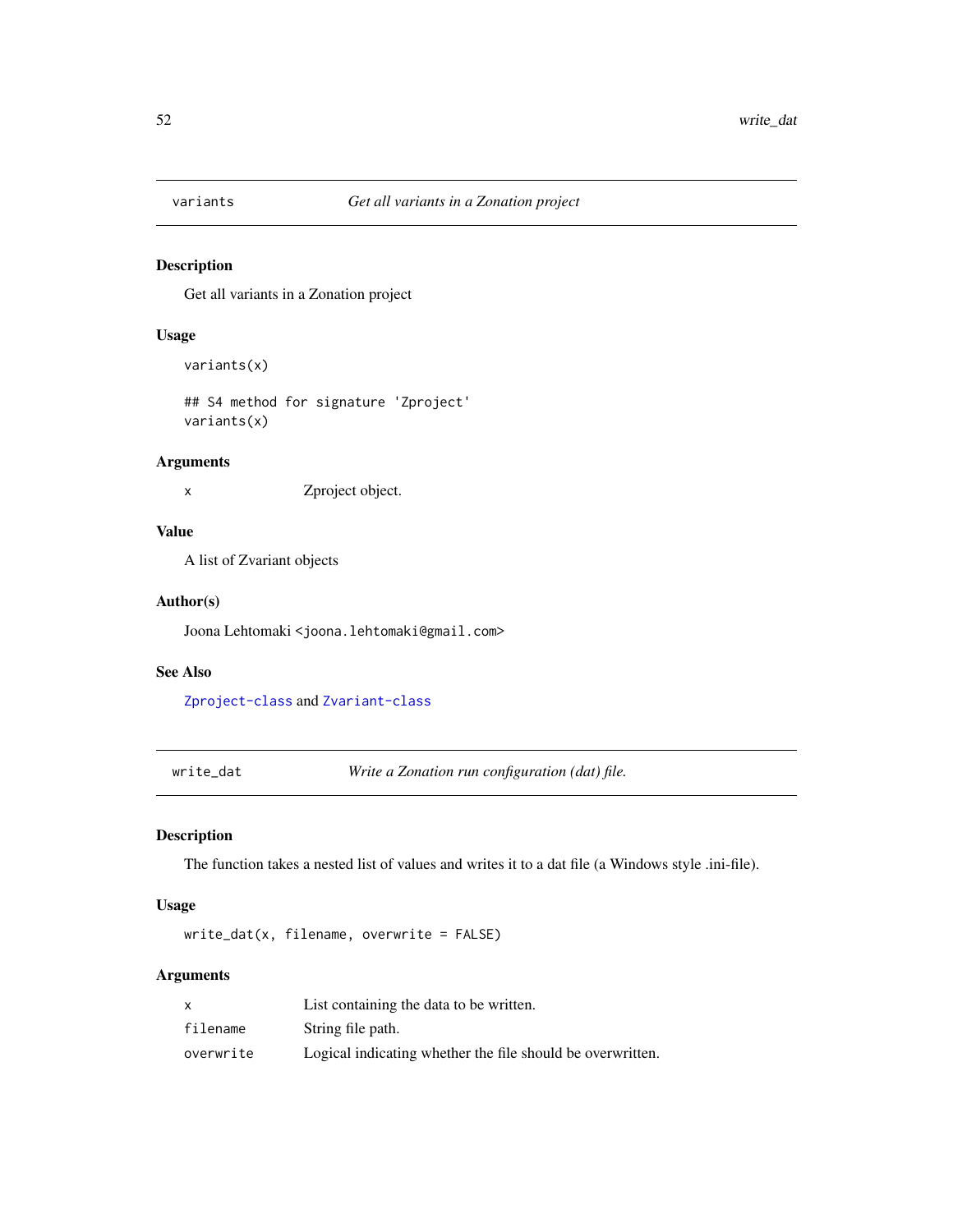## variants — *Get all variants in a Zonation project*

### Description

Get all variants in a Zonation project

### Usage

```
variants(x)

## S4 method for signature 'Zproject'
variants(x)
```

### Arguments

| | |
|---|---|
| x | Zproject object. |

### Value

A list of Zvariant objects

### Author(s)

Joona Lehtomaki <joona.lehtomaki@gmail.com>

### See Also

Zproject-class and Zvariant-class

## write_dat — *Write a Zonation run configuration (dat) file.*

### Description

The function takes a nested list of values and writes it to a dat file (a Windows style .ini-file).

### Usage

```
write_dat(x, filename, overwrite = FALSE)
```

### Arguments

| | |
|---|---|
| x | List containing the data to be written. |
| filename | String file path. |
| overwrite | Logical indicating whether the file should be overwritten. |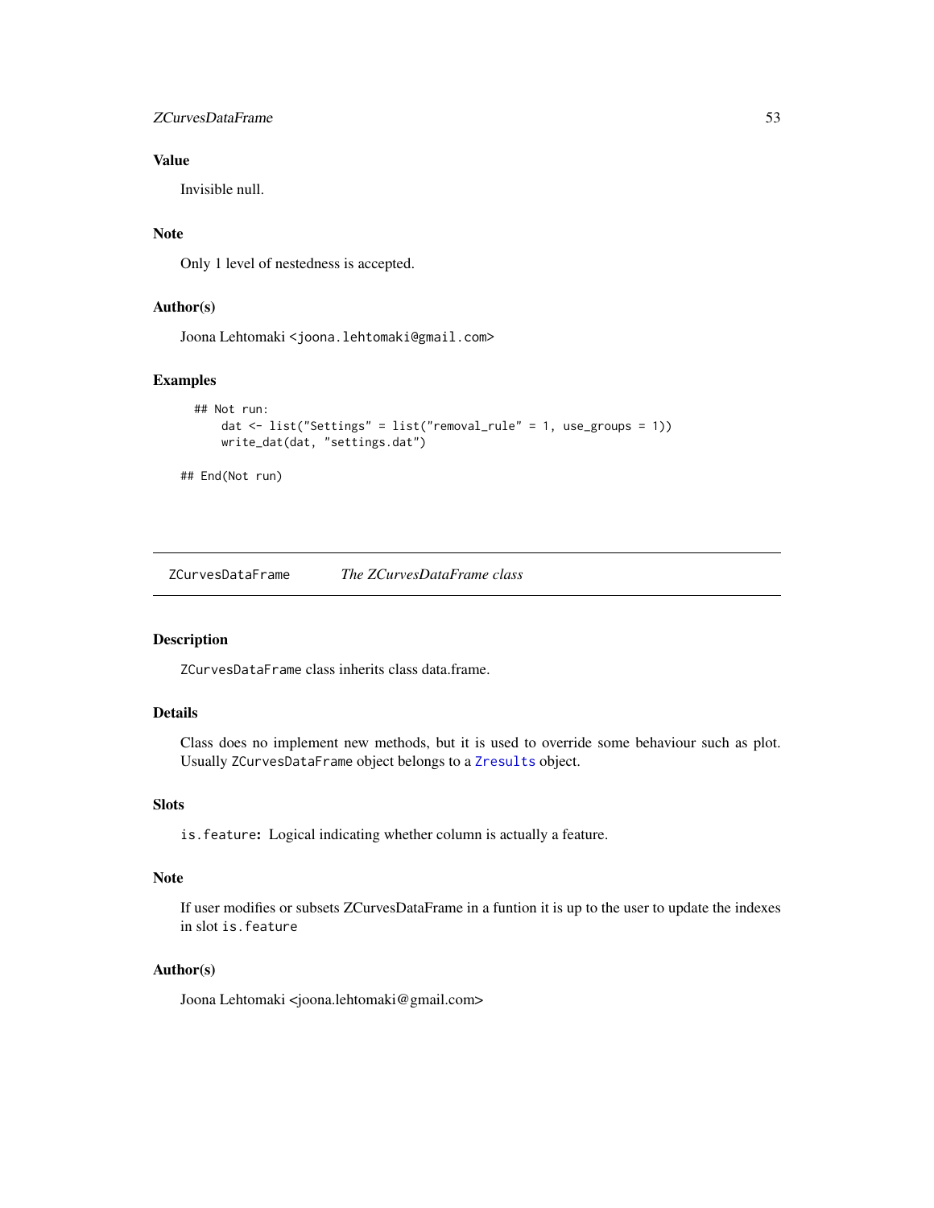### Value

Invisible null.

### Note

Only 1 level of nestedness is accepted.

### Author(s)

Joona Lehtomaki <joona.lehtomaki@gmail.com>

### Examples

```
## Not run:
    dat <- list("Settings" = list("removal_rule" = 1, use_groups = 1))
    write_dat(dat, "settings.dat")

## End(Not run)
```

---

## ZCurvesDataFrame — *The ZCurvesDataFrame class*

---

### Description

`ZCurvesDataFrame` class inherits class data.frame.

### Details

Class does no implement new methods, but it is used to override some behaviour such as plot. Usually `ZCurvesDataFrame` object belongs to a `Zresults` object.

### Slots

`is.feature`**:** Logical indicating whether column is actually a feature.

### Note

If user modifies or subsets ZCurvesDataFrame in a funtion it is up to the user to update the indexes in slot `is.feature`

### Author(s)

Joona Lehtomaki <joona.lehtomaki@gmail.com>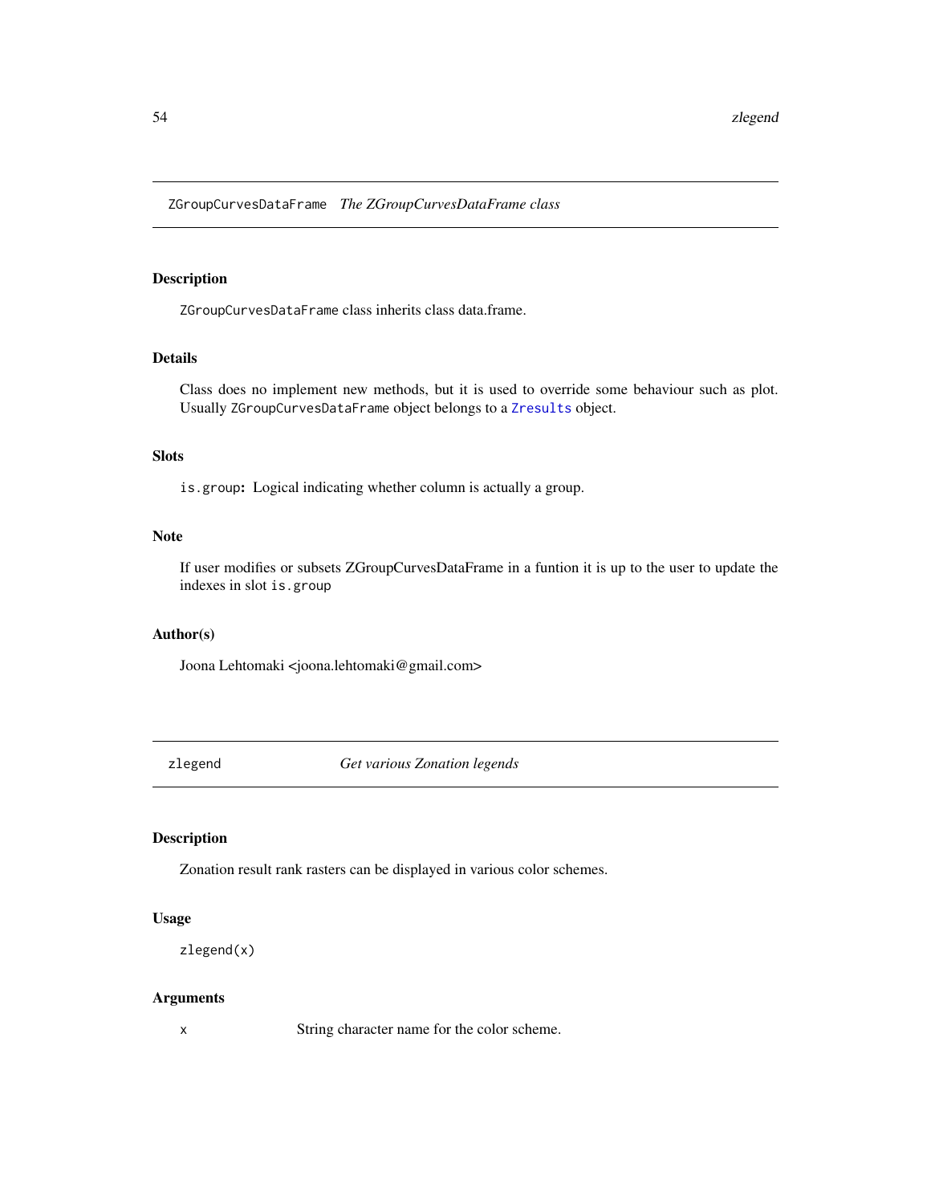## ZGroupCurvesDataFrame *The ZGroupCurvesDataFrame class*

### Description

ZGroupCurvesDataFrame class inherits class data.frame.

### Details

Class does no implement new methods, but it is used to override some behaviour such as plot. Usually ZGroupCurvesDataFrame object belongs to a Zresults object.

### Slots

**is.group:** Logical indicating whether column is actually a group.

### Note

If user modifies or subsets ZGroupCurvesDataFrame in a funtion it is up to the user to update the indexes in slot is.group

### Author(s)

Joona Lehtomaki <joona.lehtomaki@gmail.com>

## zlegend *Get various Zonation legends*

### Description

Zonation result rank rasters can be displayed in various color schemes.

### Usage

```
zlegend(x)
```

### Arguments

| | |
|---|---|
| x | String character name for the color scheme. |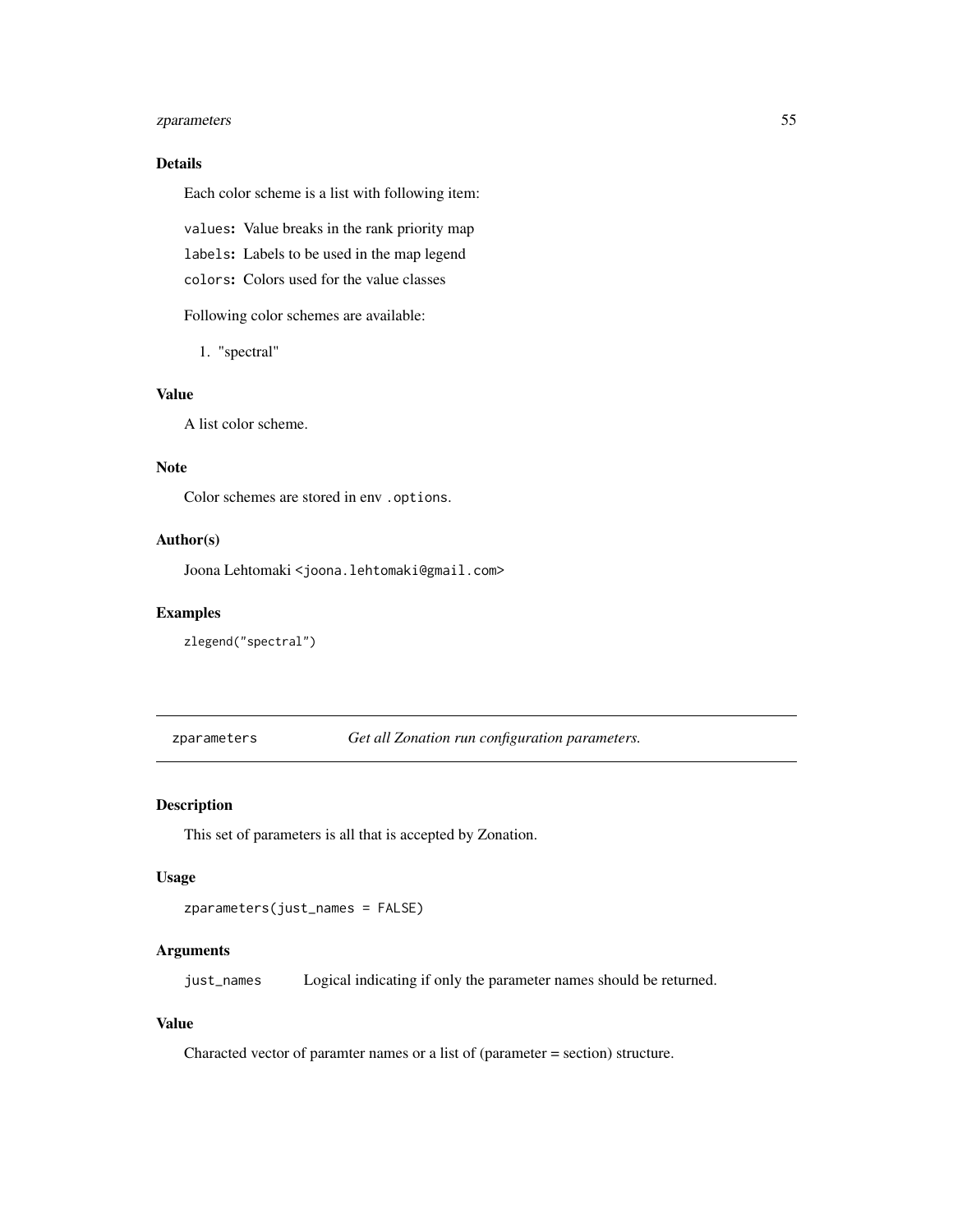### Details

Each color scheme is a list with following item:

`values`**:** Value breaks in the rank priority map

`labels`**:** Labels to be used in the map legend

`colors`**:** Colors used for the value classes

Following color schemes are available:

1. "spectral"

### Value

A list color scheme.

### Note

Color schemes are stored in env `.options`.

### Author(s)

Joona Lehtomaki <joona.lehtomaki@gmail.com>

### Examples

```
zlegend("spectral")
```

---

## zparameters — *Get all Zonation run configuration parameters.*

---

### Description

This set of parameters is all that is accepted by Zonation.

### Usage

```
zparameters(just_names = FALSE)
```

### Arguments

| | |
|---|---|
| just_names | Logical indicating if only the parameter names should be returned. |

### Value

Characted vector of paramter names or a list of (parameter = section) structure.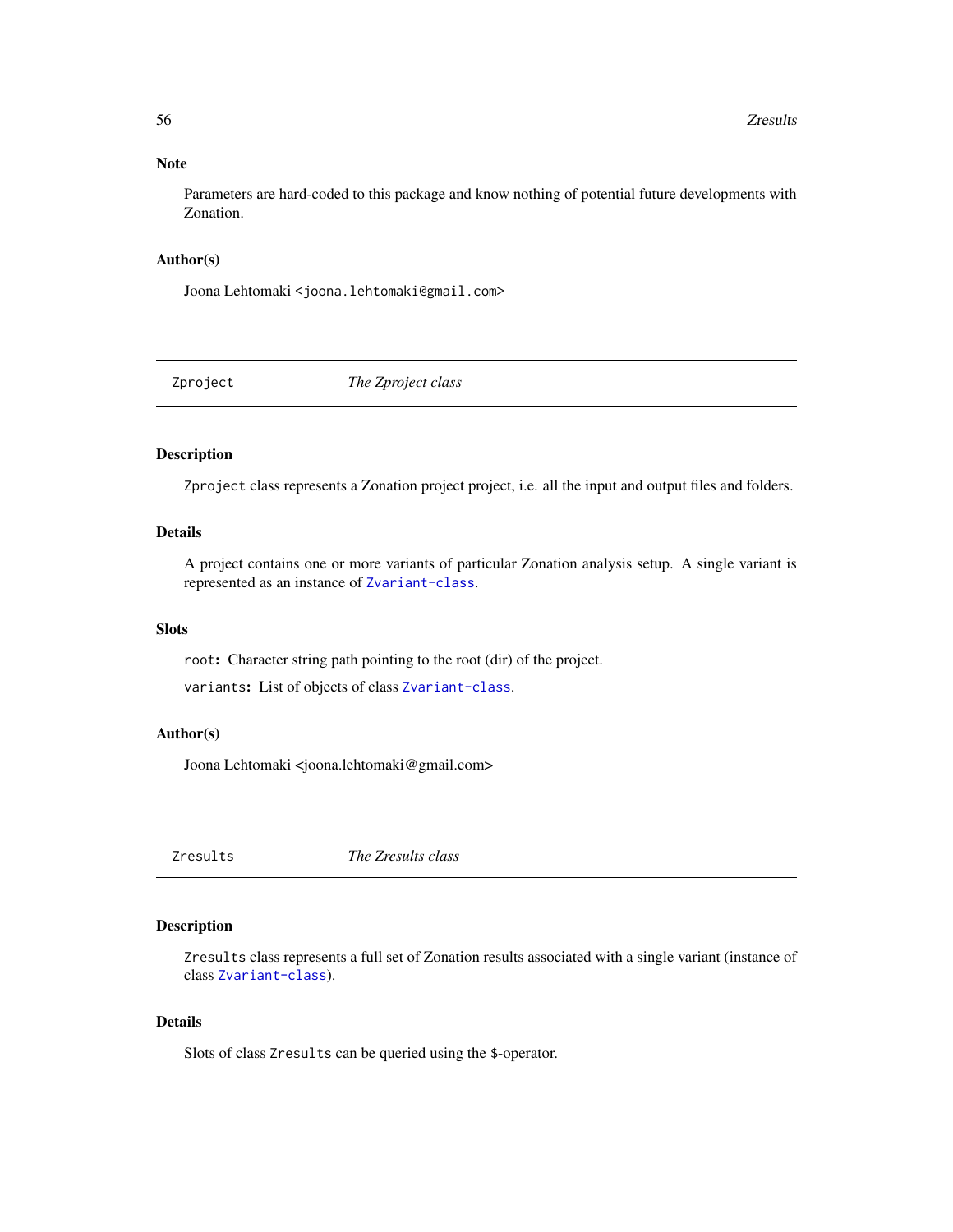### Note

Parameters are hard-coded to this package and know nothing of potential future developments with Zonation.

### Author(s)

Joona Lehtomaki <joona.lehtomaki@gmail.com>

---

## Zproject — *The Zproject class*

---

### Description

`Zproject` class represents a Zonation project project, i.e. all the input and output files and folders.

### Details

A project contains one or more variants of particular Zonation analysis setup. A single variant is represented as an instance of `Zvariant-class`.

### Slots

`root`: Character string path pointing to the root (dir) of the project.

`variants`: List of objects of class `Zvariant-class`.

### Author(s)

Joona Lehtomaki <joona.lehtomaki@gmail.com>

---

## Zresults — *The Zresults class*

---

### Description

`Zresults` class represents a full set of Zonation results associated with a single variant (instance of class `Zvariant-class`).

### Details

Slots of class `Zresults` can be queried using the $-operator.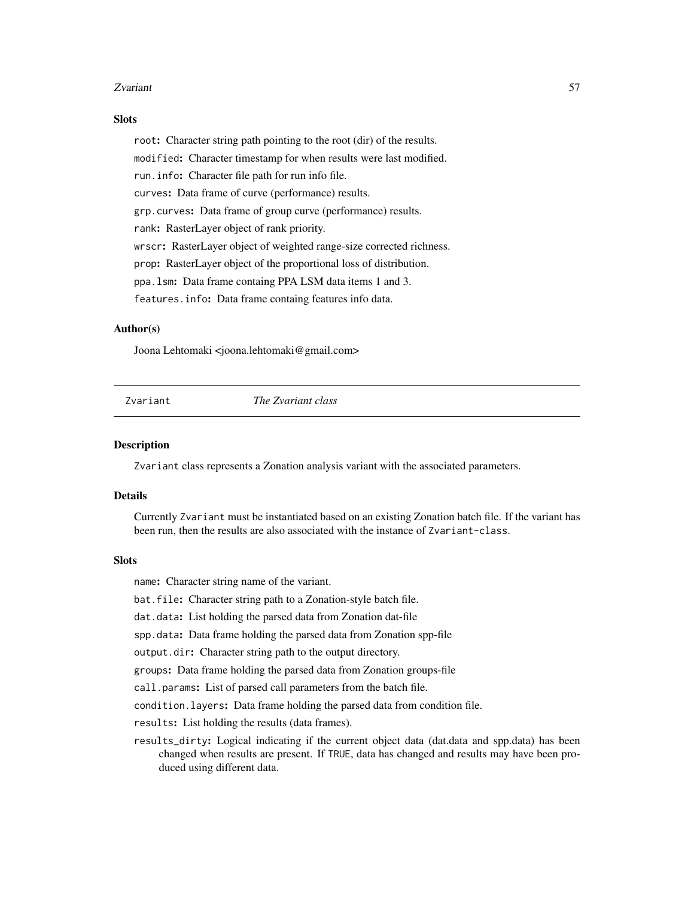### Slots

`root`: Character string path pointing to the root (dir) of the results.

`modified`: Character timestamp for when results were last modified.

`run.info`: Character file path for run info file.

`curves`: Data frame of curve (performance) results.

`grp.curves`: Data frame of group curve (performance) results.

`rank`: RasterLayer object of rank priority.

`wrscr`: RasterLayer object of weighted range-size corrected richness.

`prop`: RasterLayer object of the proportional loss of distribution.

`ppa.lsm`: Data frame containg PPA LSM data items 1 and 3.

`features.info`: Data frame containg features info data.

### Author(s)

Joona Lehtomaki <joona.lehtomaki@gmail.com>

---

## Zvariant — *The Zvariant class*

---

### Description

`Zvariant` class represents a Zonation analysis variant with the associated parameters.

### Details

Currently `Zvariant` must be instantiated based on an existing Zonation batch file. If the variant has been run, then the results are also associated with the instance of `Zvariant-class`.

### Slots

`name`: Character string name of the variant.

`bat.file`: Character string path to a Zonation-style batch file.

`dat.data`: List holding the parsed data from Zonation dat-file

`spp.data`: Data frame holding the parsed data from Zonation spp-file

`output.dir`: Character string path to the output directory.

`groups`: Data frame holding the parsed data from Zonation groups-file

`call.params`: List of parsed call parameters from the batch file.

`condition.layers`: Data frame holding the parsed data from condition file.

`results`: List holding the results (data frames).

`results_dirty`: Logical indicating if the current object data (dat.data and spp.data) has been changed when results are present. If `TRUE`, data has changed and results may have been produced using different data.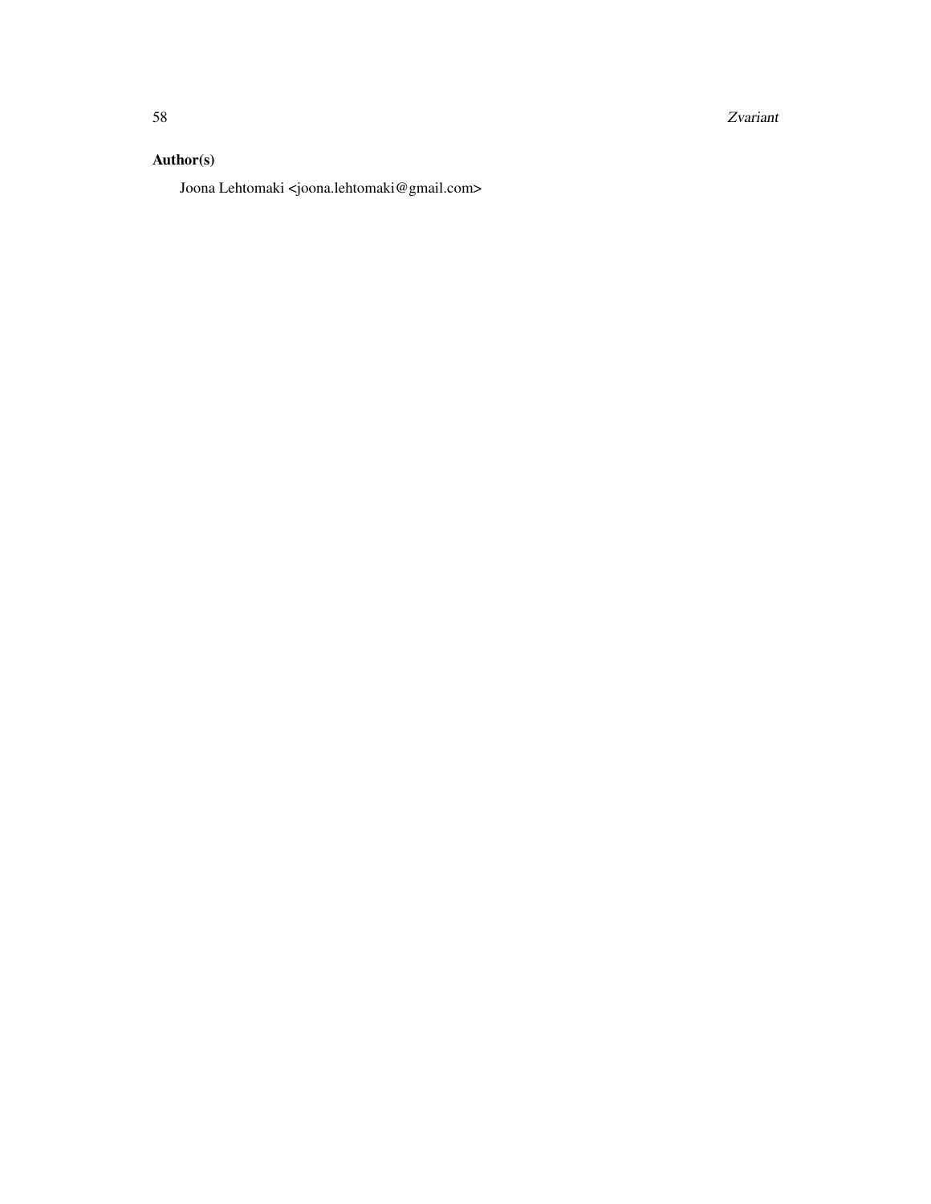### Author(s)

Joona Lehtomaki <joona.lehtomaki@gmail.com>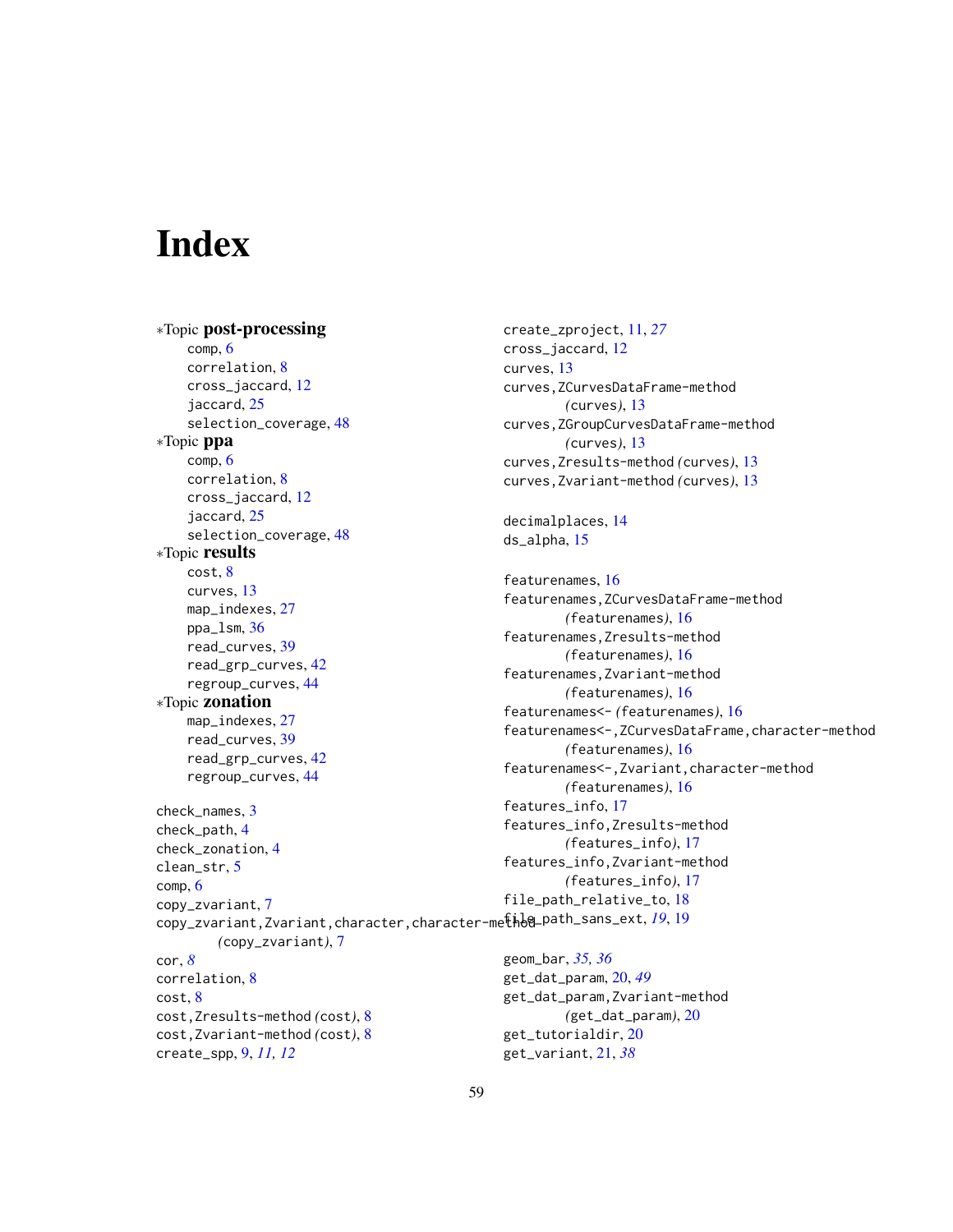# Index

*Topic **post-processing**
- comp, 6
- correlation, 8
- cross_jaccard, 12
- jaccard, 25
- selection_coverage, 48

*Topic **ppa**
- comp, 6
- correlation, 8
- cross_jaccard, 12
- jaccard, 25
- selection_coverage, 48

*Topic **results**
- cost, 8
- curves, 13
- map_indexes, 27
- ppa_lsm, 36
- read_curves, 39
- read_grp_curves, 42
- regroup_curves, 44

*Topic **zonation**
- map_indexes, 27
- read_curves, 39
- read_grp_curves, 42
- regroup_curves, 44

check_names, 3
check_path, 4
check_zonation, 4
clean_str, 5
comp, 6
copy_zvariant, 7
copy_zvariant,Zvariant,character,character-method *(copy_zvariant)*, 7
cor, *8*
correlation, 8
cost, 8
cost,Zresults-method *(cost)*, 8
cost,Zvariant-method *(cost)*, 8
create_spp, 9, *11, 12*
create_zproject, 11, *27*
cross_jaccard, 12
curves, 13
curves,ZCurvesDataFrame-method *(curves)*, 13
curves,ZGroupCurvesDataFrame-method *(curves)*, 13
curves,Zresults-method *(curves)*, 13
curves,Zvariant-method *(curves)*, 13

decimalplaces, 14
ds_alpha, 15

featurenames, 16
featurenames,ZCurvesDataFrame-method *(featurenames)*, 16
featurenames,Zresults-method *(featurenames)*, 16
featurenames,Zvariant-method *(featurenames)*, 16
featurenames<- *(featurenames)*, 16
featurenames<-,ZCurvesDataFrame,character-method *(featurenames)*, 16
featurenames<-,Zvariant,character-method *(featurenames)*, 16
features_info, 17
features_info,Zresults-method *(features_info)*, 17
features_info,Zvariant-method *(features_info)*, 17
file_path_relative_to, 18
file_path_sans_ext, *19*, 19

geom_bar, *35, 36*
get_dat_param, 20, *49*
get_dat_param,Zvariant-method *(get_dat_param)*, 20
get_tutorialdir, 20
get_variant, 21, *38*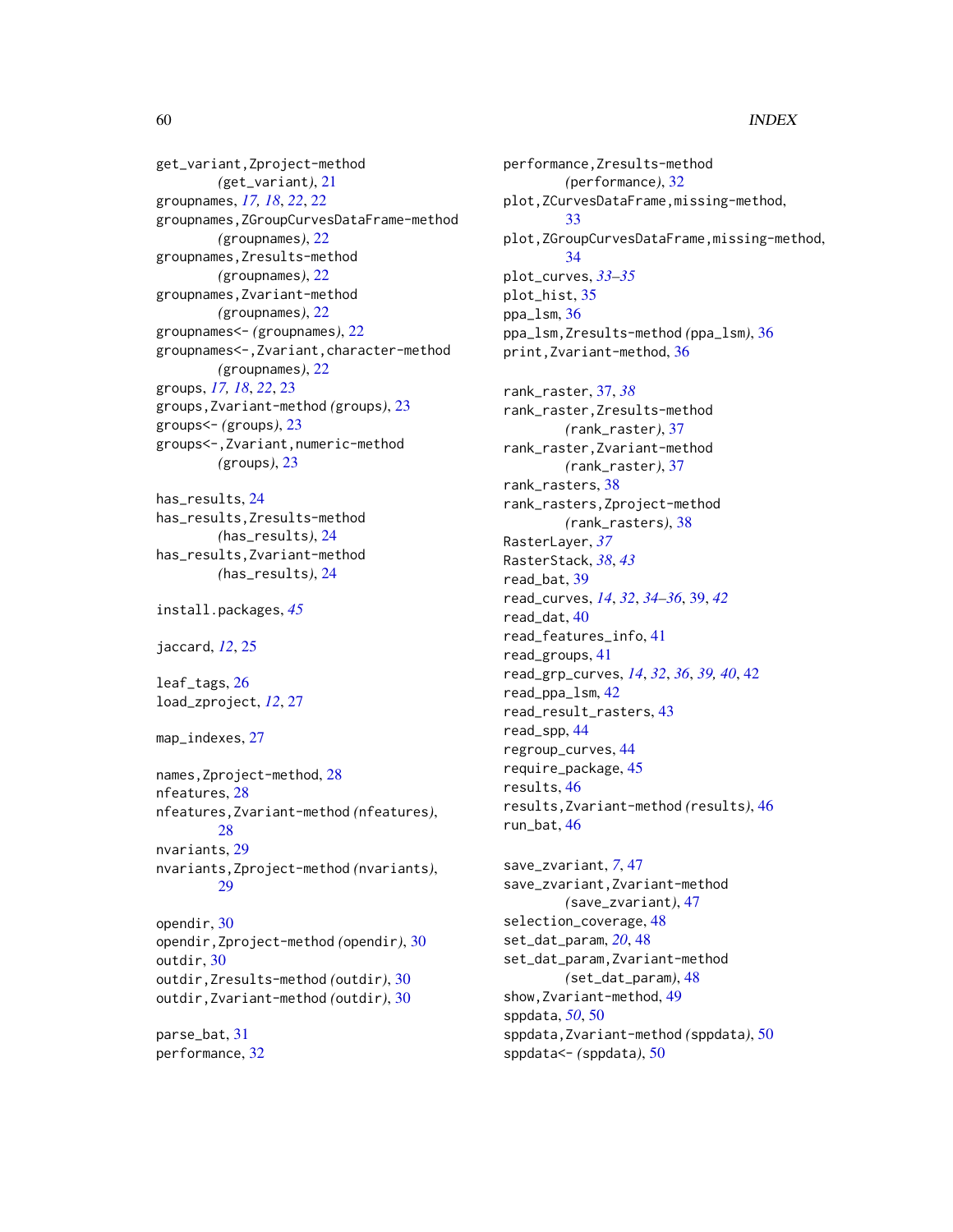get_variant,Zproject-method
    *(get_variant)*, 21
groupnames, *17, 18*, *22*, 22
groupnames,ZGroupCurvesDataFrame-method
    *(groupnames)*, 22
groupnames,Zresults-method
    *(groupnames)*, 22
groupnames,Zvariant-method
    *(groupnames)*, 22
groupnames<- *(groupnames)*, 22
groupnames<-,Zvariant,character-method
    *(groupnames)*, 22
groups, *17, 18*, *22*, 23
groups,Zvariant-method *(groups)*, 23
groups<- *(groups)*, 23
groups<-,Zvariant,numeric-method
    *(groups)*, 23

has_results, 24
has_results,Zresults-method
    *(has_results)*, 24
has_results,Zvariant-method
    *(has_results)*, 24

install.packages, *45*

jaccard, *12*, 25

leaf_tags, 26
load_zproject, *12*, 27

map_indexes, 27

names,Zproject-method, 28
nfeatures, 28
nfeatures,Zvariant-method *(nfeatures)*,
    28
nvariants, 29
nvariants,Zproject-method *(nvariants)*,
    29

opendir, 30
opendir,Zproject-method *(opendir)*, 30
outdir, 30
outdir,Zresults-method *(outdir)*, 30
outdir,Zvariant-method *(outdir)*, 30

parse_bat, 31
performance, 32
performance,Zresults-method
    *(performance)*, 32
plot,ZCurvesDataFrame,missing-method,
    33
plot,ZGroupCurvesDataFrame,missing-method,
    34
plot_curves, *33–35*
plot_hist, 35
ppa_lsm, 36
ppa_lsm,Zresults-method *(ppa_lsm)*, 36
print,Zvariant-method, 36

rank_raster, 37, *38*
rank_raster,Zresults-method
    *(rank_raster)*, 37
rank_raster,Zvariant-method
    *(rank_raster)*, 37
rank_rasters, 38
rank_rasters,Zproject-method
    *(rank_rasters)*, 38
RasterLayer, *37*
RasterStack, *38*, *43*
read_bat, 39
read_curves, *14*, *32*, *34–36*, 39, *42*
read_dat, 40
read_features_info, 41
read_groups, 41
read_grp_curves, *14*, *32*, *36*, *39, 40*, 42
read_ppa_lsm, 42
read_result_rasters, 43
read_spp, 44
regroup_curves, 44
require_package, 45
results, 46
results,Zvariant-method *(results)*, 46
run_bat, 46

save_zvariant, *7*, 47
save_zvariant,Zvariant-method
    *(save_zvariant)*, 47
selection_coverage, 48
set_dat_param, *20*, 48
set_dat_param,Zvariant-method
    *(set_dat_param)*, 48
show,Zvariant-method, 49
sppdata, *50*, 50
sppdata,Zvariant-method *(sppdata)*, 50
sppdata<- *(sppdata)*, 50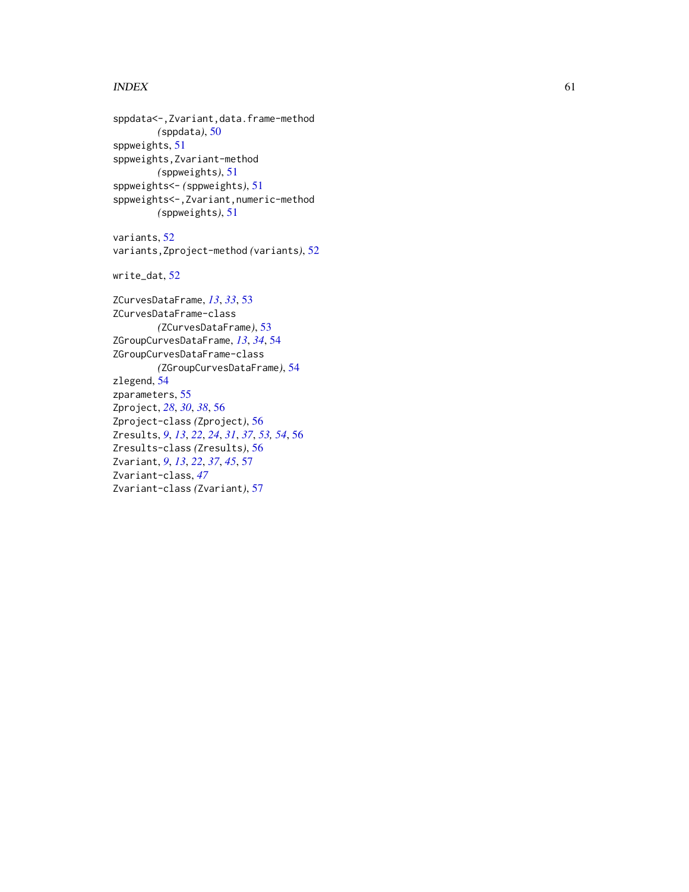sppdata<-,Zvariant,data.frame-method
        *(*sppdata*)*, 50
sppweights, 51
sppweights,Zvariant-method
        *(*sppweights*)*, 51
sppweights<- *(*sppweights*)*, 51
sppweights<-,Zvariant,numeric-method
        *(*sppweights*)*, 51

variants, 52
variants,Zproject-method *(*variants*)*, 52

write_dat, 52

ZCurvesDataFrame, *13*, *33*, 53
ZCurvesDataFrame-class
        *(*ZCurvesDataFrame*)*, 53
ZGroupCurvesDataFrame, *13*, *34*, 54
ZGroupCurvesDataFrame-class
        *(*ZGroupCurvesDataFrame*)*, 54
zlegend, 54
zparameters, 55
Zproject, *28*, *30*, *38*, 56
Zproject-class *(*Zproject*)*, 56
Zresults, *9*, *13*, *22*, *24*, *31*, *37*, *53, 54*, 56
Zresults-class *(*Zresults*)*, 56
Zvariant, *9*, *13*, *22*, *37*, *45*, 57
Zvariant-class, *47*
Zvariant-class *(*Zvariant*)*, 57